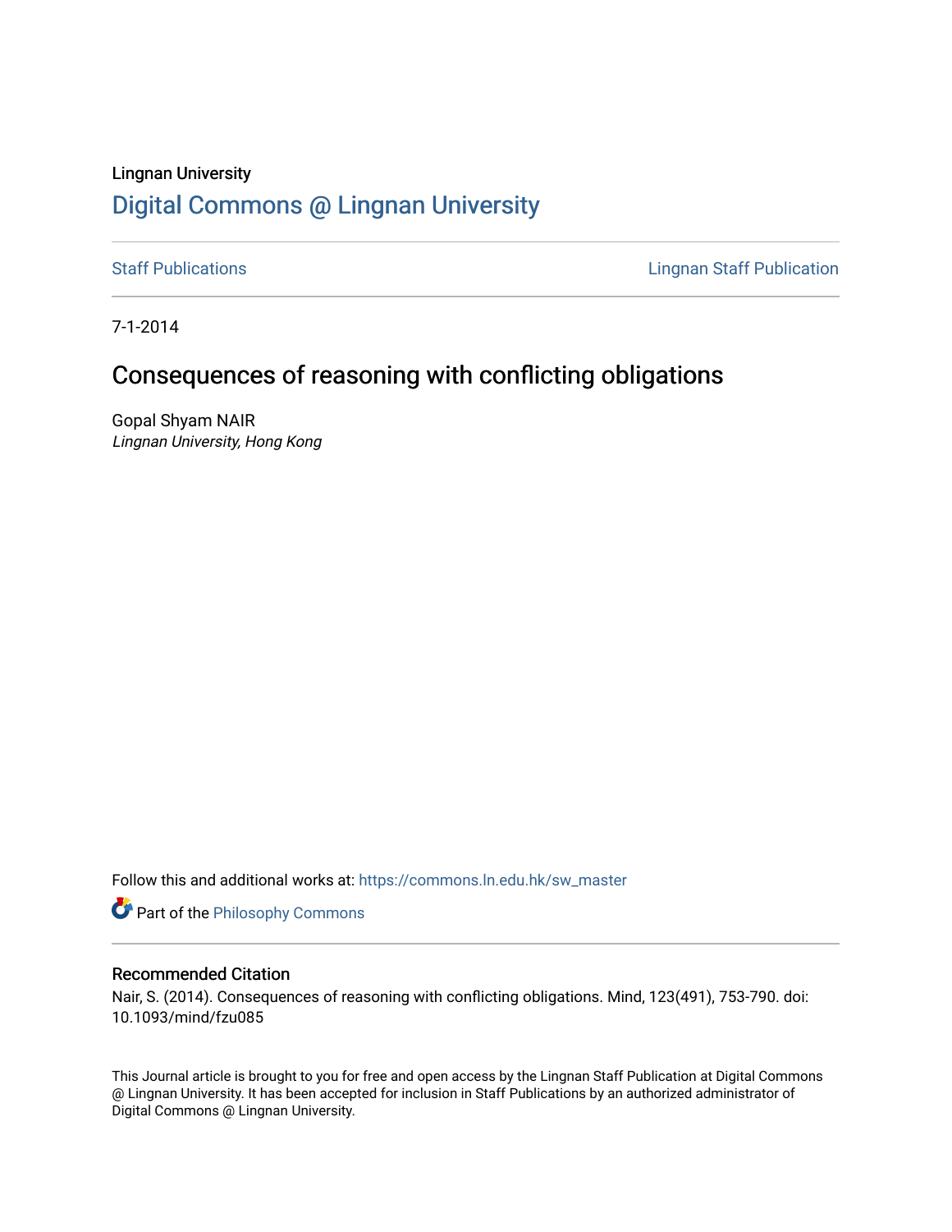Lingnan University

# Digital Commons @ Lingnan University

Staff Publications

Lingnan Staff Publication

7-1-2014

## Consequences of reasoning with conflicting obligations

Gopal Shyam NAIR
*Lingnan University, Hong Kong*

Follow this and additional works at: https://commons.ln.edu.hk/sw_master

Part of the Philosophy Commons

### Recommended Citation

Nair, S. (2014). Consequences of reasoning with conflicting obligations. Mind, 123(491), 753-790. doi: 10.1093/mind/fzu085

This Journal article is brought to you for free and open access by the Lingnan Staff Publication at Digital Commons @ Lingnan University. It has been accepted for inclusion in Staff Publications by an authorized administrator of Digital Commons @ Lingnan University.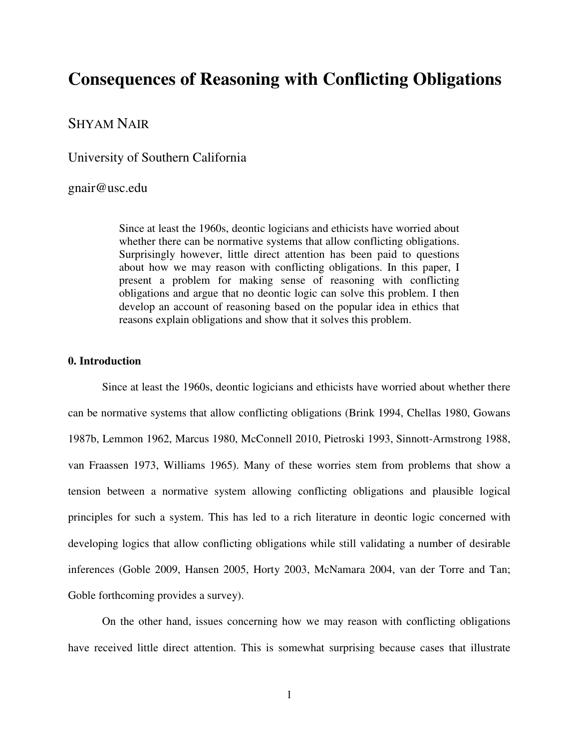# Consequences of Reasoning with Conflicting Obligations

SHYAM NAIR

University of Southern California

gnair@usc.edu

> Since at least the 1960s, deontic logicians and ethicists have worried about whether there can be normative systems that allow conflicting obligations. Surprisingly however, little direct attention has been paid to questions about how we may reason with conflicting obligations. In this paper, I present a problem for making sense of reasoning with conflicting obligations and argue that no deontic logic can solve this problem. I then develop an account of reasoning based on the popular idea in ethics that reasons explain obligations and show that it solves this problem.

### 0. Introduction

Since at least the 1960s, deontic logicians and ethicists have worried about whether there can be normative systems that allow conflicting obligations (Brink 1994, Chellas 1980, Gowans 1987b, Lemmon 1962, Marcus 1980, McConnell 2010, Pietroski 1993, Sinnott-Armstrong 1988, van Fraassen 1973, Williams 1965). Many of these worries stem from problems that show a tension between a normative system allowing conflicting obligations and plausible logical principles for such a system. This has led to a rich literature in deontic logic concerned with developing logics that allow conflicting obligations while still validating a number of desirable inferences (Goble 2009, Hansen 2005, Horty 2003, McNamara 2004, van der Torre and Tan; Goble forthcoming provides a survey).

On the other hand, issues concerning how we may reason with conflicting obligations have received little direct attention. This is somewhat surprising because cases that illustrate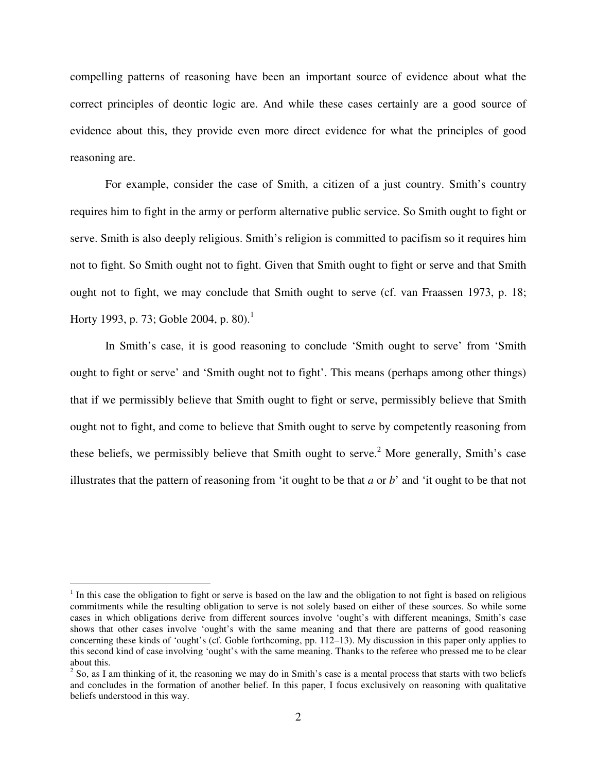compelling patterns of reasoning have been an important source of evidence about what the correct principles of deontic logic are. And while these cases certainly are a good source of evidence about this, they provide even more direct evidence for what the principles of good reasoning are.

For example, consider the case of Smith, a citizen of a just country. Smith's country requires him to fight in the army or perform alternative public service. So Smith ought to fight or serve. Smith is also deeply religious. Smith's religion is committed to pacifism so it requires him not to fight. So Smith ought not to fight. Given that Smith ought to fight or serve and that Smith ought not to fight, we may conclude that Smith ought to serve (cf. van Fraassen 1973, p. 18; Horty 1993, p. 73; Goble 2004, p. 80).[1]

In Smith's case, it is good reasoning to conclude 'Smith ought to serve' from 'Smith ought to fight or serve' and 'Smith ought not to fight'. This means (perhaps among other things) that if we permissibly believe that Smith ought to fight or serve, permissibly believe that Smith ought not to fight, and come to believe that Smith ought to serve by competently reasoning from these beliefs, we permissibly believe that Smith ought to serve.[2] More generally, Smith's case illustrates that the pattern of reasoning from 'it ought to be that *a* or *b*' and 'it ought to be that not

---

[1] In this case the obligation to fight or serve is based on the law and the obligation to not fight is based on religious commitments while the resulting obligation to serve is not solely based on either of these sources. So while some cases in which obligations derive from different sources involve 'ought's with different meanings, Smith's case shows that other cases involve 'ought's with the same meaning and that there are patterns of good reasoning concerning these kinds of 'ought's (cf. Goble forthcoming, pp. 112–13). My discussion in this paper only applies to this second kind of case involving 'ought's with the same meaning. Thanks to the referee who pressed me to be clear about this.

[2] So, as I am thinking of it, the reasoning we may do in Smith's case is a mental process that starts with two beliefs and concludes in the formation of another belief. In this paper, I focus exclusively on reasoning with qualitative beliefs understood in this way.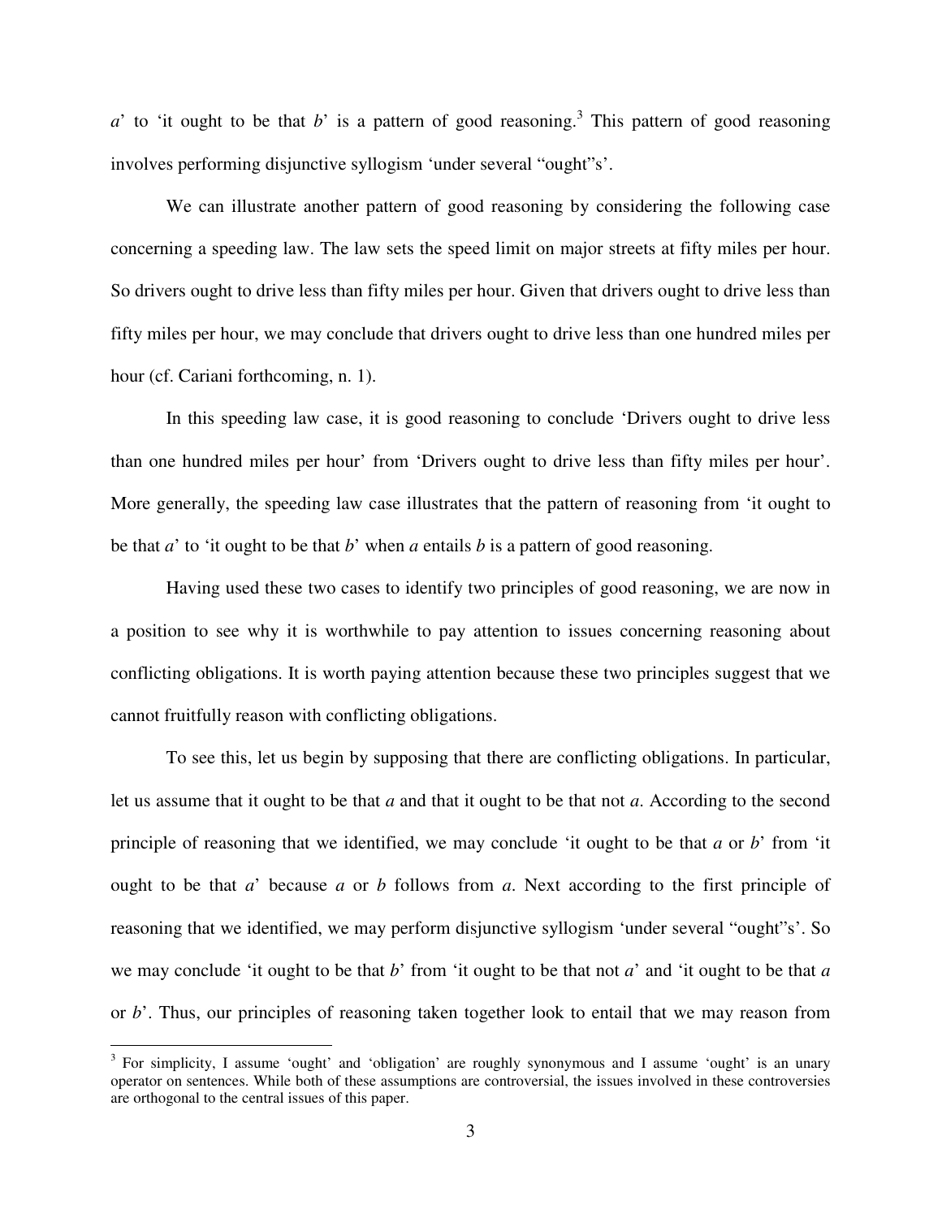*a*' to 'it ought to be that *b*' is a pattern of good reasoning.[3] This pattern of good reasoning involves performing disjunctive syllogism 'under several "ought"s'.

We can illustrate another pattern of good reasoning by considering the following case concerning a speeding law. The law sets the speed limit on major streets at fifty miles per hour. So drivers ought to drive less than fifty miles per hour. Given that drivers ought to drive less than fifty miles per hour, we may conclude that drivers ought to drive less than one hundred miles per hour (cf. Cariani forthcoming, n. 1).

In this speeding law case, it is good reasoning to conclude 'Drivers ought to drive less than one hundred miles per hour' from 'Drivers ought to drive less than fifty miles per hour'. More generally, the speeding law case illustrates that the pattern of reasoning from 'it ought to be that *a*' to 'it ought to be that *b*' when *a* entails *b* is a pattern of good reasoning.

Having used these two cases to identify two principles of good reasoning, we are now in a position to see why it is worthwhile to pay attention to issues concerning reasoning about conflicting obligations. It is worth paying attention because these two principles suggest that we cannot fruitfully reason with conflicting obligations.

To see this, let us begin by supposing that there are conflicting obligations. In particular, let us assume that it ought to be that *a* and that it ought to be that not *a*. According to the second principle of reasoning that we identified, we may conclude 'it ought to be that *a* or *b*' from 'it ought to be that *a*' because *a* or *b* follows from *a*. Next according to the first principle of reasoning that we identified, we may perform disjunctive syllogism 'under several "ought"s'. So we may conclude 'it ought to be that *b*' from 'it ought to be that not *a*' and 'it ought to be that *a* or *b*'. Thus, our principles of reasoning taken together look to entail that we may reason from

[3] For simplicity, I assume 'ought' and 'obligation' are roughly synonymous and I assume 'ought' is an unary operator on sentences. While both of these assumptions are controversial, the issues involved in these controversies are orthogonal to the central issues of this paper.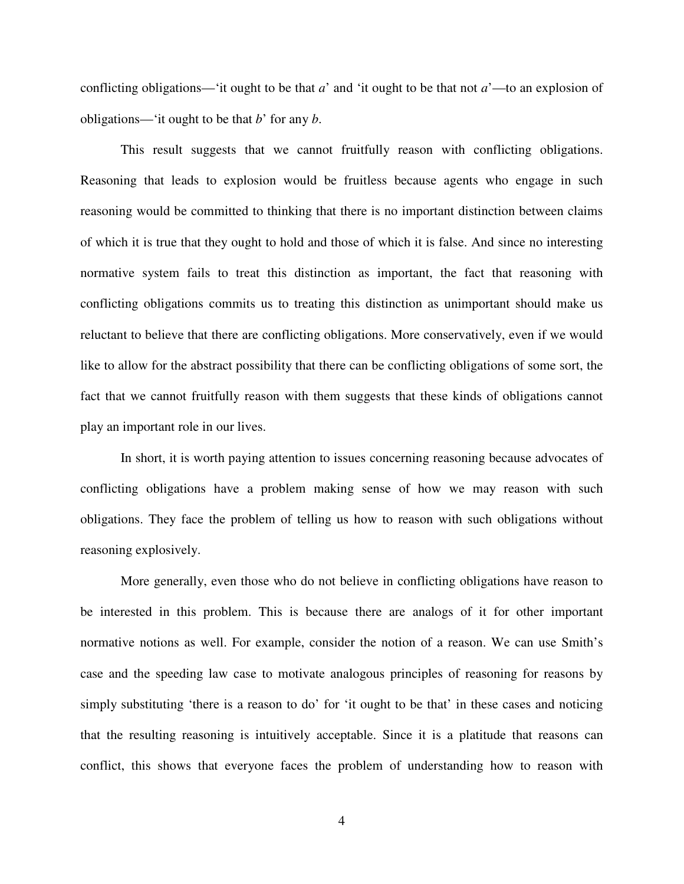conflicting obligations—'it ought to be that $a$' and 'it ought to be that not $a$'—to an explosion of obligations—'it ought to be that $b$' for any $b$.

This result suggests that we cannot fruitfully reason with conflicting obligations. Reasoning that leads to explosion would be fruitless because agents who engage in such reasoning would be committed to thinking that there is no important distinction between claims of which it is true that they ought to hold and those of which it is false. And since no interesting normative system fails to treat this distinction as important, the fact that reasoning with conflicting obligations commits us to treating this distinction as unimportant should make us reluctant to believe that there are conflicting obligations. More conservatively, even if we would like to allow for the abstract possibility that there can be conflicting obligations of some sort, the fact that we cannot fruitfully reason with them suggests that these kinds of obligations cannot play an important role in our lives.

In short, it is worth paying attention to issues concerning reasoning because advocates of conflicting obligations have a problem making sense of how we may reason with such obligations. They face the problem of telling us how to reason with such obligations without reasoning explosively.

More generally, even those who do not believe in conflicting obligations have reason to be interested in this problem. This is because there are analogs of it for other important normative notions as well. For example, consider the notion of a reason. We can use Smith's case and the speeding law case to motivate analogous principles of reasoning for reasons by simply substituting 'there is a reason to do' for 'it ought to be that' in these cases and noticing that the resulting reasoning is intuitively acceptable. Since it is a platitude that reasons can conflict, this shows that everyone faces the problem of understanding how to reason with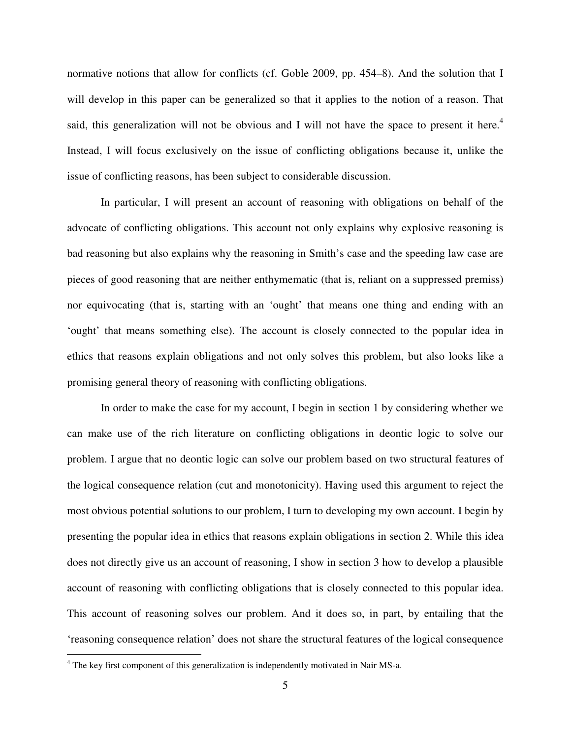normative notions that allow for conflicts (cf. Goble 2009, pp. 454–8). And the solution that I will develop in this paper can be generalized so that it applies to the notion of a reason. That said, this generalization will not be obvious and I will not have the space to present it here.[4] Instead, I will focus exclusively on the issue of conflicting obligations because it, unlike the issue of conflicting reasons, has been subject to considerable discussion.

In particular, I will present an account of reasoning with obligations on behalf of the advocate of conflicting obligations. This account not only explains why explosive reasoning is bad reasoning but also explains why the reasoning in Smith's case and the speeding law case are pieces of good reasoning that are neither enthymematic (that is, reliant on a suppressed premiss) nor equivocating (that is, starting with an 'ought' that means one thing and ending with an 'ought' that means something else). The account is closely connected to the popular idea in ethics that reasons explain obligations and not only solves this problem, but also looks like a promising general theory of reasoning with conflicting obligations.

In order to make the case for my account, I begin in section 1 by considering whether we can make use of the rich literature on conflicting obligations in deontic logic to solve our problem. I argue that no deontic logic can solve our problem based on two structural features of the logical consequence relation (cut and monotonicity). Having used this argument to reject the most obvious potential solutions to our problem, I turn to developing my own account. I begin by presenting the popular idea in ethics that reasons explain obligations in section 2. While this idea does not directly give us an account of reasoning, I show in section 3 how to develop a plausible account of reasoning with conflicting obligations that is closely connected to this popular idea. This account of reasoning solves our problem. And it does so, in part, by entailing that the 'reasoning consequence relation' does not share the structural features of the logical consequence

[4] The key first component of this generalization is independently motivated in Nair MS-a.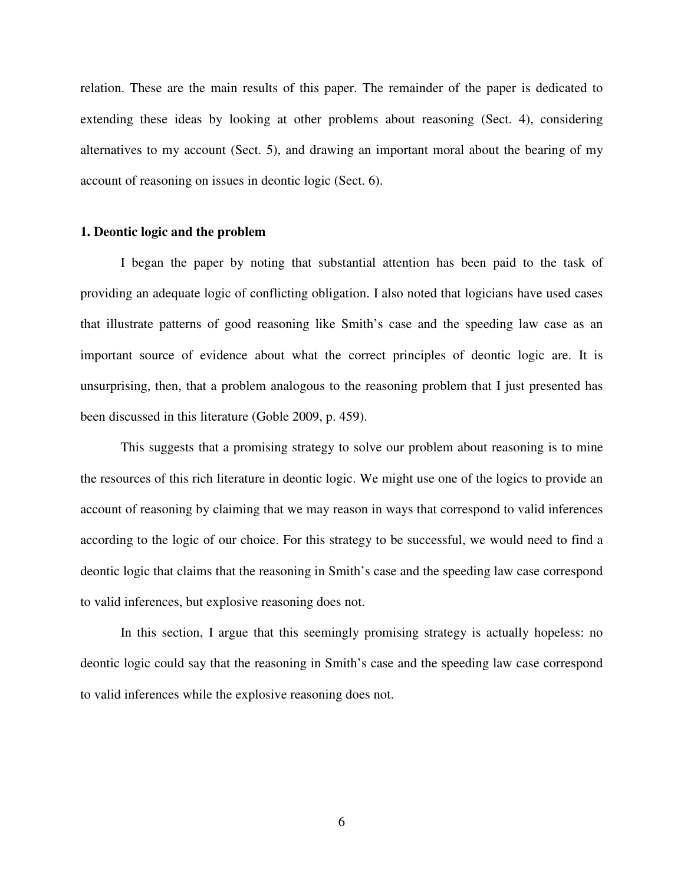relation. These are the main results of this paper. The remainder of the paper is dedicated to extending these ideas by looking at other problems about reasoning (Sect. 4), considering alternatives to my account (Sect. 5), and drawing an important moral about the bearing of my account of reasoning on issues in deontic logic (Sect. 6).

## 1. Deontic logic and the problem

I began the paper by noting that substantial attention has been paid to the task of providing an adequate logic of conflicting obligation. I also noted that logicians have used cases that illustrate patterns of good reasoning like Smith's case and the speeding law case as an important source of evidence about what the correct principles of deontic logic are. It is unsurprising, then, that a problem analogous to the reasoning problem that I just presented has been discussed in this literature (Goble 2009, p. 459).

This suggests that a promising strategy to solve our problem about reasoning is to mine the resources of this rich literature in deontic logic. We might use one of the logics to provide an account of reasoning by claiming that we may reason in ways that correspond to valid inferences according to the logic of our choice. For this strategy to be successful, we would need to find a deontic logic that claims that the reasoning in Smith's case and the speeding law case correspond to valid inferences, but explosive reasoning does not.

In this section, I argue that this seemingly promising strategy is actually hopeless: no deontic logic could say that the reasoning in Smith's case and the speeding law case correspond to valid inferences while the explosive reasoning does not.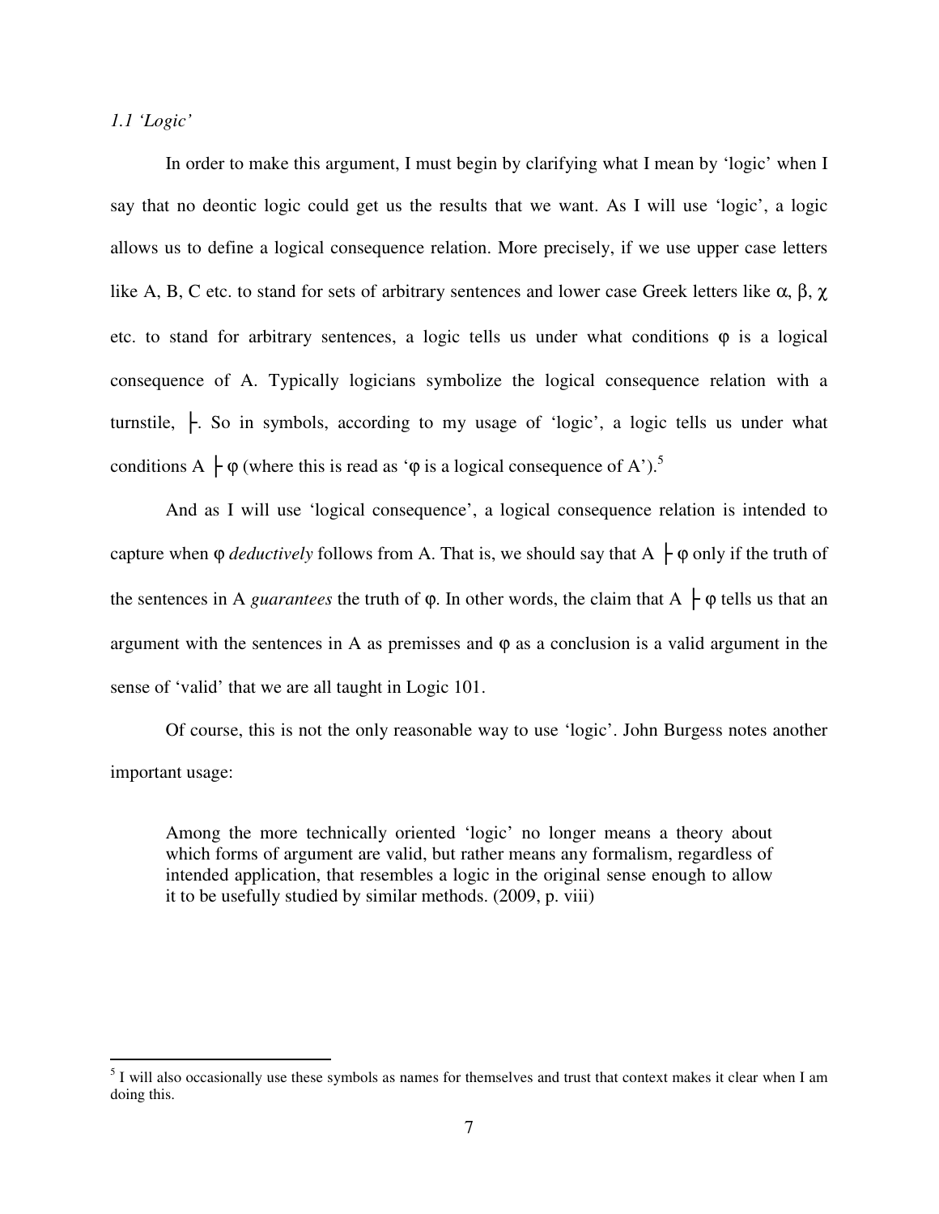*1.1 'Logic'*

In order to make this argument, I must begin by clarifying what I mean by 'logic' when I say that no deontic logic could get us the results that we want. As I will use 'logic', a logic allows us to define a logical consequence relation. More precisely, if we use upper case letters like A, B, C etc. to stand for sets of arbitrary sentences and lower case Greek letters like $\alpha$, $\beta$, $\chi$ etc. to stand for arbitrary sentences, a logic tells us under what conditions $\varphi$ is a logical consequence of A. Typically logicians symbolize the logical consequence relation with a turnstile, $\vdash$. So in symbols, according to my usage of 'logic', a logic tells us under what conditions $A \vdash \varphi$ (where this is read as '$\varphi$ is a logical consequence of A').[5]

And as I will use 'logical consequence', a logical consequence relation is intended to capture when $\varphi$ *deductively* follows from A. That is, we should say that $A \vdash \varphi$ only if the truth of the sentences in A *guarantees* the truth of $\varphi$. In other words, the claim that $A \vdash \varphi$ tells us that an argument with the sentences in A as premisses and $\varphi$ as a conclusion is a valid argument in the sense of 'valid' that we are all taught in Logic 101.

Of course, this is not the only reasonable way to use 'logic'. John Burgess notes another important usage:

> Among the more technically oriented 'logic' no longer means a theory about which forms of argument are valid, but rather means any formalism, regardless of intended application, that resembles a logic in the original sense enough to allow it to be usefully studied by similar methods. (2009, p. viii)

[5] I will also occasionally use these symbols as names for themselves and trust that context makes it clear when I am doing this.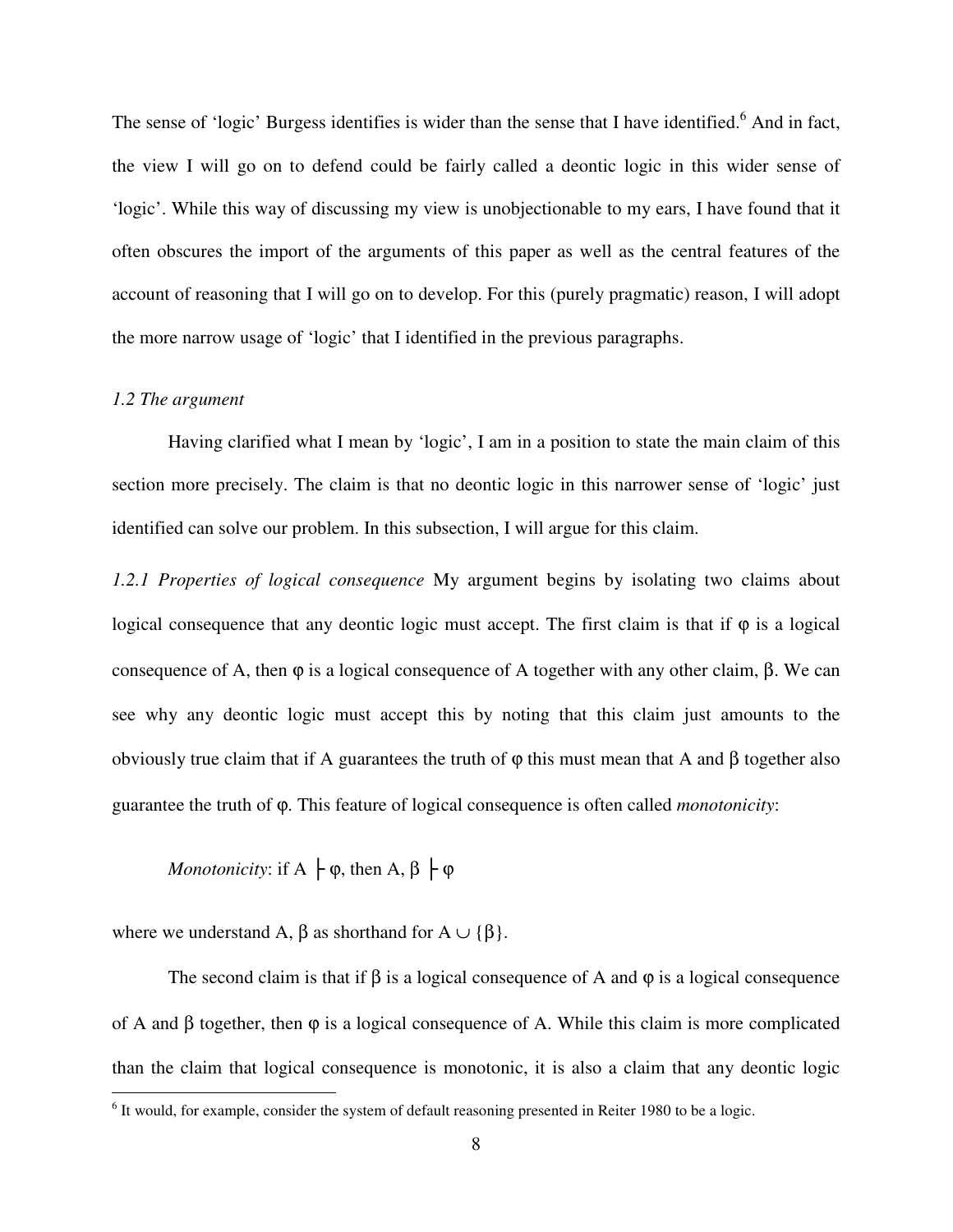The sense of 'logic' Burgess identifies is wider than the sense that I have identified.[6] And in fact, the view I will go on to defend could be fairly called a deontic logic in this wider sense of 'logic'. While this way of discussing my view is unobjectionable to my ears, I have found that it often obscures the import of the arguments of this paper as well as the central features of the account of reasoning that I will go on to develop. For this (purely pragmatic) reason, I will adopt the more narrow usage of 'logic' that I identified in the previous paragraphs.

### *1.2 The argument*

Having clarified what I mean by 'logic', I am in a position to state the main claim of this section more precisely. The claim is that no deontic logic in this narrower sense of 'logic' just identified can solve our problem. In this subsection, I will argue for this claim.

*1.2.1 Properties of logical consequence* My argument begins by isolating two claims about logical consequence that any deontic logic must accept. The first claim is that if $\varphi$ is a logical consequence of A, then $\varphi$ is a logical consequence of A together with any other claim, $\beta$. We can see why any deontic logic must accept this by noting that this claim just amounts to the obviously true claim that if A guarantees the truth of $\varphi$ this must mean that A and $\beta$ together also guarantee the truth of $\varphi$. This feature of logical consequence is often called *monotonicity*:

*Monotonicity*: if $A \vdash \varphi$, then $A, \beta \vdash \varphi$

where we understand $A, \beta$ as shorthand for $A \cup \{\beta\}$.

The second claim is that if $\beta$ is a logical consequence of A and $\varphi$ is a logical consequence of A and $\beta$ together, then $\varphi$ is a logical consequence of A. While this claim is more complicated than the claim that logical consequence is monotonic, it is also a claim that any deontic logic

[6] It would, for example, consider the system of default reasoning presented in Reiter 1980 to be a logic.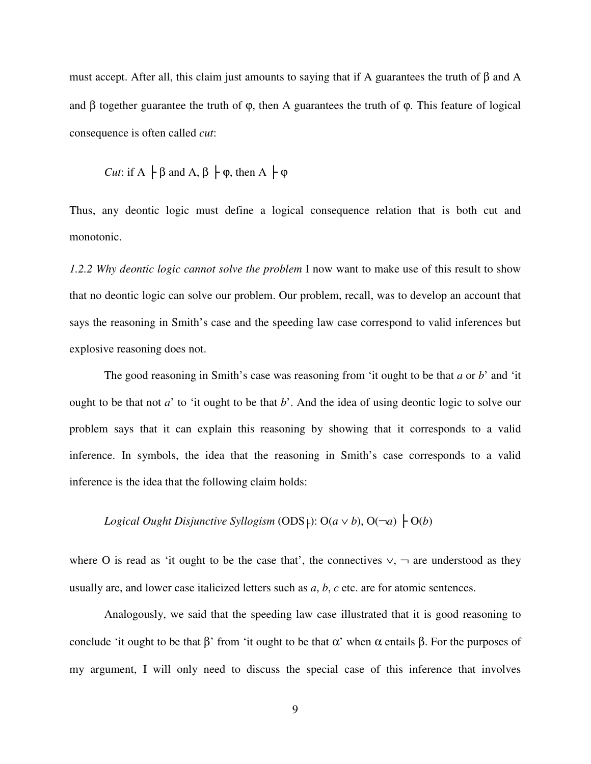must accept. After all, this claim just amounts to saying that if A guarantees the truth of β and A and β together guarantee the truth of φ, then A guarantees the truth of φ. This feature of logical consequence is often called *cut*:

*Cut*: if A $\vdash \beta$ and A, $\beta \vdash \varphi$, then A $\vdash \varphi$

Thus, any deontic logic must define a logical consequence relation that is both cut and monotonic.

*1.2.2 Why deontic logic cannot solve the problem* I now want to make use of this result to show that no deontic logic can solve our problem. Our problem, recall, was to develop an account that says the reasoning in Smith's case and the speeding law case correspond to valid inferences but explosive reasoning does not.

The good reasoning in Smith's case was reasoning from 'it ought to be that *a* or *b*' and 'it ought to be that not *a*' to 'it ought to be that *b*'. And the idea of using deontic logic to solve our problem says that it can explain this reasoning by showing that it corresponds to a valid inference. In symbols, the idea that the reasoning in Smith's case corresponds to a valid inference is the idea that the following claim holds:

*Logical Ought Disjunctive Syllogism* (ODS$_{\vdash}$): $O(a \vee b), O(\neg a) \vdash O(b)$

where O is read as 'it ought to be the case that', the connectives $\vee$, $\neg$ are understood as they usually are, and lower case italicized letters such as *a*, *b*, *c* etc. are for atomic sentences.

Analogously, we said that the speeding law case illustrated that it is good reasoning to conclude 'it ought to be that β' from 'it ought to be that α' when α entails β. For the purposes of my argument, I will only need to discuss the special case of this inference that involves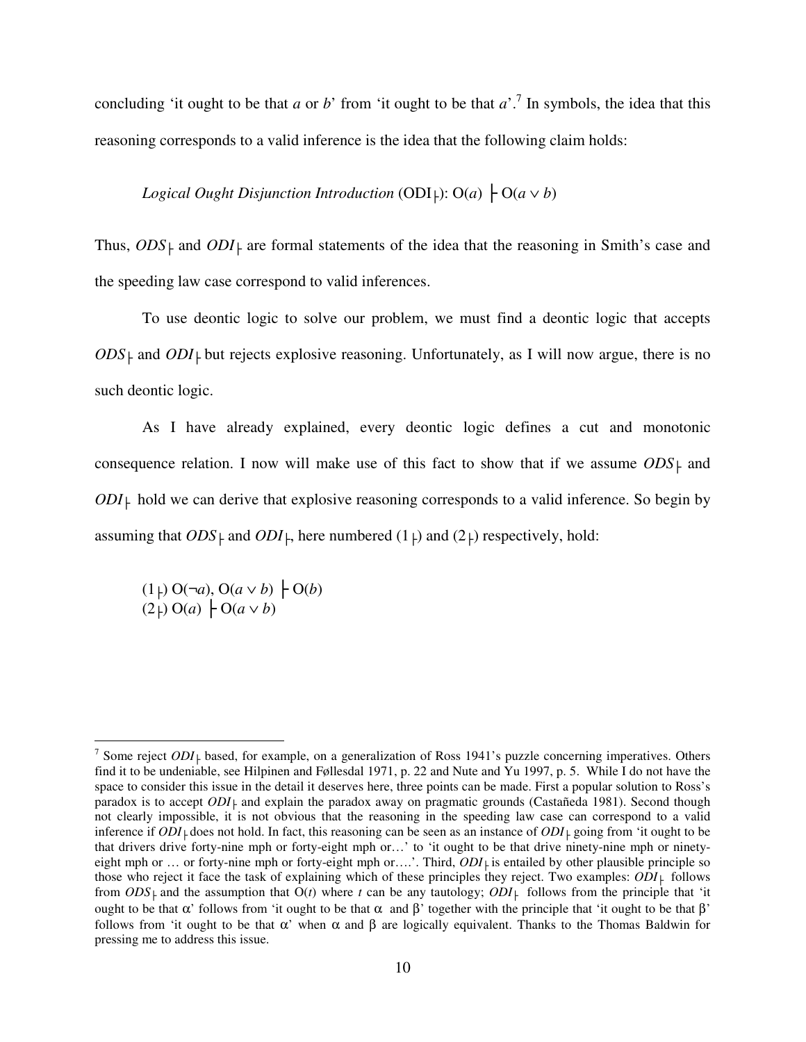concluding ‘it ought to be that *a* or *b*’ from ‘it ought to be that *a*’.[7] In symbols, the idea that this reasoning corresponds to a valid inference is the idea that the following claim holds:

*Logical Ought Disjunction Introduction* ($ODI_{\vdash}$): $O(a) \vdash O(a \vee b)$

Thus, $ODS_{\vdash}$ and $ODI_{\vdash}$ are formal statements of the idea that the reasoning in Smith’s case and the speeding law case correspond to valid inferences.

To use deontic logic to solve our problem, we must find a deontic logic that accepts $ODS_{\vdash}$ and $ODI_{\vdash}$ but rejects explosive reasoning. Unfortunately, as I will now argue, there is no such deontic logic.

As I have already explained, every deontic logic defines a cut and monotonic consequence relation. I now will make use of this fact to show that if we assume $ODS_{\vdash}$ and $ODI_{\vdash}$ hold we can derive that explosive reasoning corresponds to a valid inference. So begin by assuming that $ODS_{\vdash}$ and $ODI_{\vdash}$, here numbered ($1_{\vdash}$) and ($2_{\vdash}$) respectively, hold:

($1_{\vdash}$) $O(\neg a), O(a \vee b) \vdash O(b)$
($2_{\vdash}$) $O(a) \vdash O(a \vee b)$

---

[7] Some reject $ODI_{\vdash}$ based, for example, on a generalization of Ross 1941’s puzzle concerning imperatives. Others find it to be undeniable, see Hilpinen and Føllesdal 1971, p. 22 and Nute and Yu 1997, p. 5. While I do not have the space to consider this issue in the detail it deserves here, three points can be made. First a popular solution to Ross’s paradox is to accept $ODI_{\vdash}$ and explain the paradox away on pragmatic grounds (Castañeda 1981). Second though not clearly impossible, it is not obvious that the reasoning in the speeding law case can correspond to a valid inference if $ODI_{\vdash}$ does not hold. In fact, this reasoning can be seen as an instance of $ODI_{\vdash}$ going from ‘it ought to be that drivers drive forty-nine mph or forty-eight mph or…’ to ‘it ought to be that drive ninety-nine mph or ninety-eight mph or … or forty-nine mph or forty-eight mph or….’. Third, $ODI_{\vdash}$ is entailed by other plausible principle so those who reject it face the task of explaining which of these principles they reject. Two examples: $ODI_{\vdash}$ follows from $ODS_{\vdash}$ and the assumption that $O(t)$ where *t* can be any tautology; $ODI_{\vdash}$ follows from the principle that ‘it ought to be that $\alpha$’ follows from ‘it ought to be that $\alpha$ and $\beta$’ together with the principle that ‘it ought to be that $\beta$’ follows from ‘it ought to be that $\alpha$’ when $\alpha$ and $\beta$ are logically equivalent. Thanks to the Thomas Baldwin for pressing me to address this issue.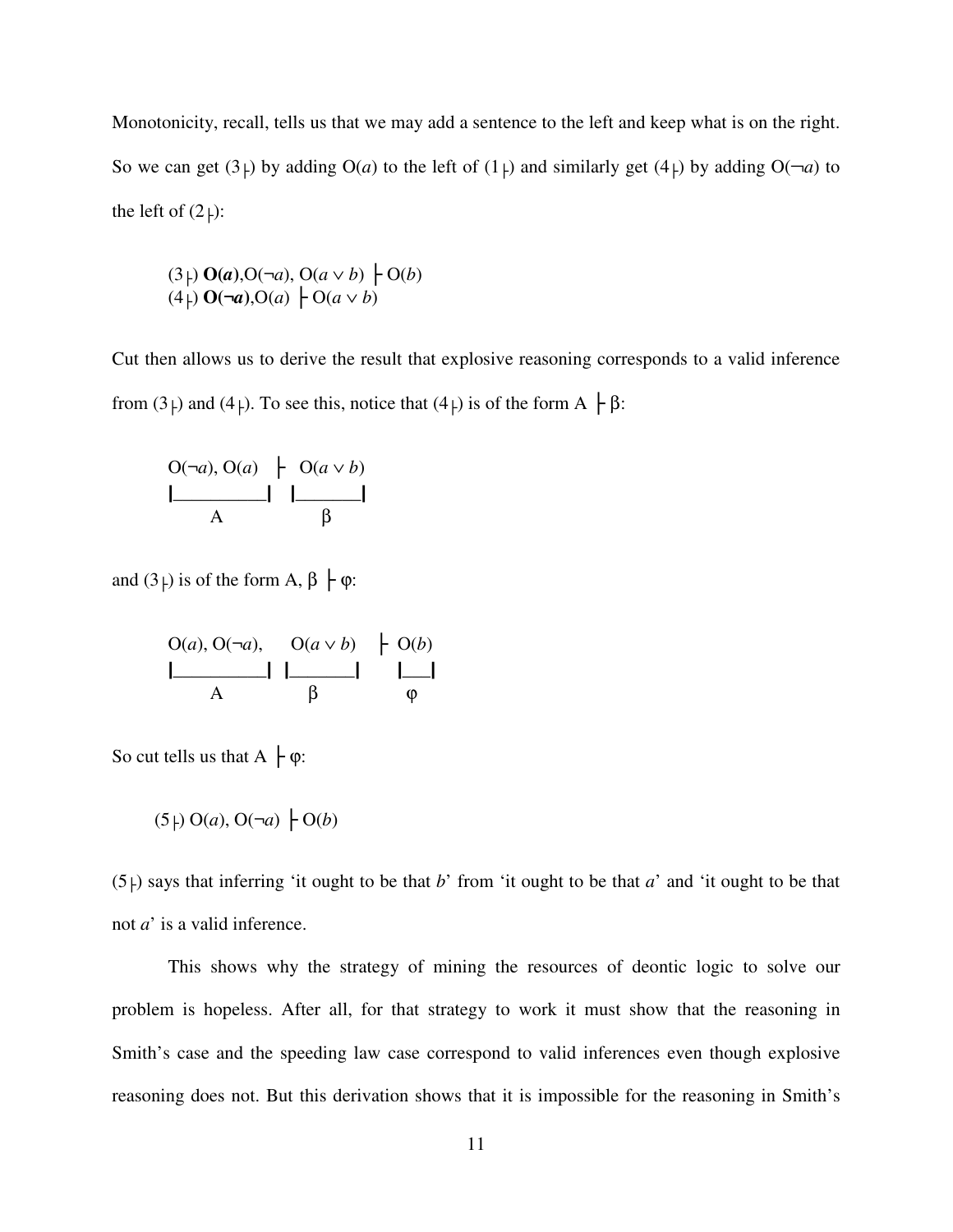Monotonicity, recall, tells us that we may add a sentence to the left and keep what is on the right. So we can get (3$\vdash$) by adding O(*a*) to the left of (1$\vdash$) and similarly get (4$\vdash$) by adding O(¬*a*) to the left of (2$\vdash$):

> (3$\vdash$) **O(*a*)**,O(¬*a*), O(*a* ∨ *b*) $\vdash$ O(*b*)
> (4$\vdash$) **O(¬*a*)**,O(*a*) $\vdash$ O(*a* ∨ *b*)

Cut then allows us to derive the result that explosive reasoning corresponds to a valid inference from (3$\vdash$) and (4$\vdash$). To see this, notice that (4$\vdash$) is of the form A $\vdash$ β:

$$\underbrace{O(\neg a),\ O(a)}_{A}\ \vdash\ \underbrace{O(a \vee b)}_{\beta}$$

and (3$\vdash$) is of the form A, β $\vdash$ φ:

$$\underbrace{O(a),\ O(\neg a),}_{A}\ \ \underbrace{O(a \vee b)}_{\beta}\ \vdash\ \underbrace{O(b)}_{\varphi}$$

So cut tells us that A $\vdash$ φ:

> (5$\vdash$) O(*a*), O(¬*a*) $\vdash$ O(*b*)

(5$\vdash$) says that inferring 'it ought to be that *b*' from 'it ought to be that *a*' and 'it ought to be that not *a*' is a valid inference.

This shows why the strategy of mining the resources of deontic logic to solve our problem is hopeless. After all, for that strategy to work it must show that the reasoning in Smith's case and the speeding law case correspond to valid inferences even though explosive reasoning does not. But this derivation shows that it is impossible for the reasoning in Smith's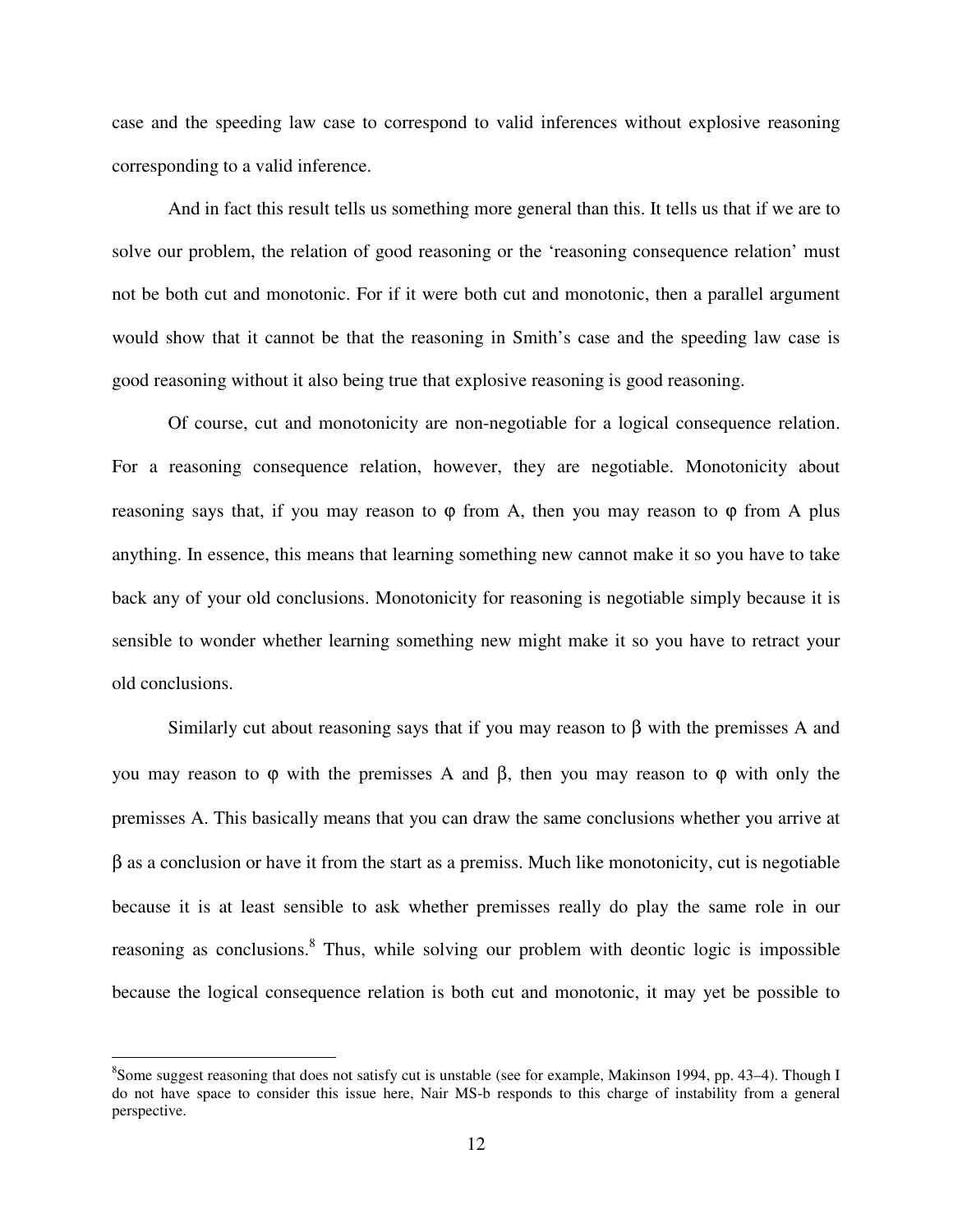case and the speeding law case to correspond to valid inferences without explosive reasoning corresponding to a valid inference.

And in fact this result tells us something more general than this. It tells us that if we are to solve our problem, the relation of good reasoning or the 'reasoning consequence relation' must not be both cut and monotonic. For if it were both cut and monotonic, then a parallel argument would show that it cannot be that the reasoning in Smith's case and the speeding law case is good reasoning without it also being true that explosive reasoning is good reasoning.

Of course, cut and monotonicity are non-negotiable for a logical consequence relation. For a reasoning consequence relation, however, they are negotiable. Monotonicity about reasoning says that, if you may reason to $\varphi$ from A, then you may reason to $\varphi$ from A plus anything. In essence, this means that learning something new cannot make it so you have to take back any of your old conclusions. Monotonicity for reasoning is negotiable simply because it is sensible to wonder whether learning something new might make it so you have to retract your old conclusions.

Similarly cut about reasoning says that if you may reason to $\beta$ with the premisses A and you may reason to $\varphi$ with the premisses A and $\beta$, then you may reason to $\varphi$ with only the premisses A. This basically means that you can draw the same conclusions whether you arrive at $\beta$ as a conclusion or have it from the start as a premiss. Much like monotonicity, cut is negotiable because it is at least sensible to ask whether premisses really do play the same role in our reasoning as conclusions.[8] Thus, while solving our problem with deontic logic is impossible because the logical consequence relation is both cut and monotonic, it may yet be possible to

[8] Some suggest reasoning that does not satisfy cut is unstable (see for example, Makinson 1994, pp. 43–4). Though I do not have space to consider this issue here, Nair MS-b responds to this charge of instability from a general perspective.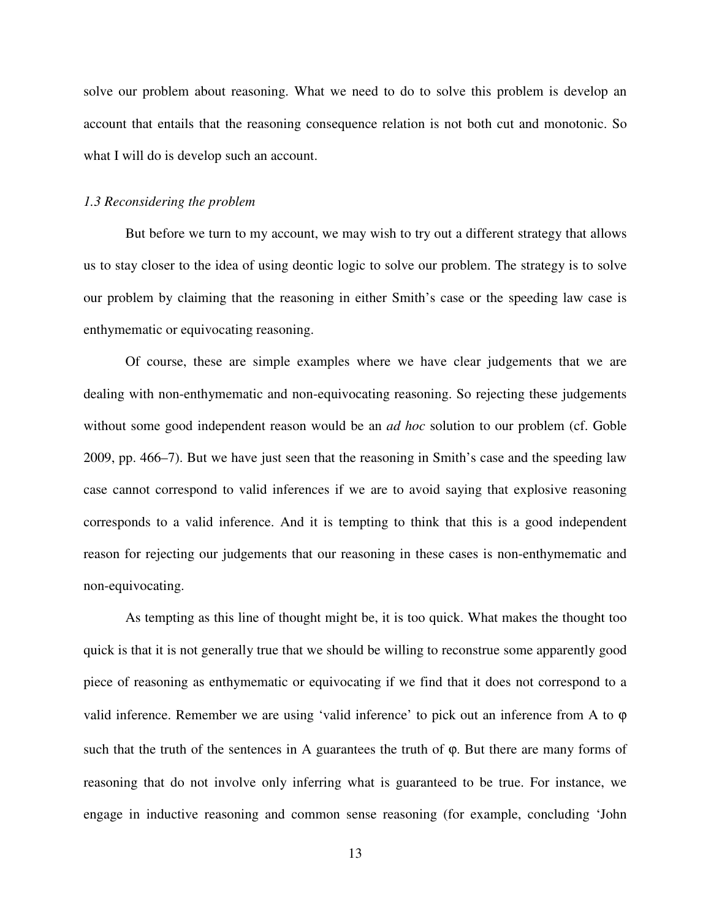solve our problem about reasoning. What we need to do to solve this problem is develop an account that entails that the reasoning consequence relation is not both cut and monotonic. So what I will do is develop such an account.

### *1.3 Reconsidering the problem*

But before we turn to my account, we may wish to try out a different strategy that allows us to stay closer to the idea of using deontic logic to solve our problem. The strategy is to solve our problem by claiming that the reasoning in either Smith's case or the speeding law case is enthymematic or equivocating reasoning.

Of course, these are simple examples where we have clear judgements that we are dealing with non-enthymematic and non-equivocating reasoning. So rejecting these judgements without some good independent reason would be an *ad hoc* solution to our problem (cf. Goble 2009, pp. 466–7). But we have just seen that the reasoning in Smith's case and the speeding law case cannot correspond to valid inferences if we are to avoid saying that explosive reasoning corresponds to a valid inference. And it is tempting to think that this is a good independent reason for rejecting our judgements that our reasoning in these cases is non-enthymematic and non-equivocating.

As tempting as this line of thought might be, it is too quick. What makes the thought too quick is that it is not generally true that we should be willing to reconstrue some apparently good piece of reasoning as enthymematic or equivocating if we find that it does not correspond to a valid inference. Remember we are using 'valid inference' to pick out an inference from A to $\varphi$ such that the truth of the sentences in A guarantees the truth of $\varphi$. But there are many forms of reasoning that do not involve only inferring what is guaranteed to be true. For instance, we engage in inductive reasoning and common sense reasoning (for example, concluding 'John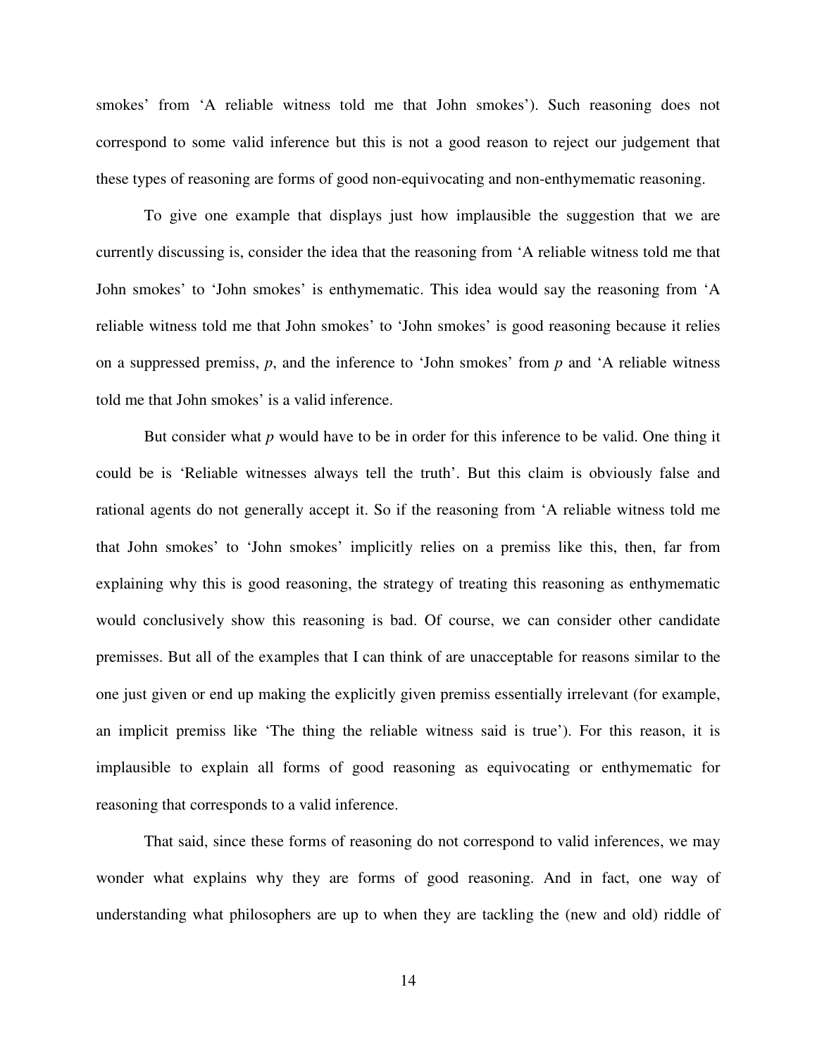smokes' from 'A reliable witness told me that John smokes'). Such reasoning does not correspond to some valid inference but this is not a good reason to reject our judgement that these types of reasoning are forms of good non-equivocating and non-enthymematic reasoning.

To give one example that displays just how implausible the suggestion that we are currently discussing is, consider the idea that the reasoning from 'A reliable witness told me that John smokes' to 'John smokes' is enthymematic. This idea would say the reasoning from 'A reliable witness told me that John smokes' to 'John smokes' is good reasoning because it relies on a suppressed premiss, *p*, and the inference to 'John smokes' from *p* and 'A reliable witness told me that John smokes' is a valid inference.

But consider what *p* would have to be in order for this inference to be valid. One thing it could be is 'Reliable witnesses always tell the truth'. But this claim is obviously false and rational agents do not generally accept it. So if the reasoning from 'A reliable witness told me that John smokes' to 'John smokes' implicitly relies on a premiss like this, then, far from explaining why this is good reasoning, the strategy of treating this reasoning as enthymematic would conclusively show this reasoning is bad. Of course, we can consider other candidate premisses. But all of the examples that I can think of are unacceptable for reasons similar to the one just given or end up making the explicitly given premiss essentially irrelevant (for example, an implicit premiss like 'The thing the reliable witness said is true'). For this reason, it is implausible to explain all forms of good reasoning as equivocating or enthymematic for reasoning that corresponds to a valid inference.

That said, since these forms of reasoning do not correspond to valid inferences, we may wonder what explains why they are forms of good reasoning. And in fact, one way of understanding what philosophers are up to when they are tackling the (new and old) riddle of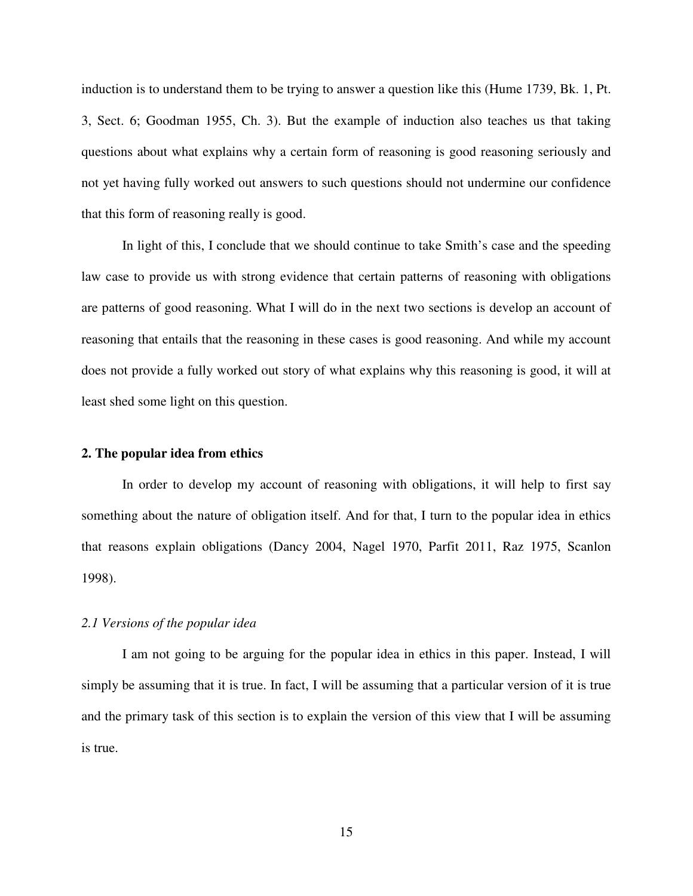induction is to understand them to be trying to answer a question like this (Hume 1739, Bk. 1, Pt. 3, Sect. 6; Goodman 1955, Ch. 3). But the example of induction also teaches us that taking questions about what explains why a certain form of reasoning is good reasoning seriously and not yet having fully worked out answers to such questions should not undermine our confidence that this form of reasoning really is good.

In light of this, I conclude that we should continue to take Smith's case and the speeding law case to provide us with strong evidence that certain patterns of reasoning with obligations are patterns of good reasoning. What I will do in the next two sections is develop an account of reasoning that entails that the reasoning in these cases is good reasoning. And while my account does not provide a fully worked out story of what explains why this reasoning is good, it will at least shed some light on this question.

## 2. The popular idea from ethics

In order to develop my account of reasoning with obligations, it will help to first say something about the nature of obligation itself. And for that, I turn to the popular idea in ethics that reasons explain obligations (Dancy 2004, Nagel 1970, Parfit 2011, Raz 1975, Scanlon 1998).

### *2.1 Versions of the popular idea*

I am not going to be arguing for the popular idea in ethics in this paper. Instead, I will simply be assuming that it is true. In fact, I will be assuming that a particular version of it is true and the primary task of this section is to explain the version of this view that I will be assuming is true.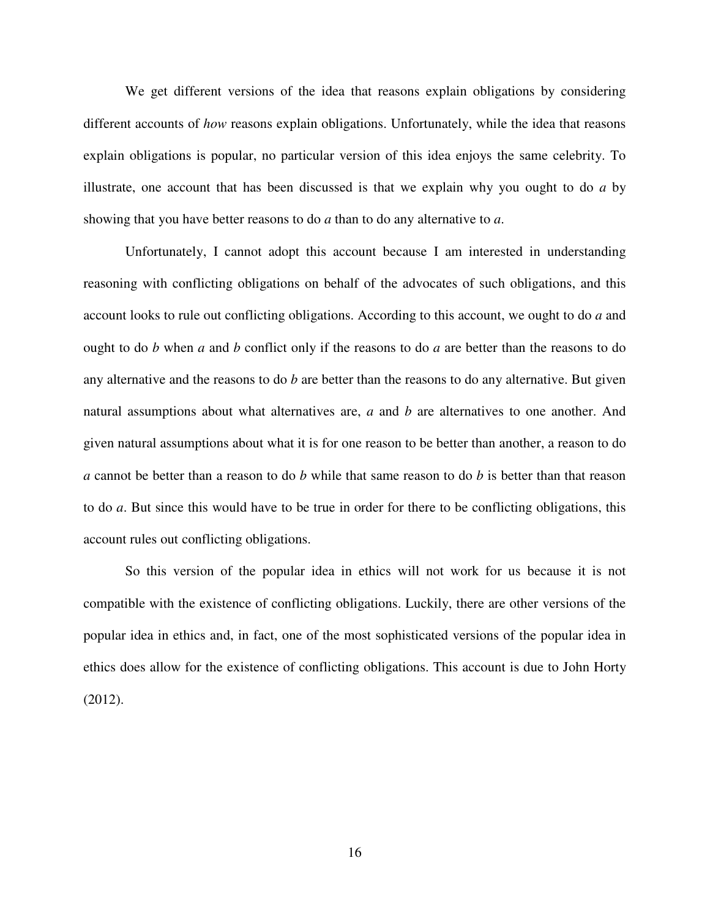We get different versions of the idea that reasons explain obligations by considering different accounts of *how* reasons explain obligations. Unfortunately, while the idea that reasons explain obligations is popular, no particular version of this idea enjoys the same celebrity. To illustrate, one account that has been discussed is that we explain why you ought to do *a* by showing that you have better reasons to do *a* than to do any alternative to *a*.

Unfortunately, I cannot adopt this account because I am interested in understanding reasoning with conflicting obligations on behalf of the advocates of such obligations, and this account looks to rule out conflicting obligations. According to this account, we ought to do *a* and ought to do *b* when *a* and *b* conflict only if the reasons to do *a* are better than the reasons to do any alternative and the reasons to do *b* are better than the reasons to do any alternative. But given natural assumptions about what alternatives are, *a* and *b* are alternatives to one another. And given natural assumptions about what it is for one reason to be better than another, a reason to do *a* cannot be better than a reason to do *b* while that same reason to do *b* is better than that reason to do *a*. But since this would have to be true in order for there to be conflicting obligations, this account rules out conflicting obligations.

So this version of the popular idea in ethics will not work for us because it is not compatible with the existence of conflicting obligations. Luckily, there are other versions of the popular idea in ethics and, in fact, one of the most sophisticated versions of the popular idea in ethics does allow for the existence of conflicting obligations. This account is due to John Horty (2012).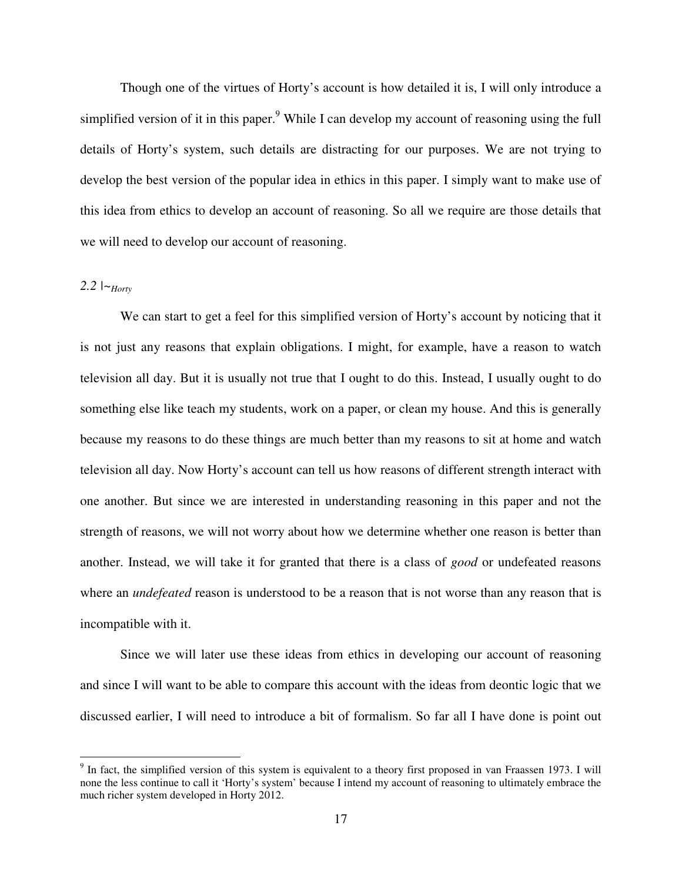Though one of the virtues of Horty's account is how detailed it is, I will only introduce a simplified version of it in this paper.[9] While I can develop my account of reasoning using the full details of Horty's system, such details are distracting for our purposes. We are not trying to develop the best version of the popular idea in ethics in this paper. I simply want to make use of this idea from ethics to develop an account of reasoning. So all we require are those details that we will need to develop our account of reasoning.

### *2.2* $|\sim_{Horty}$

We can start to get a feel for this simplified version of Horty's account by noticing that it is not just any reasons that explain obligations. I might, for example, have a reason to watch television all day. But it is usually not true that I ought to do this. Instead, I usually ought to do something else like teach my students, work on a paper, or clean my house. And this is generally because my reasons to do these things are much better than my reasons to sit at home and watch television all day. Now Horty's account can tell us how reasons of different strength interact with one another. But since we are interested in understanding reasoning in this paper and not the strength of reasons, we will not worry about how we determine whether one reason is better than another. Instead, we will take it for granted that there is a class of *good* or undefeated reasons where an *undefeated* reason is understood to be a reason that is not worse than any reason that is incompatible with it.

Since we will later use these ideas from ethics in developing our account of reasoning and since I will want to be able to compare this account with the ideas from deontic logic that we discussed earlier, I will need to introduce a bit of formalism. So far all I have done is point out

---

[9] In fact, the simplified version of this system is equivalent to a theory first proposed in van Fraassen 1973. I will none the less continue to call it 'Horty's system' because I intend my account of reasoning to ultimately embrace the much richer system developed in Horty 2012.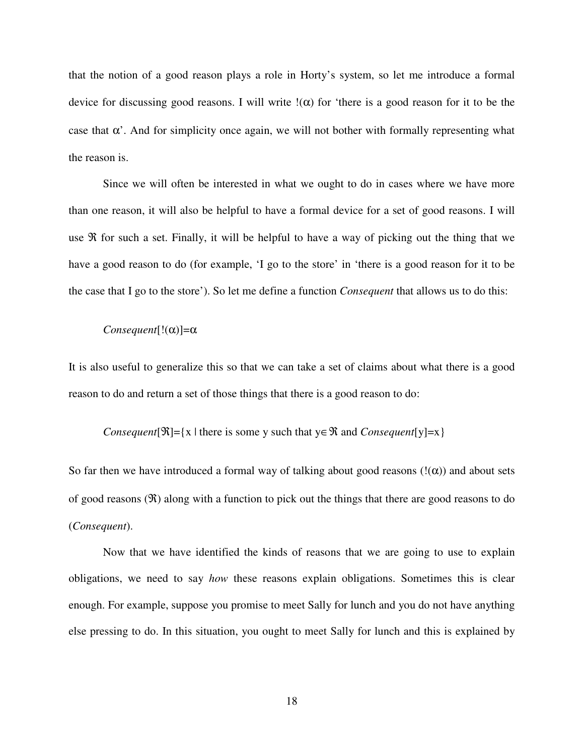that the notion of a good reason plays a role in Horty's system, so let me introduce a formal device for discussing good reasons. I will write $!(\alpha)$ for 'there is a good reason for it to be the case that $\alpha$'. And for simplicity once again, we will not bother with formally representing what the reason is.

Since we will often be interested in what we ought to do in cases where we have more than one reason, it will also be helpful to have a formal device for a set of good reasons. I will use $\mathfrak{R}$ for such a set. Finally, it will be helpful to have a way of picking out the thing that we have a good reason to do (for example, 'I go to the store' in 'there is a good reason for it to be the case that I go to the store'). So let me define a function *Consequent* that allows us to do this:

$$Consequent[!(\alpha)]=\alpha$$

It is also useful to generalize this so that we can take a set of claims about what there is a good reason to do and return a set of those things that there is a good reason to do:

$$Consequent[\mathfrak{R}]=\{x \mid \text{there is some y such that } y\in\mathfrak{R} \text{ and } Consequent[y]=x\}$$

So far then we have introduced a formal way of talking about good reasons ($!(\alpha)$) and about sets of good reasons ($\mathfrak{R}$) along with a function to pick out the things that there are good reasons to do (*Consequent*).

Now that we have identified the kinds of reasons that we are going to use to explain obligations, we need to say *how* these reasons explain obligations. Sometimes this is clear enough. For example, suppose you promise to meet Sally for lunch and you do not have anything else pressing to do. In this situation, you ought to meet Sally for lunch and this is explained by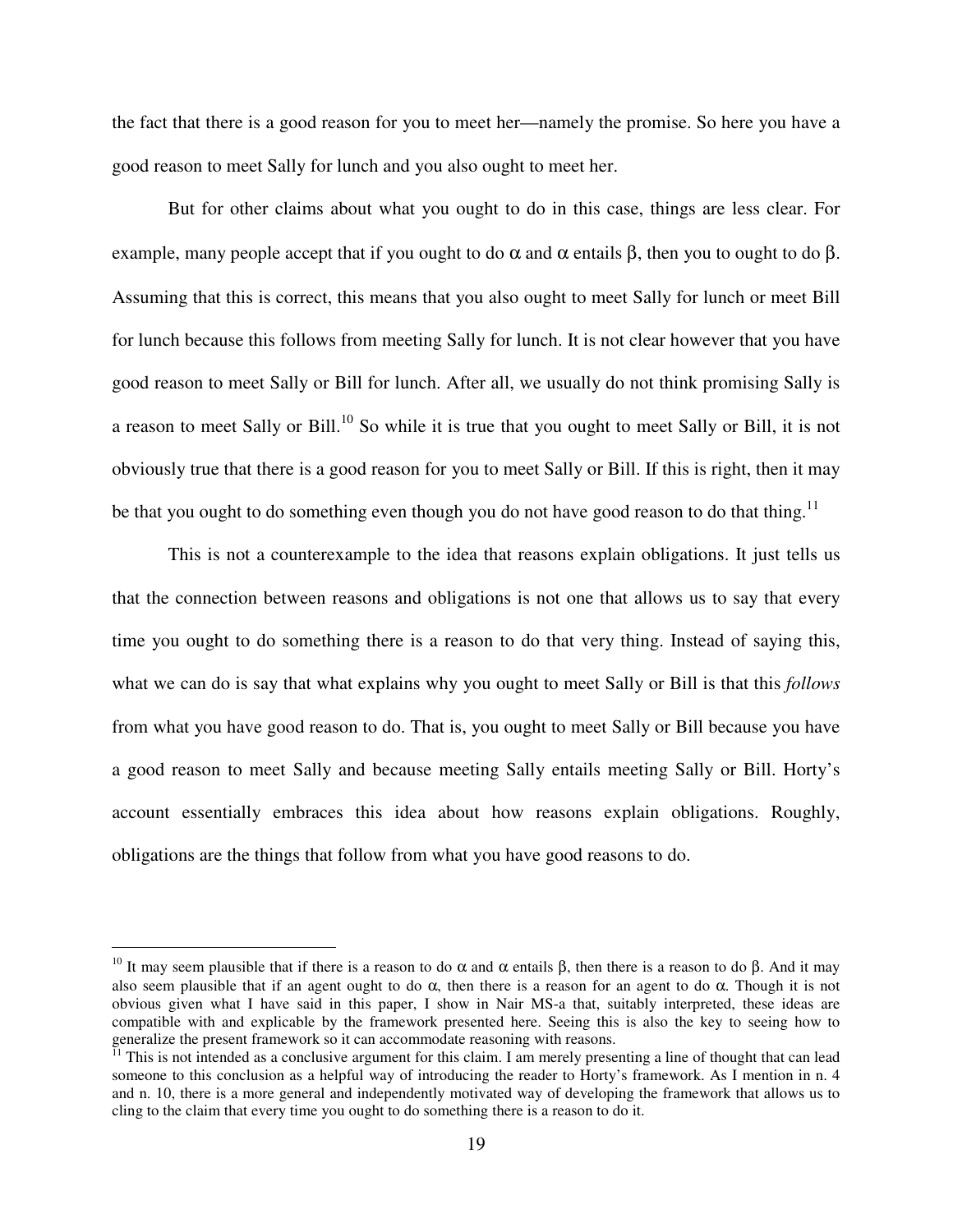the fact that there is a good reason for you to meet her—namely the promise. So here you have a good reason to meet Sally for lunch and you also ought to meet her.

But for other claims about what you ought to do in this case, things are less clear. For example, many people accept that if you ought to do $\alpha$ and $\alpha$ entails $\beta$, then you to ought to do $\beta$. Assuming that this is correct, this means that you also ought to meet Sally for lunch or meet Bill for lunch because this follows from meeting Sally for lunch. It is not clear however that you have good reason to meet Sally or Bill for lunch. After all, we usually do not think promising Sally is a reason to meet Sally or Bill.[10] So while it is true that you ought to meet Sally or Bill, it is not obviously true that there is a good reason for you to meet Sally or Bill. If this is right, then it may be that you ought to do something even though you do not have good reason to do that thing.[11]

This is not a counterexample to the idea that reasons explain obligations. It just tells us that the connection between reasons and obligations is not one that allows us to say that every time you ought to do something there is a reason to do that very thing. Instead of saying this, what we can do is say that what explains why you ought to meet Sally or Bill is that this *follows* from what you have good reason to do. That is, you ought to meet Sally or Bill because you have a good reason to meet Sally and because meeting Sally entails meeting Sally or Bill. Horty's account essentially embraces this idea about how reasons explain obligations. Roughly, obligations are the things that follow from what you have good reasons to do.

---

[10] It may seem plausible that if there is a reason to do $\alpha$ and $\alpha$ entails $\beta$, then there is a reason to do $\beta$. And it may also seem plausible that if an agent ought to do $\alpha$, then there is a reason for an agent to do $\alpha$. Though it is not obvious given what I have said in this paper, I show in Nair MS-a that, suitably interpreted, these ideas are compatible with and explicable by the framework presented here. Seeing this is also the key to seeing how to generalize the present framework so it can accommodate reasoning with reasons.

[11] This is not intended as a conclusive argument for this claim. I am merely presenting a line of thought that can lead someone to this conclusion as a helpful way of introducing the reader to Horty's framework. As I mention in n. 4 and n. 10, there is a more general and independently motivated way of developing the framework that allows us to cling to the claim that every time you ought to do something there is a reason to do it.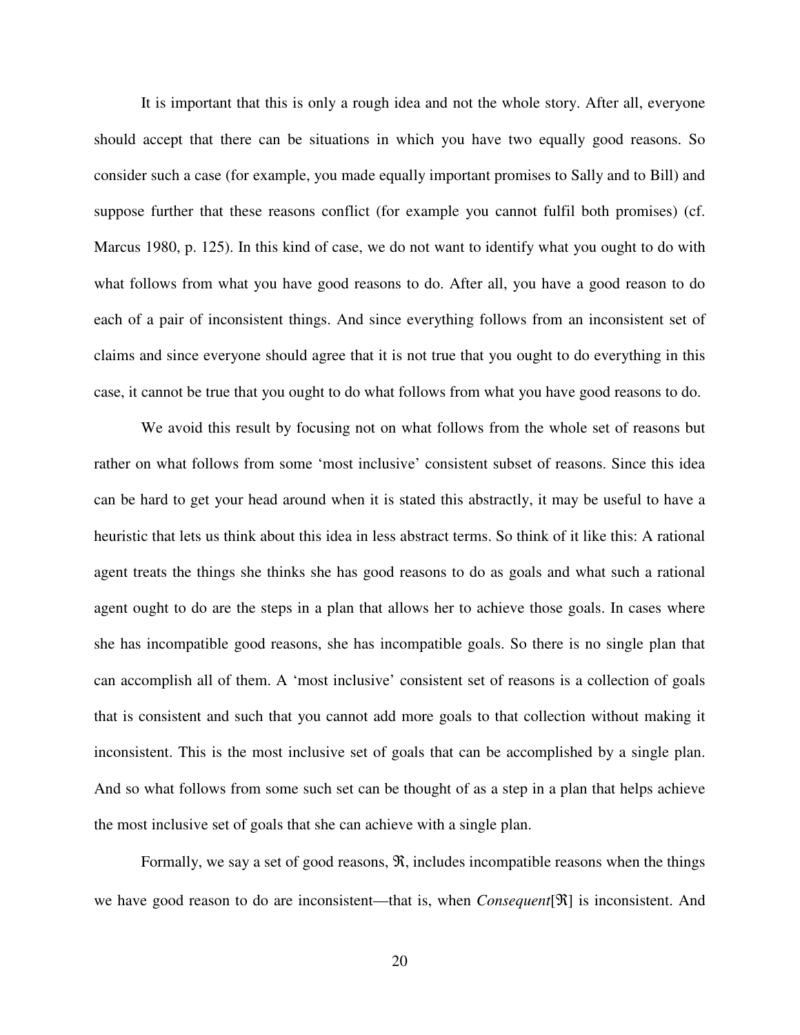It is important that this is only a rough idea and not the whole story. After all, everyone should accept that there can be situations in which you have two equally good reasons. So consider such a case (for example, you made equally important promises to Sally and to Bill) and suppose further that these reasons conflict (for example you cannot fulfil both promises) (cf. Marcus 1980, p. 125). In this kind of case, we do not want to identify what you ought to do with what follows from what you have good reasons to do. After all, you have a good reason to do each of a pair of inconsistent things. And since everything follows from an inconsistent set of claims and since everyone should agree that it is not true that you ought to do everything in this case, it cannot be true that you ought to do what follows from what you have good reasons to do.

We avoid this result by focusing not on what follows from the whole set of reasons but rather on what follows from some 'most inclusive' consistent subset of reasons. Since this idea can be hard to get your head around when it is stated this abstractly, it may be useful to have a heuristic that lets us think about this idea in less abstract terms. So think of it like this: A rational agent treats the things she thinks she has good reasons to do as goals and what such a rational agent ought to do are the steps in a plan that allows her to achieve those goals. In cases where she has incompatible good reasons, she has incompatible goals. So there is no single plan that can accomplish all of them. A 'most inclusive' consistent set of reasons is a collection of goals that is consistent and such that you cannot add more goals to that collection without making it inconsistent. This is the most inclusive set of goals that can be accomplished by a single plan. And so what follows from some such set can be thought of as a step in a plan that helps achieve the most inclusive set of goals that she can achieve with a single plan.

Formally, we say a set of good reasons, $\mathfrak{R}$, includes incompatible reasons when the things we have good reason to do are inconsistent—that is, when *Consequent*[$\mathfrak{R}$] is inconsistent. And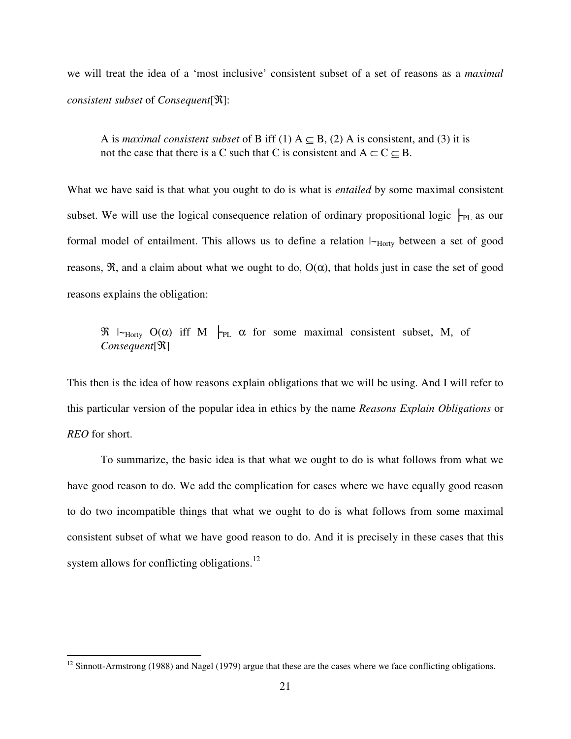we will treat the idea of a 'most inclusive' consistent subset of a set of reasons as a *maximal consistent subset* of *Consequent*[$\mathfrak{R}$]:

> A is *maximal consistent subset* of B iff (1) $A \subseteq B$, (2) A is consistent, and (3) it is not the case that there is a C such that C is consistent and $A \subset C \subseteq B$.

What we have said is that what you ought to do is what is *entailed* by some maximal consistent subset. We will use the logical consequence relation of ordinary propositional logic $\vdash_{PL}$ as our formal model of entailment. This allows us to define a relation $|\!\sim_{Horty}$ between a set of good reasons, $\mathfrak{R}$, and a claim about what we ought to do, $O(\alpha)$, that holds just in case the set of good reasons explains the obligation:

> $\mathfrak{R} \ |\!\sim_{Horty} O(\alpha)$ iff $M \vdash_{PL} \alpha$ for some maximal consistent subset, M, of *Consequent*[$\mathfrak{R}$]

This then is the idea of how reasons explain obligations that we will be using. And I will refer to this particular version of the popular idea in ethics by the name *Reasons Explain Obligations* or *REO* for short.

To summarize, the basic idea is that what we ought to do is what follows from what we have good reason to do. We add the complication for cases where we have equally good reason to do two incompatible things that what we ought to do is what follows from some maximal consistent subset of what we have good reason to do. And it is precisely in these cases that this system allows for conflicting obligations.[12]

---

[12] Sinnott-Armstrong (1988) and Nagel (1979) argue that these are the cases where we face conflicting obligations.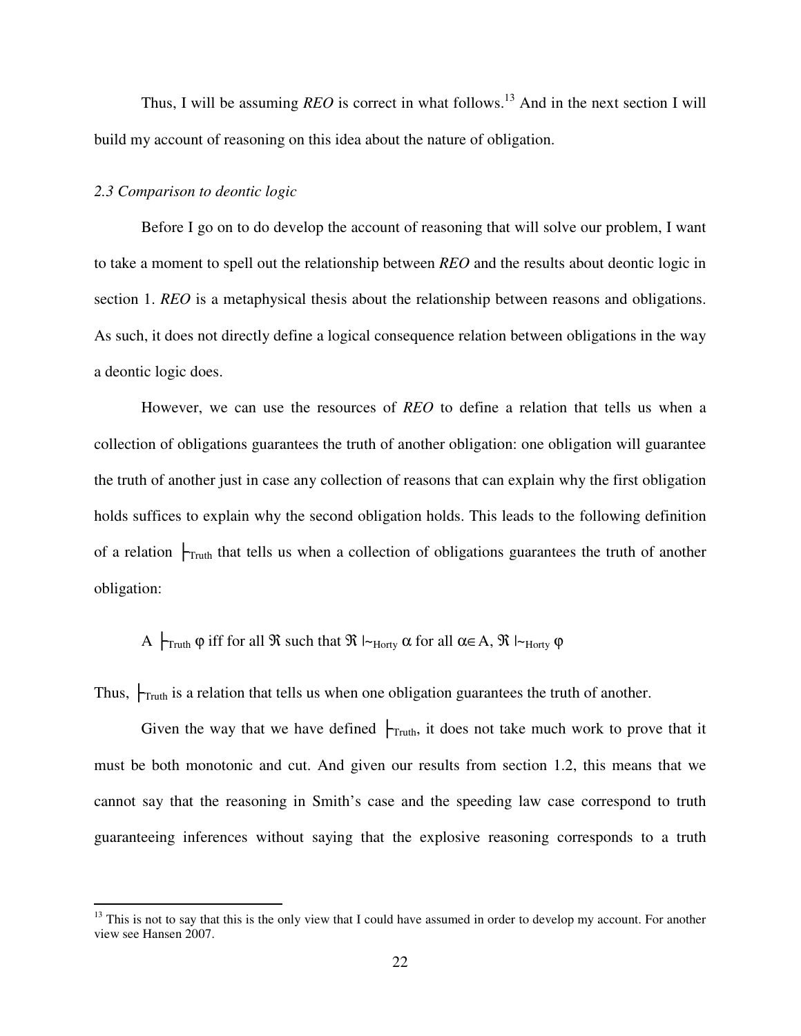Thus, I will be assuming *REO* is correct in what follows.[13] And in the next section I will build my account of reasoning on this idea about the nature of obligation.

### *2.3 Comparison to deontic logic*

Before I go on to do develop the account of reasoning that will solve our problem, I want to take a moment to spell out the relationship between *REO* and the results about deontic logic in section 1. *REO* is a metaphysical thesis about the relationship between reasons and obligations. As such, it does not directly define a logical consequence relation between obligations in the way a deontic logic does.

However, we can use the resources of *REO* to define a relation that tells us when a collection of obligations guarantees the truth of another obligation: one obligation will guarantee the truth of another just in case any collection of reasons that can explain why the first obligation holds suffices to explain why the second obligation holds. This leads to the following definition of a relation $\vdash_{\text{Truth}}$ that tells us when a collection of obligations guarantees the truth of another obligation:

$$A \vdash_{\text{Truth}} \varphi \text{ iff for all } \mathfrak{R} \text{ such that } \mathfrak{R} \mid\!\sim_{\text{Horty}} \alpha \text{ for all } \alpha \in A, \mathfrak{R} \mid\!\sim_{\text{Horty}} \varphi$$

Thus, $\vdash_{\text{Truth}}$ is a relation that tells us when one obligation guarantees the truth of another.

Given the way that we have defined $\vdash_{\text{Truth}}$, it does not take much work to prove that it must be both monotonic and cut. And given our results from section 1.2, this means that we cannot say that the reasoning in Smith's case and the speeding law case correspond to truth guaranteeing inferences without saying that the explosive reasoning corresponds to a truth

[13] This is not to say that this is the only view that I could have assumed in order to develop my account. For another view see Hansen 2007.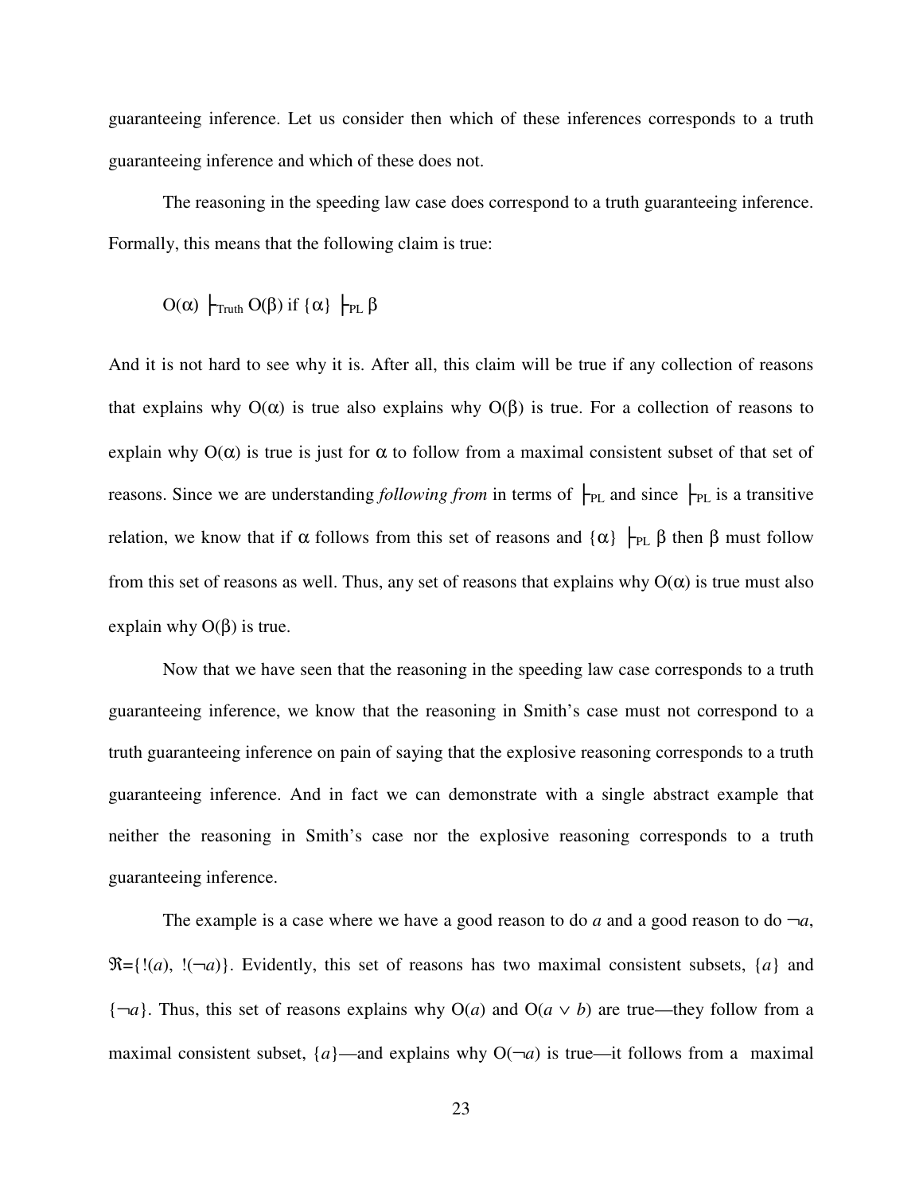guaranteeing inference. Let us consider then which of these inferences corresponds to a truth guaranteeing inference and which of these does not.

The reasoning in the speeding law case does correspond to a truth guaranteeing inference. Formally, this means that the following claim is true:

$$O(\alpha) \vdash_{Truth} O(\beta) \text{ if } \{\alpha\} \vdash_{PL} \beta$$

And it is not hard to see why it is. After all, this claim will be true if any collection of reasons that explains why $O(\alpha)$ is true also explains why $O(\beta)$ is true. For a collection of reasons to explain why $O(\alpha)$ is true is just for $\alpha$ to follow from a maximal consistent subset of that set of reasons. Since we are understanding *following from* in terms of $\vdash_{PL}$ and since $\vdash_{PL}$ is a transitive relation, we know that if $\alpha$ follows from this set of reasons and $\{\alpha\} \vdash_{PL} \beta$ then $\beta$ must follow from this set of reasons as well. Thus, any set of reasons that explains why $O(\alpha)$ is true must also explain why $O(\beta)$ is true.

Now that we have seen that the reasoning in the speeding law case corresponds to a truth guaranteeing inference, we know that the reasoning in Smith's case must not correspond to a truth guaranteeing inference on pain of saying that the explosive reasoning corresponds to a truth guaranteeing inference. And in fact we can demonstrate with a single abstract example that neither the reasoning in Smith's case nor the explosive reasoning corresponds to a truth guaranteeing inference.

The example is a case where we have a good reason to do $a$ and a good reason to do $\neg a$, $\mathfrak{R}=\{!(a), !(\neg a)\}$. Evidently, this set of reasons has two maximal consistent subsets, $\{a\}$ and $\{\neg a\}$. Thus, this set of reasons explains why $O(a)$ and $O(a \vee b)$ are true—they follow from a maximal consistent subset, $\{a\}$—and explains why $O(\neg a)$ is true—it follows from a maximal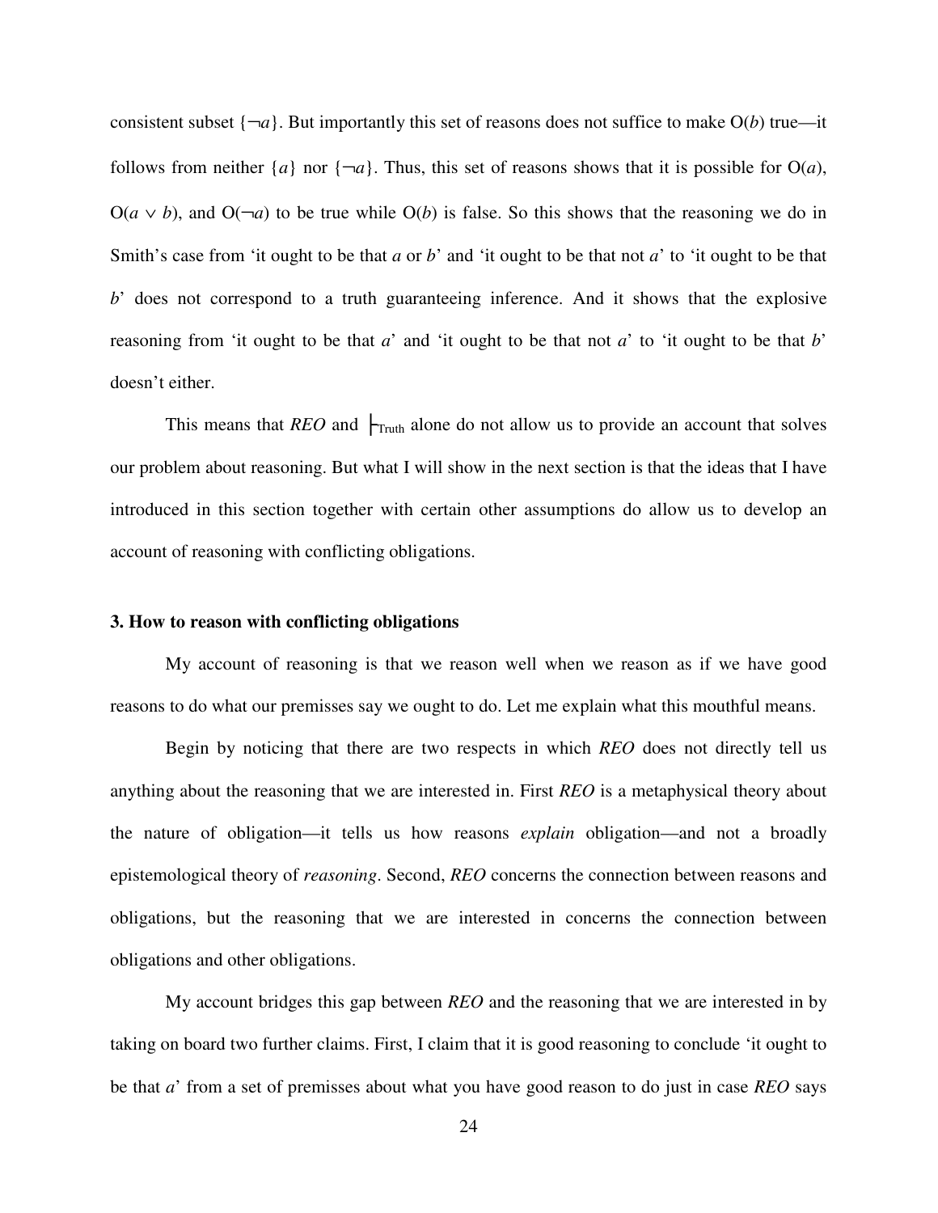consistent subset $\{\neg a\}$. But importantly this set of reasons does not suffice to make $O(b)$ true—it follows from neither $\{a\}$ nor $\{\neg a\}$. Thus, this set of reasons shows that it is possible for $O(a)$, $O(a \vee b)$, and $O(\neg a)$ to be true while $O(b)$ is false. So this shows that the reasoning we do in Smith's case from 'it ought to be that *a* or *b*' and 'it ought to be that not *a*' to 'it ought to be that *b*' does not correspond to a truth guaranteeing inference. And it shows that the explosive reasoning from 'it ought to be that *a*' and 'it ought to be that not *a*' to 'it ought to be that *b*' doesn't either.

This means that *REO* and $\vdash_{\text{Truth}}$ alone do not allow us to provide an account that solves our problem about reasoning. But what I will show in the next section is that the ideas that I have introduced in this section together with certain other assumptions do allow us to develop an account of reasoning with conflicting obligations.

### 3. How to reason with conflicting obligations

My account of reasoning is that we reason well when we reason as if we have good reasons to do what our premisses say we ought to do. Let me explain what this mouthful means.

Begin by noticing that there are two respects in which *REO* does not directly tell us anything about the reasoning that we are interested in. First *REO* is a metaphysical theory about the nature of obligation—it tells us how reasons *explain* obligation—and not a broadly epistemological theory of *reasoning*. Second, *REO* concerns the connection between reasons and obligations, but the reasoning that we are interested in concerns the connection between obligations and other obligations.

My account bridges this gap between *REO* and the reasoning that we are interested in by taking on board two further claims. First, I claim that it is good reasoning to conclude 'it ought to be that *a*' from a set of premisses about what you have good reason to do just in case *REO* says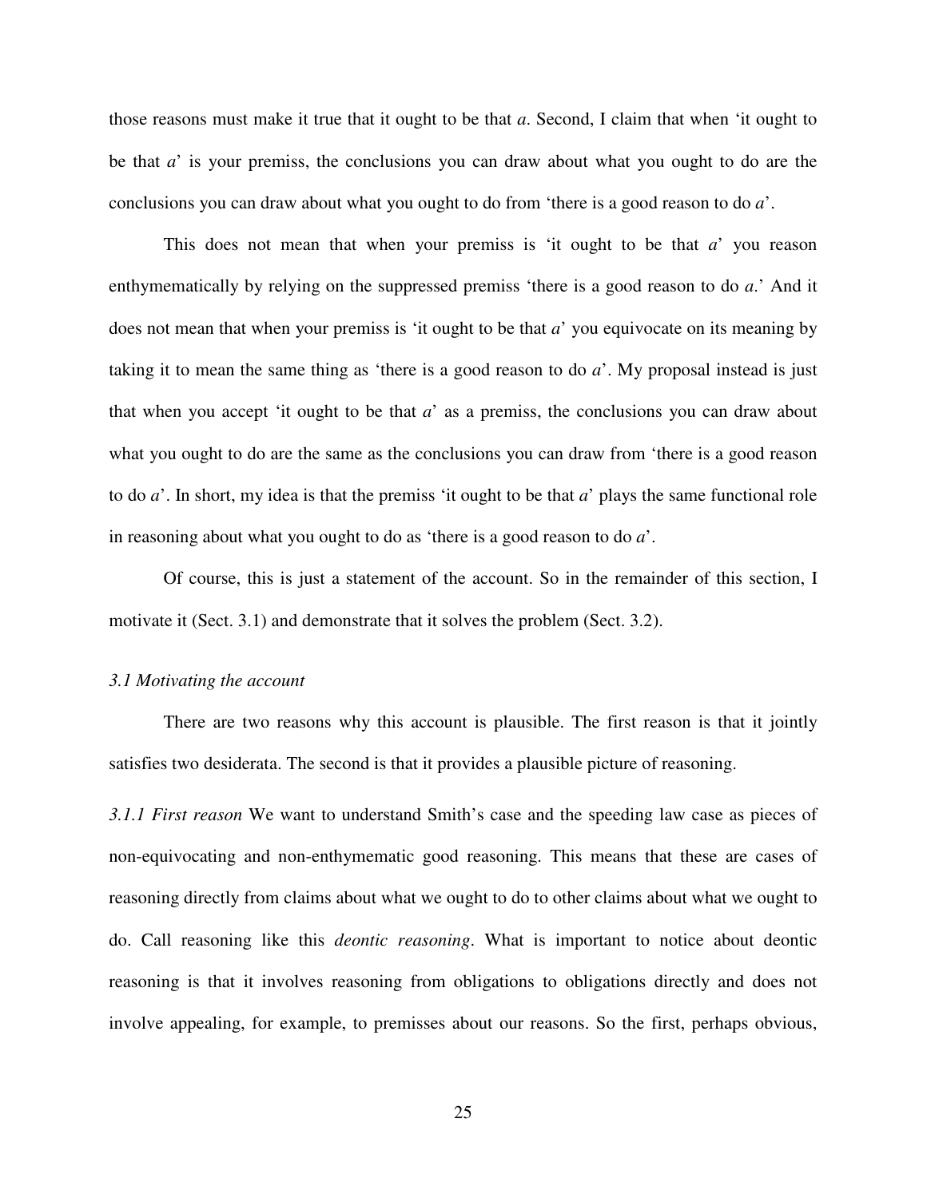those reasons must make it true that it ought to be that *a*. Second, I claim that when 'it ought to be that *a*' is your premiss, the conclusions you can draw about what you ought to do are the conclusions you can draw about what you ought to do from 'there is a good reason to do *a*'.

This does not mean that when your premiss is 'it ought to be that *a*' you reason enthymematically by relying on the suppressed premiss 'there is a good reason to do *a*.' And it does not mean that when your premiss is 'it ought to be that *a*' you equivocate on its meaning by taking it to mean the same thing as 'there is a good reason to do *a*'. My proposal instead is just that when you accept 'it ought to be that *a*' as a premiss, the conclusions you can draw about what you ought to do are the same as the conclusions you can draw from 'there is a good reason to do *a*'. In short, my idea is that the premiss 'it ought to be that *a*' plays the same functional role in reasoning about what you ought to do as 'there is a good reason to do *a*'.

Of course, this is just a statement of the account. So in the remainder of this section, I motivate it (Sect. 3.1) and demonstrate that it solves the problem (Sect. 3.2).

### *3.1 Motivating the account*

There are two reasons why this account is plausible. The first reason is that it jointly satisfies two desiderata. The second is that it provides a plausible picture of reasoning.

*3.1.1 First reason* We want to understand Smith's case and the speeding law case as pieces of non-equivocating and non-enthymematic good reasoning. This means that these are cases of reasoning directly from claims about what we ought to do to other claims about what we ought to do. Call reasoning like this *deontic reasoning*. What is important to notice about deontic reasoning is that it involves reasoning from obligations to obligations directly and does not involve appealing, for example, to premisses about our reasons. So the first, perhaps obvious,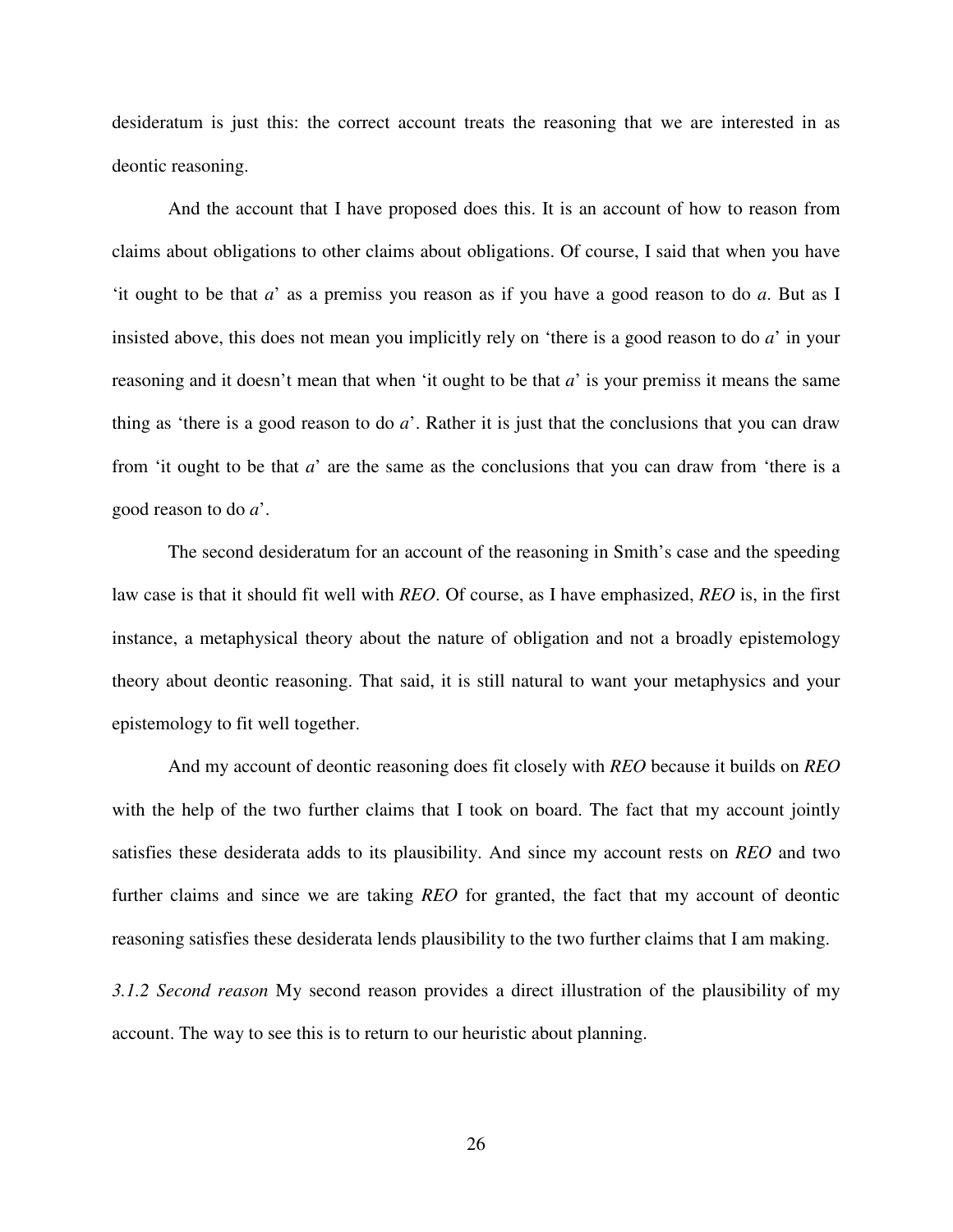desideratum is just this: the correct account treats the reasoning that we are interested in as deontic reasoning.

And the account that I have proposed does this. It is an account of how to reason from claims about obligations to other claims about obligations. Of course, I said that when you have 'it ought to be that *a*' as a premiss you reason as if you have a good reason to do *a*. But as I insisted above, this does not mean you implicitly rely on 'there is a good reason to do *a*' in your reasoning and it doesn't mean that when 'it ought to be that *a*' is your premiss it means the same thing as 'there is a good reason to do *a*'. Rather it is just that the conclusions that you can draw from 'it ought to be that *a*' are the same as the conclusions that you can draw from 'there is a good reason to do *a*'.

The second desideratum for an account of the reasoning in Smith's case and the speeding law case is that it should fit well with *REO*. Of course, as I have emphasized, *REO* is, in the first instance, a metaphysical theory about the nature of obligation and not a broadly epistemology theory about deontic reasoning. That said, it is still natural to want your metaphysics and your epistemology to fit well together.

And my account of deontic reasoning does fit closely with *REO* because it builds on *REO* with the help of the two further claims that I took on board. The fact that my account jointly satisfies these desiderata adds to its plausibility. And since my account rests on *REO* and two further claims and since we are taking *REO* for granted, the fact that my account of deontic reasoning satisfies these desiderata lends plausibility to the two further claims that I am making.

*3.1.2 Second reason* My second reason provides a direct illustration of the plausibility of my account. The way to see this is to return to our heuristic about planning.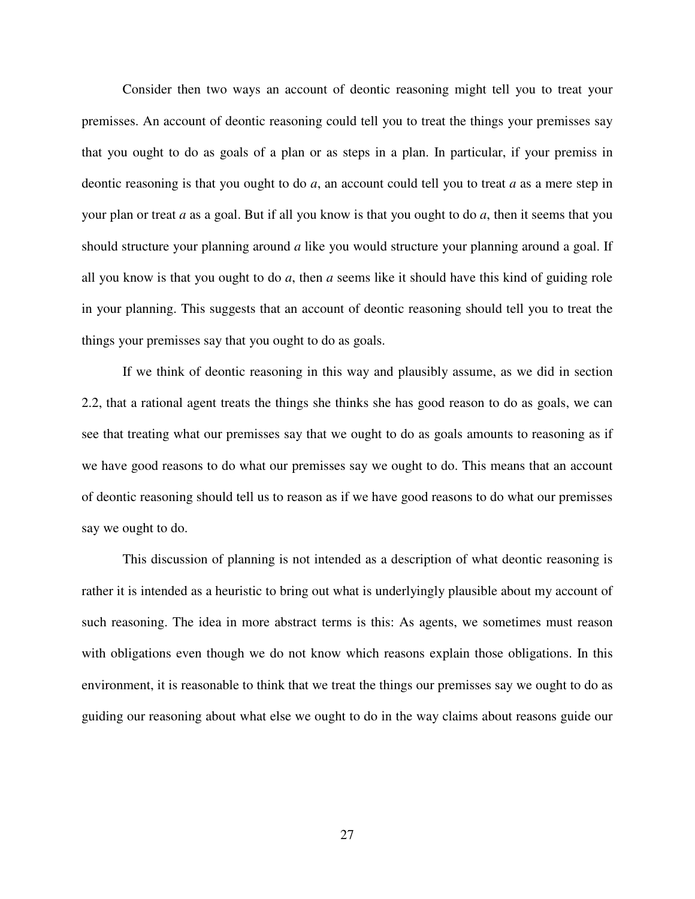Consider then two ways an account of deontic reasoning might tell you to treat your premisses. An account of deontic reasoning could tell you to treat the things your premisses say that you ought to do as goals of a plan or as steps in a plan. In particular, if your premiss in deontic reasoning is that you ought to do *a*, an account could tell you to treat *a* as a mere step in your plan or treat *a* as a goal. But if all you know is that you ought to do *a*, then it seems that you should structure your planning around *a* like you would structure your planning around a goal. If all you know is that you ought to do *a*, then *a* seems like it should have this kind of guiding role in your planning. This suggests that an account of deontic reasoning should tell you to treat the things your premisses say that you ought to do as goals.

If we think of deontic reasoning in this way and plausibly assume, as we did in section 2.2, that a rational agent treats the things she thinks she has good reason to do as goals, we can see that treating what our premisses say that we ought to do as goals amounts to reasoning as if we have good reasons to do what our premisses say we ought to do. This means that an account of deontic reasoning should tell us to reason as if we have good reasons to do what our premisses say we ought to do.

This discussion of planning is not intended as a description of what deontic reasoning is rather it is intended as a heuristic to bring out what is underlyingly plausible about my account of such reasoning. The idea in more abstract terms is this: As agents, we sometimes must reason with obligations even though we do not know which reasons explain those obligations. In this environment, it is reasonable to think that we treat the things our premisses say we ought to do as guiding our reasoning about what else we ought to do in the way claims about reasons guide our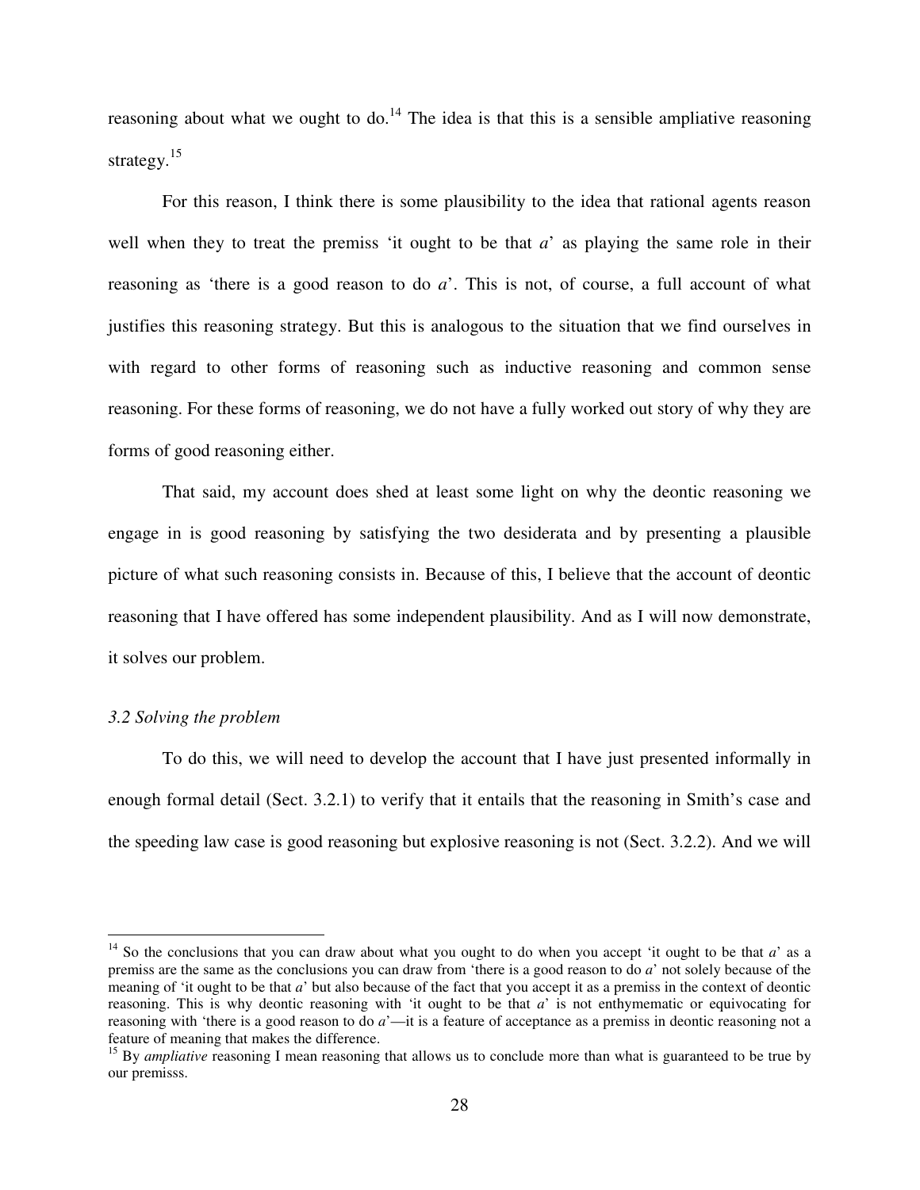reasoning about what we ought to do.[14] The idea is that this is a sensible ampliative reasoning strategy.[15]

For this reason, I think there is some plausibility to the idea that rational agents reason well when they to treat the premiss 'it ought to be that *a*' as playing the same role in their reasoning as 'there is a good reason to do *a*'. This is not, of course, a full account of what justifies this reasoning strategy. But this is analogous to the situation that we find ourselves in with regard to other forms of reasoning such as inductive reasoning and common sense reasoning. For these forms of reasoning, we do not have a fully worked out story of why they are forms of good reasoning either.

That said, my account does shed at least some light on why the deontic reasoning we engage in is good reasoning by satisfying the two desiderata and by presenting a plausible picture of what such reasoning consists in. Because of this, I believe that the account of deontic reasoning that I have offered has some independent plausibility. And as I will now demonstrate, it solves our problem.

### *3.2 Solving the problem*

To do this, we will need to develop the account that I have just presented informally in enough formal detail (Sect. 3.2.1) to verify that it entails that the reasoning in Smith's case and the speeding law case is good reasoning but explosive reasoning is not (Sect. 3.2.2). And we will

---

[14] So the conclusions that you can draw about what you ought to do when you accept 'it ought to be that *a*' as a premiss are the same as the conclusions you can draw from 'there is a good reason to do *a*' not solely because of the meaning of 'it ought to be that *a*' but also because of the fact that you accept it as a premiss in the context of deontic reasoning. This is why deontic reasoning with 'it ought to be that *a*' is not enthymematic or equivocating for reasoning with 'there is a good reason to do *a*'—it is a feature of acceptance as a premiss in deontic reasoning not a feature of meaning that makes the difference.

[15] By *ampliative* reasoning I mean reasoning that allows us to conclude more than what is guaranteed to be true by our premisss.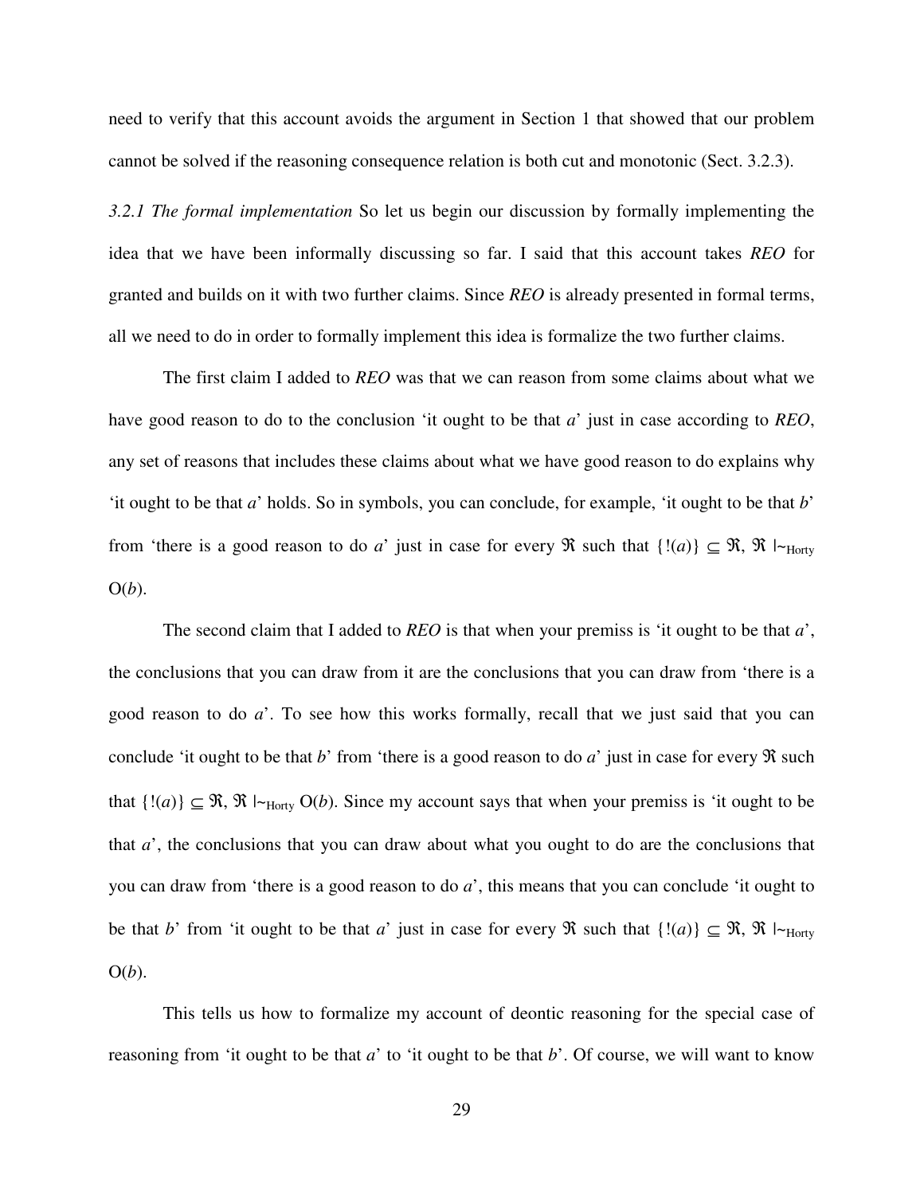need to verify that this account avoids the argument in Section 1 that showed that our problem cannot be solved if the reasoning consequence relation is both cut and monotonic (Sect. 3.2.3).

*3.2.1 The formal implementation* So let us begin our discussion by formally implementing the idea that we have been informally discussing so far. I said that this account takes *REO* for granted and builds on it with two further claims. Since *REO* is already presented in formal terms, all we need to do in order to formally implement this idea is formalize the two further claims.

The first claim I added to *REO* was that we can reason from some claims about what we have good reason to do to the conclusion 'it ought to be that *a*' just in case according to *REO*, any set of reasons that includes these claims about what we have good reason to do explains why 'it ought to be that *a*' holds. So in symbols, you can conclude, for example, 'it ought to be that *b*' from 'there is a good reason to do *a*' just in case for every $\mathfrak{R}$ such that $\{!(a)\} \subseteq \mathfrak{R}$, $\mathfrak{R} \mid\!\sim_{\text{Horty}} \text{O}(b)$.

The second claim that I added to *REO* is that when your premiss is 'it ought to be that *a*', the conclusions that you can draw from it are the conclusions that you can draw from 'there is a good reason to do *a*'. To see how this works formally, recall that we just said that you can conclude 'it ought to be that *b*' from 'there is a good reason to do *a*' just in case for every $\mathfrak{R}$ such that $\{!(a)\} \subseteq \mathfrak{R}$, $\mathfrak{R} \mid\!\sim_{\text{Horty}} \text{O}(b)$. Since my account says that when your premiss is 'it ought to be that *a*', the conclusions that you can draw about what you ought to do are the conclusions that you can draw from 'there is a good reason to do *a*', this means that you can conclude 'it ought to be that *b*' from 'it ought to be that *a*' just in case for every $\mathfrak{R}$ such that $\{!(a)\} \subseteq \mathfrak{R}$, $\mathfrak{R} \mid\!\sim_{\text{Horty}} \text{O}(b)$.

This tells us how to formalize my account of deontic reasoning for the special case of reasoning from 'it ought to be that *a*' to 'it ought to be that *b*'. Of course, we will want to know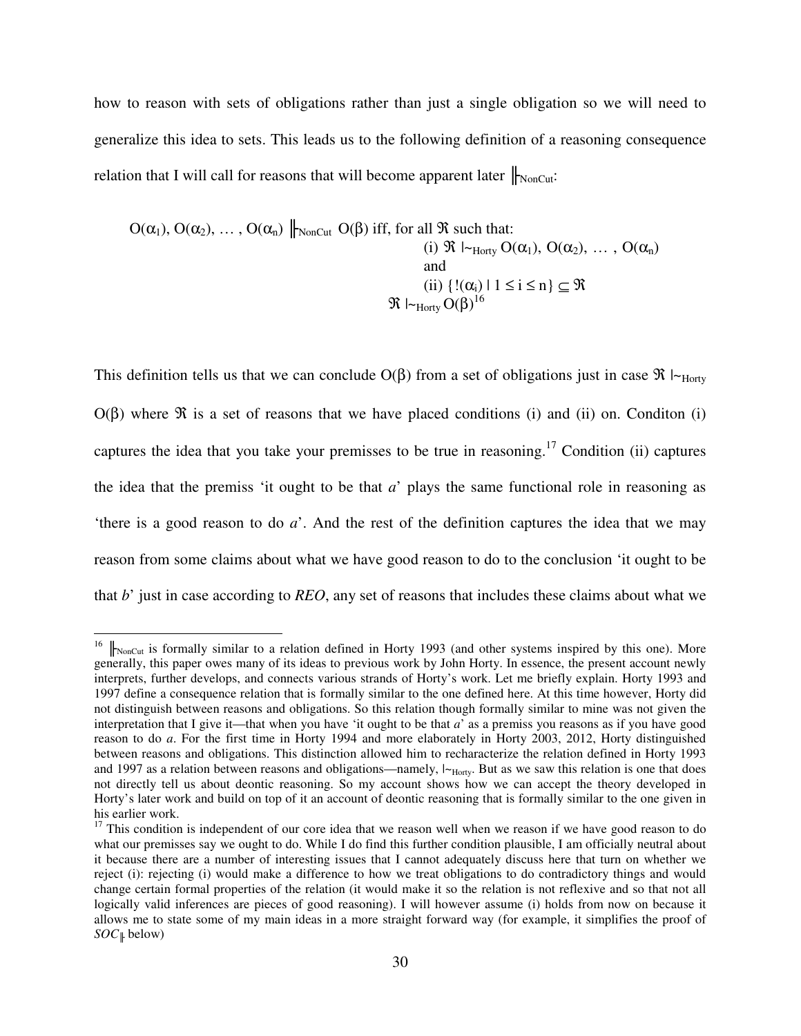how to reason with sets of obligations rather than just a single obligation so we will need to generalize this idea to sets. This leads us to the following definition of a reasoning consequence relation that I will call for reasons that will become apparent later $\Vdash_{\text{NonCut}}$:

$$O(\alpha_1), O(\alpha_2), \ldots, O(\alpha_n) \Vdash_{\text{NonCut}} O(\beta) \text{ iff, for all } \mathfrak{R} \text{ such that:}$$
$$\text{(i) } \mathfrak{R} \mid\!\sim_{\text{Horty}} O(\alpha_1), O(\alpha_2), \ldots, O(\alpha_n)$$
$$\text{and}$$
$$\text{(ii) } \{!(\alpha_i) \mid 1 \leq i \leq n\} \subseteq \mathfrak{R}$$
$$\mathfrak{R} \mid\!\sim_{\text{Horty}} O(\beta)$$ [16]

This definition tells us that we can conclude $O(\beta)$ from a set of obligations just in case $\mathfrak{R} \mid\!\sim_{\text{Horty}} O(\beta)$ where $\mathfrak{R}$ is a set of reasons that we have placed conditions (i) and (ii) on. Conditon (i) captures the idea that you take your premisses to be true in reasoning.[17] Condition (ii) captures the idea that the premiss 'it ought to be that *a*' plays the same functional role in reasoning as 'there is a good reason to do *a*'. And the rest of the definition captures the idea that we may reason from some claims about what we have good reason to do to the conclusion 'it ought to be that *b*' just in case according to *REO*, any set of reasons that includes these claims about what we

---

[16] $\Vdash_{\text{NonCut}}$ is formally similar to a relation defined in Horty 1993 (and other systems inspired by this one). More generally, this paper owes many of its ideas to previous work by John Horty. In essence, the present account newly interprets, further develops, and connects various strands of Horty's work. Let me briefly explain. Horty 1993 and 1997 define a consequence relation that is formally similar to the one defined here. At this time however, Horty did not distinguish between reasons and obligations. So this relation though formally similar to mine was not given the interpretation that I give it—that when you have 'it ought to be that *a*' as a premiss you reasons as if you have good reason to do *a*. For the first time in Horty 1994 and more elaborately in Horty 2003, 2012, Horty distinguished between reasons and obligations. This distinction allowed him to recharacterize the relation defined in Horty 1993 and 1997 as a relation between reasons and obligations—namely, $\mid\!\sim_{\text{Horty}}$. But as we saw this relation is one that does not directly tell us about deontic reasoning. So my account shows how we can accept the theory developed in Horty's later work and build on top of it an account of deontic reasoning that is formally similar to the one given in his earlier work.

[17] This condition is independent of our core idea that we reason well when we reason if we have good reason to do what our premisses say we ought to do. While I do find this further condition plausible, I am officially neutral about it because there are a number of interesting issues that I cannot adequately discuss here that turn on whether we reject (i): rejecting (i) would make a difference to how we treat obligations to do contradictory things and would change certain formal properties of the relation (it would make it so the relation is not reflexive and so that not all logically valid inferences are pieces of good reasoning). I will however assume (i) holds from now on because it allows me to state some of my main ideas in a more straight forward way (for example, it simplifies the proof of $SOC_{\Vdash}$ below)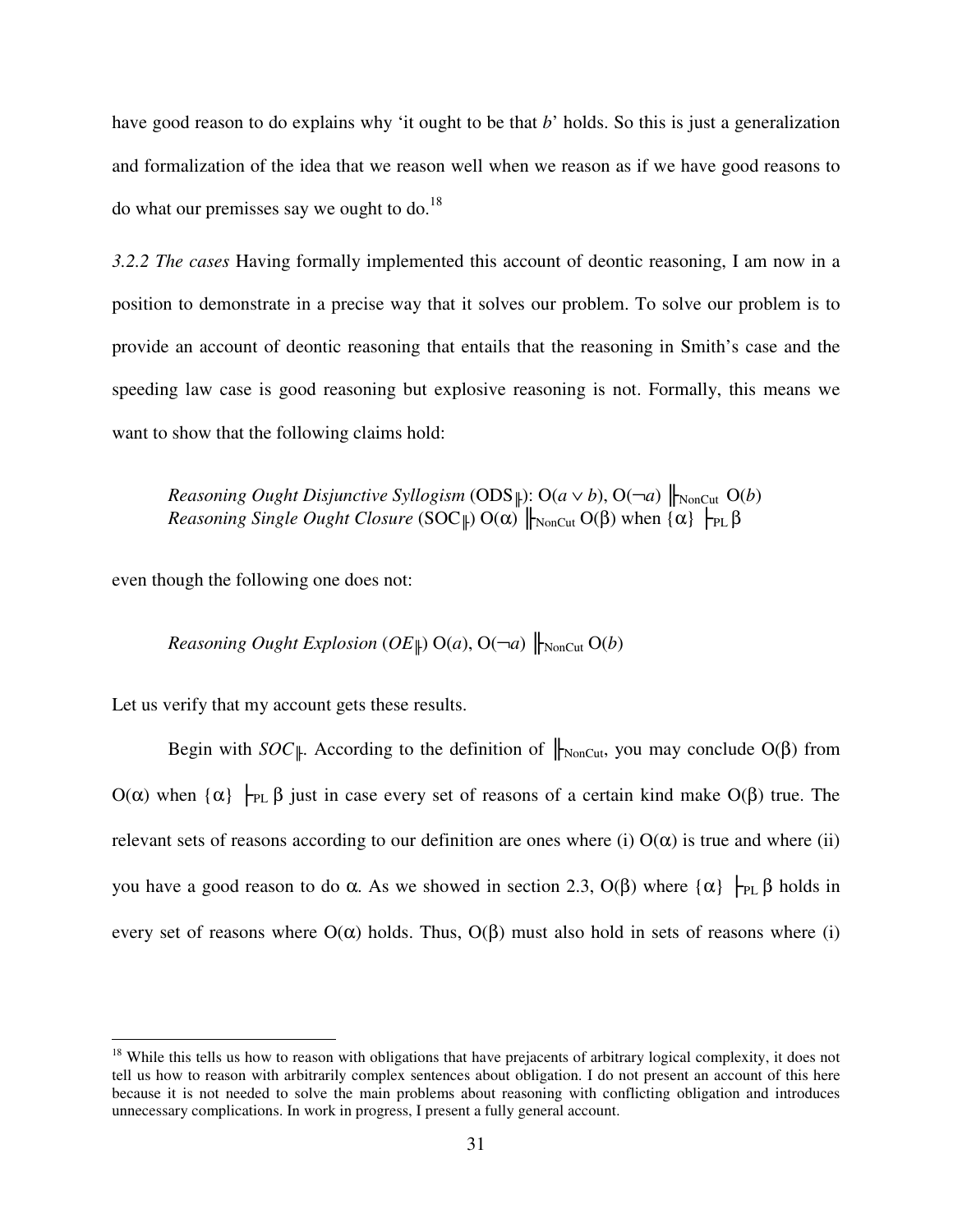have good reason to do explains why 'it ought to be that *b*' holds. So this is just a generalization and formalization of the idea that we reason well when we reason as if we have good reasons to do what our premisses say we ought to do.[18]

*3.2.2 The cases* Having formally implemented this account of deontic reasoning, I am now in a position to demonstrate in a precise way that it solves our problem. To solve our problem is to provide an account of deontic reasoning that entails that the reasoning in Smith's case and the speeding law case is good reasoning but explosive reasoning is not. Formally, this means we want to show that the following claims hold:

> *Reasoning Ought Disjunctive Syllogism* (ODS$_{\Vdash}$): $O(a \vee b), O(\neg a) \Vdash_{NonCut} O(b)$
> *Reasoning Single Ought Closure* (SOC$_{\Vdash}$) $O(\alpha) \Vdash_{NonCut} O(\beta)$ when $\{\alpha\} \vdash_{PL} \beta$

even though the following one does not:

> *Reasoning Ought Explosion* (*OE*$_{\Vdash}$) $O(a), O(\neg a) \Vdash_{NonCut} O(b)$

Let us verify that my account gets these results.

Begin with *SOC*$_{\Vdash}$. According to the definition of $\Vdash_{NonCut}$, you may conclude $O(\beta)$ from $O(\alpha)$ when $\{\alpha\} \vdash_{PL} \beta$ just in case every set of reasons of a certain kind make $O(\beta)$ true. The relevant sets of reasons according to our definition are ones where (i) $O(\alpha)$ is true and where (ii) you have a good reason to do $\alpha$. As we showed in section 2.3, $O(\beta)$ where $\{\alpha\} \vdash_{PL} \beta$ holds in every set of reasons where $O(\alpha)$ holds. Thus, $O(\beta)$ must also hold in sets of reasons where (i)

---

[18] While this tells us how to reason with obligations that have prejacents of arbitrary logical complexity, it does not tell us how to reason with arbitrarily complex sentences about obligation. I do not present an account of this here because it is not needed to solve the main problems about reasoning with conflicting obligation and introduces unnecessary complications. In work in progress, I present a fully general account.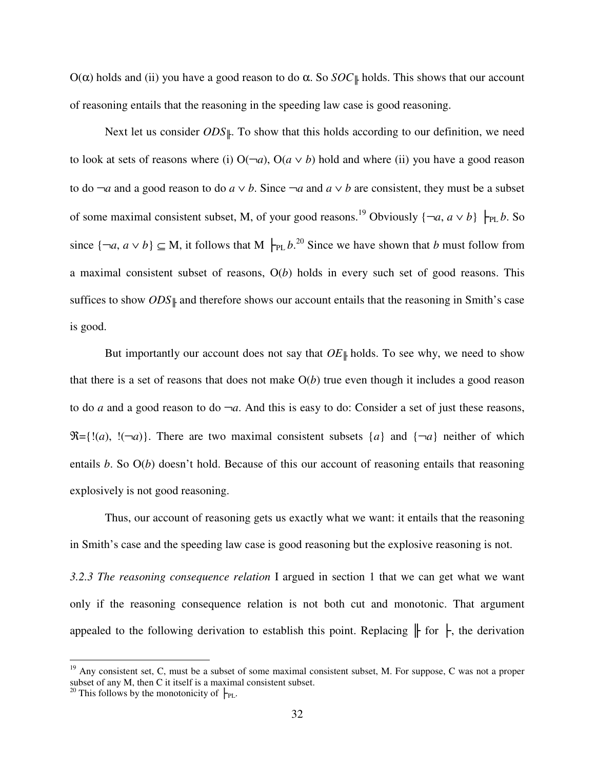O($\alpha$) holds and (ii) you have a good reason to do $\alpha$. So $SOC_{\Vdash}$ holds. This shows that our account of reasoning entails that the reasoning in the speeding law case is good reasoning.

Next let us consider $ODS_{\Vdash}$. To show that this holds according to our definition, we need to look at sets of reasons where (i) O($\neg a$), O($a \vee b$) hold and where (ii) you have a good reason to do $\neg a$ and a good reason to do $a \vee b$. Since $\neg a$ and $a \vee b$ are consistent, they must be a subset of some maximal consistent subset, M, of your good reasons.[19] Obviously $\{\neg a, a \vee b\} \vdash_{PL} b$. So since $\{\neg a, a \vee b\} \subseteq$ M, it follows that M $\vdash_{PL} b$.[20] Since we have shown that $b$ must follow from a maximal consistent subset of reasons, O($b$) holds in every such set of good reasons. This suffices to show $ODS_{\Vdash}$ and therefore shows our account entails that the reasoning in Smith's case is good.

But importantly our account does not say that $OE_{\Vdash}$ holds. To see why, we need to show that there is a set of reasons that does not make O($b$) true even though it includes a good reason to do $a$ and a good reason to do $\neg a$. And this is easy to do: Consider a set of just these reasons, $\mathfrak{R}=\{!(a), !(\neg a)\}$. There are two maximal consistent subsets $\{a\}$ and $\{\neg a\}$ neither of which entails $b$. So O($b$) doesn't hold. Because of this our account of reasoning entails that reasoning explosively is not good reasoning.

Thus, our account of reasoning gets us exactly what we want: it entails that the reasoning in Smith's case and the speeding law case is good reasoning but the explosive reasoning is not.

*3.2.3 The reasoning consequence relation* I argued in section 1 that we can get what we want only if the reasoning consequence relation is not both cut and monotonic. That argument appealed to the following derivation to establish this point. Replacing $\Vdash$ for $\vdash$, the derivation

---

[19] Any consistent set, C, must be a subset of some maximal consistent subset, M. For suppose, C was not a proper subset of any M, then C it itself is a maximal consistent subset.

[20] This follows by the monotonicity of $\vdash_{PL}$.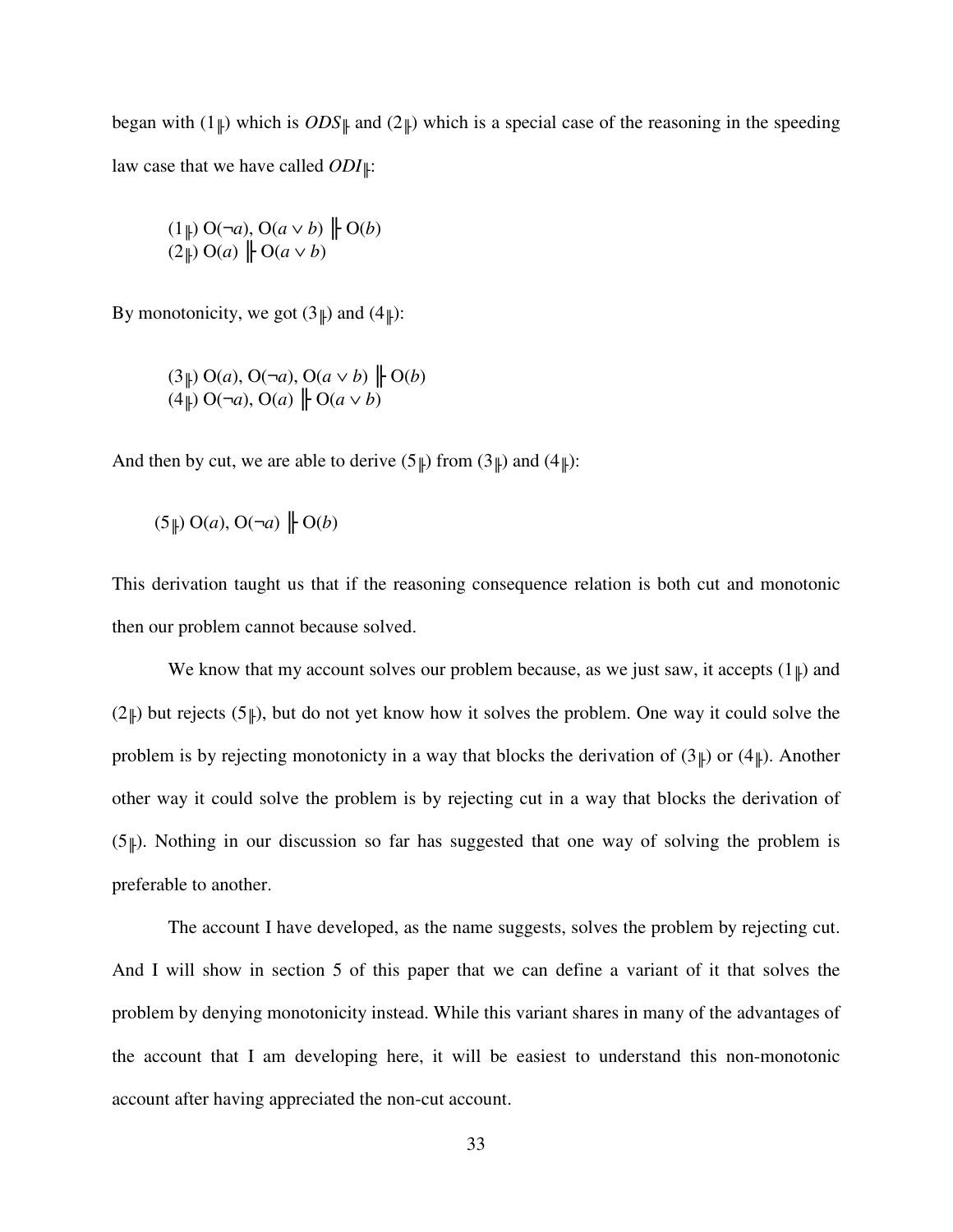began with ($1_{\Vdash}$) which is $ODS_{\Vdash}$ and ($2_{\Vdash}$) which is a special case of the reasoning in the speeding law case that we have called $ODI_{\Vdash}$:

> ($1_{\Vdash}$) O($\neg a$), O($a \vee b$) $\Vdash$ O($b$)
> ($2_{\Vdash}$) O($a$) $\Vdash$ O($a \vee b$)

By monotonicity, we got ($3_{\Vdash}$) and ($4_{\Vdash}$):

> ($3_{\Vdash}$) O($a$), O($\neg a$), O($a \vee b$) $\Vdash$ O($b$)
> ($4_{\Vdash}$) O($\neg a$), O($a$) $\Vdash$ O($a \vee b$)

And then by cut, we are able to derive ($5_{\Vdash}$) from ($3_{\Vdash}$) and ($4_{\Vdash}$):

> ($5_{\Vdash}$) O($a$), O($\neg a$) $\Vdash$ O($b$)

This derivation taught us that if the reasoning consequence relation is both cut and monotonic then our problem cannot because solved.

We know that my account solves our problem because, as we just saw, it accepts ($1_{\Vdash}$) and ($2_{\Vdash}$) but rejects ($5_{\Vdash}$), but do not yet know how it solves the problem. One way it could solve the problem is by rejecting monotonicty in a way that blocks the derivation of ($3_{\Vdash}$) or ($4_{\Vdash}$). Another other way it could solve the problem is by rejecting cut in a way that blocks the derivation of ($5_{\Vdash}$). Nothing in our discussion so far has suggested that one way of solving the problem is preferable to another.

The account I have developed, as the name suggests, solves the problem by rejecting cut. And I will show in section 5 of this paper that we can define a variant of it that solves the problem by denying monotonicity instead. While this variant shares in many of the advantages of the account that I am developing here, it will be easiest to understand this non-monotonic account after having appreciated the non-cut account.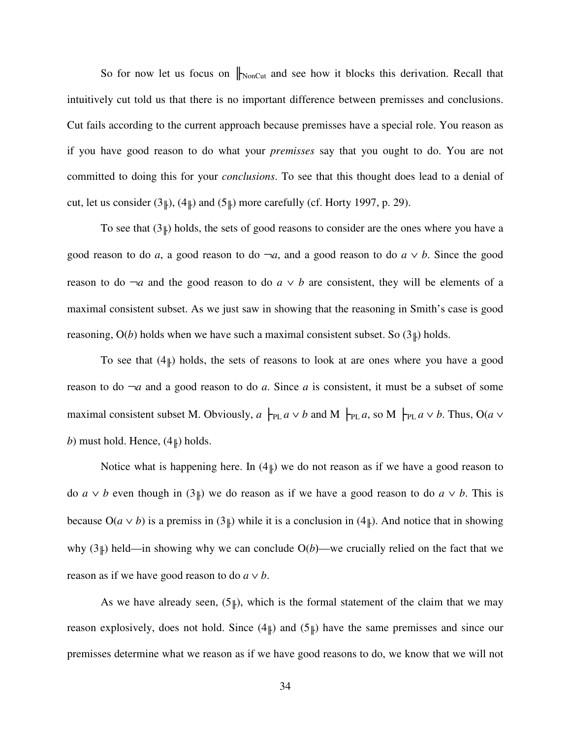So for now let us focus on $\Vdash_{\text{NonCut}}$ and see how it blocks this derivation. Recall that intuitively cut told us that there is no important difference between premisses and conclusions. Cut fails according to the current approach because premisses have a special role. You reason as if you have good reason to do what your *premisses* say that you ought to do. You are not committed to doing this for your *conclusions*. To see that this thought does lead to a denial of cut, let us consider ($3_{\Vdash}$), ($4_{\Vdash}$) and ($5_{\Vdash}$) more carefully (cf. Horty 1997, p. 29).

To see that ($3_{\Vdash}$) holds, the sets of good reasons to consider are the ones where you have a good reason to do $a$, a good reason to do $\neg a$, and a good reason to do $a \vee b$. Since the good reason to do $\neg a$ and the good reason to do $a \vee b$ are consistent, they will be elements of a maximal consistent subset. As we just saw in showing that the reasoning in Smith's case is good reasoning, O($b$) holds when we have such a maximal consistent subset. So ($3_{\Vdash}$) holds.

To see that ($4_{\Vdash}$) holds, the sets of reasons to look at are ones where you have a good reason to do $\neg a$ and a good reason to do $a$. Since $a$ is consistent, it must be a subset of some maximal consistent subset M. Obviously, $a \vdash_{\text{PL}} a \vee b$ and M $\vdash_{\text{PL}} a$, so M $\vdash_{\text{PL}} a \vee b$. Thus, O($a \vee b$) must hold. Hence, ($4_{\Vdash}$) holds.

Notice what is happening here. In ($4_{\Vdash}$) we do not reason as if we have a good reason to do $a \vee b$ even though in ($3_{\Vdash}$) we do reason as if we have a good reason to do $a \vee b$. This is because O($a \vee b$) is a premiss in ($3_{\Vdash}$) while it is a conclusion in ($4_{\Vdash}$). And notice that in showing why ($3_{\Vdash}$) held—in showing why we can conclude O($b$)—we crucially relied on the fact that we reason as if we have good reason to do $a \vee b$.

As we have already seen, ($5_{\Vdash}$), which is the formal statement of the claim that we may reason explosively, does not hold. Since ($4_{\Vdash}$) and ($5_{\Vdash}$) have the same premisses and since our premisses determine what we reason as if we have good reasons to do, we know that we will not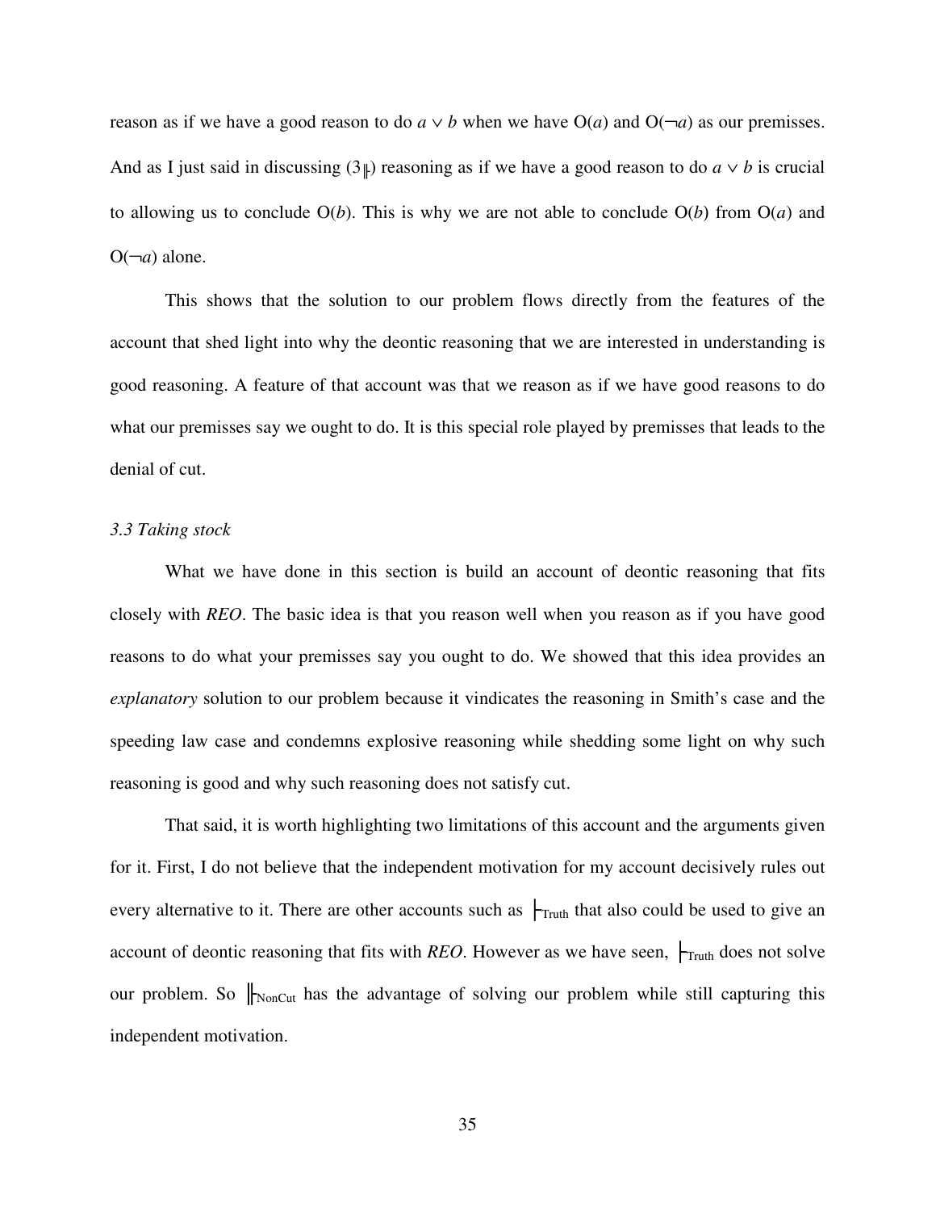reason as if we have a good reason to do $a \vee b$ when we have $O(a)$ and $O(\neg a)$ as our premisses. And as I just said in discussing ($3_{\Vdash}$) reasoning as if we have a good reason to do $a \vee b$ is crucial to allowing us to conclude $O(b)$. This is why we are not able to conclude $O(b)$ from $O(a)$ and $O(\neg a)$ alone.

This shows that the solution to our problem flows directly from the features of the account that shed light into why the deontic reasoning that we are interested in understanding is good reasoning. A feature of that account was that we reason as if we have good reasons to do what our premisses say we ought to do. It is this special role played by premisses that leads to the denial of cut.

*3.3 Taking stock*

What we have done in this section is build an account of deontic reasoning that fits closely with *REO*. The basic idea is that you reason well when you reason as if you have good reasons to do what your premisses say you ought to do. We showed that this idea provides an *explanatory* solution to our problem because it vindicates the reasoning in Smith's case and the speeding law case and condemns explosive reasoning while shedding some light on why such reasoning is good and why such reasoning does not satisfy cut.

That said, it is worth highlighting two limitations of this account and the arguments given for it. First, I do not believe that the independent motivation for my account decisively rules out every alternative to it. There are other accounts such as $\vdash_{\text{Truth}}$ that also could be used to give an account of deontic reasoning that fits with *REO*. However as we have seen, $\vdash_{\text{Truth}}$ does not solve our problem. So $\Vdash_{\text{NonCut}}$ has the advantage of solving our problem while still capturing this independent motivation.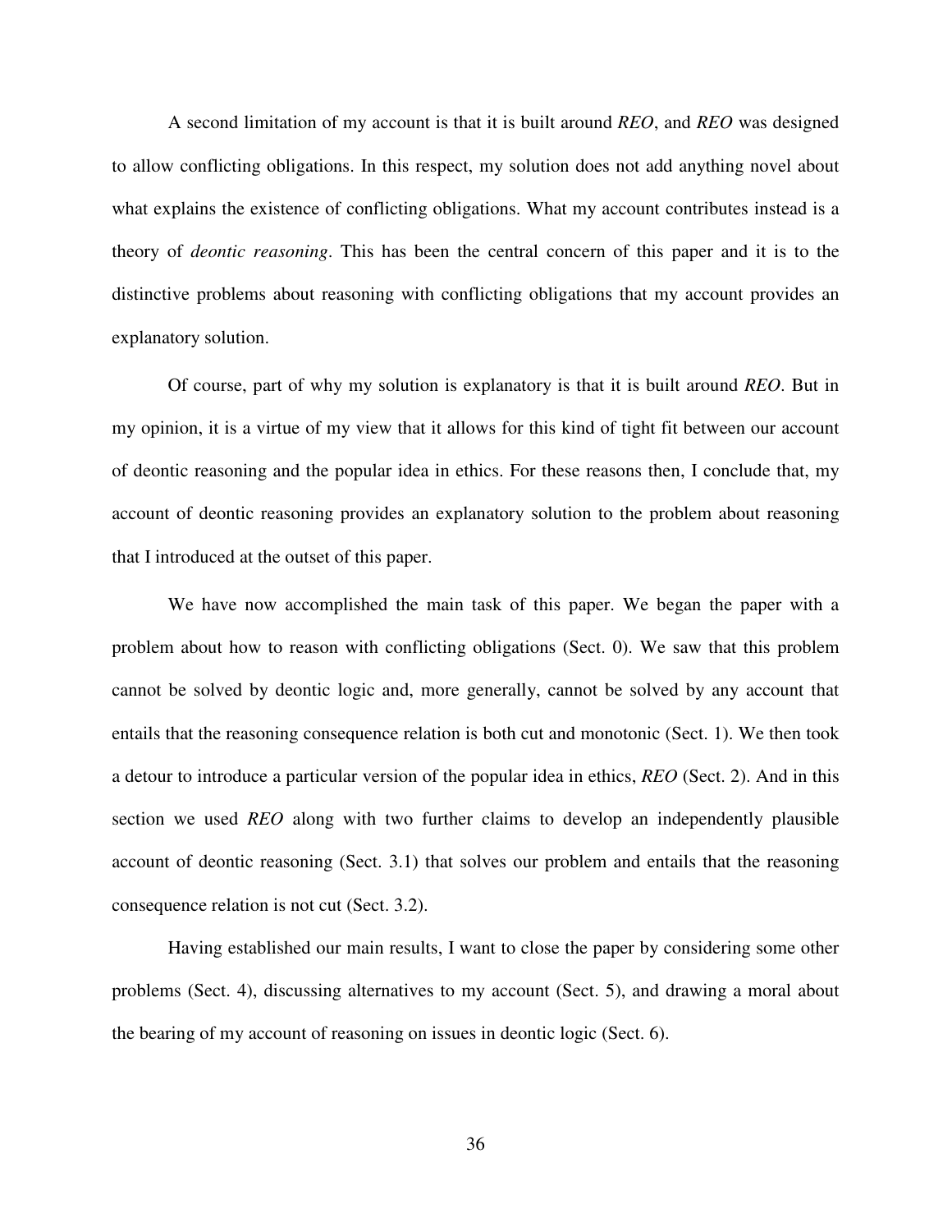A second limitation of my account is that it is built around *REO*, and *REO* was designed to allow conflicting obligations. In this respect, my solution does not add anything novel about what explains the existence of conflicting obligations. What my account contributes instead is a theory of *deontic reasoning*. This has been the central concern of this paper and it is to the distinctive problems about reasoning with conflicting obligations that my account provides an explanatory solution.

Of course, part of why my solution is explanatory is that it is built around *REO*. But in my opinion, it is a virtue of my view that it allows for this kind of tight fit between our account of deontic reasoning and the popular idea in ethics. For these reasons then, I conclude that, my account of deontic reasoning provides an explanatory solution to the problem about reasoning that I introduced at the outset of this paper.

We have now accomplished the main task of this paper. We began the paper with a problem about how to reason with conflicting obligations (Sect. 0). We saw that this problem cannot be solved by deontic logic and, more generally, cannot be solved by any account that entails that the reasoning consequence relation is both cut and monotonic (Sect. 1). We then took a detour to introduce a particular version of the popular idea in ethics, *REO* (Sect. 2). And in this section we used *REO* along with two further claims to develop an independently plausible account of deontic reasoning (Sect. 3.1) that solves our problem and entails that the reasoning consequence relation is not cut (Sect. 3.2).

Having established our main results, I want to close the paper by considering some other problems (Sect. 4), discussing alternatives to my account (Sect. 5), and drawing a moral about the bearing of my account of reasoning on issues in deontic logic (Sect. 6).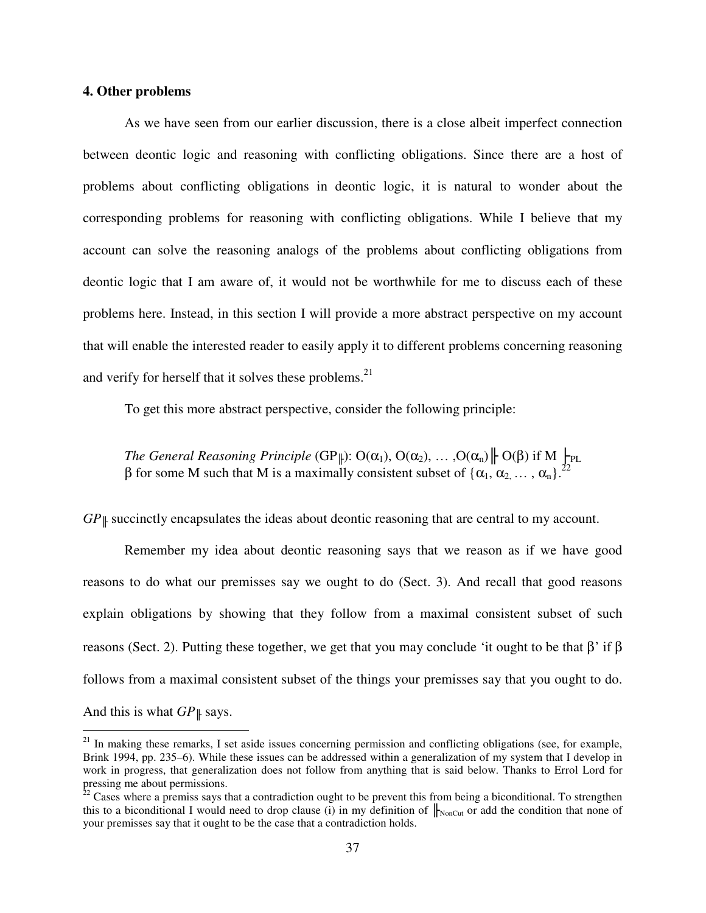### 4. Other problems

As we have seen from our earlier discussion, there is a close albeit imperfect connection between deontic logic and reasoning with conflicting obligations. Since there are a host of problems about conflicting obligations in deontic logic, it is natural to wonder about the corresponding problems for reasoning with conflicting obligations. While I believe that my account can solve the reasoning analogs of the problems about conflicting obligations from deontic logic that I am aware of, it would not be worthwhile for me to discuss each of these problems here. Instead, in this section I will provide a more abstract perspective on my account that will enable the interested reader to easily apply it to different problems concerning reasoning and verify for herself that it solves these problems.[21]

To get this more abstract perspective, consider the following principle:

> *The General Reasoning Principle* ($GP_{\Vdash}$): $O(\alpha_1), O(\alpha_2), \ldots, O(\alpha_n) \Vdash O(\beta)$ if $M \vdash_{PL} \beta$ for some M such that M is a maximally consistent subset of $\{\alpha_1, \alpha_2, \ldots, \alpha_n\}$.[22]

$GP_{\Vdash}$ succinctly encapsulates the ideas about deontic reasoning that are central to my account.

Remember my idea about deontic reasoning says that we reason as if we have good reasons to do what our premisses say we ought to do (Sect. 3). And recall that good reasons explain obligations by showing that they follow from a maximal consistent subset of such reasons (Sect. 2). Putting these together, we get that you may conclude 'it ought to be that β' if β follows from a maximal consistent subset of the things your premisses say that you ought to do. And this is what $GP_{\Vdash}$ says.

[21] In making these remarks, I set aside issues concerning permission and conflicting obligations (see, for example, Brink 1994, pp. 235–6). While these issues can be addressed within a generalization of my system that I develop in work in progress, that generalization does not follow from anything that is said below. Thanks to Errol Lord for pressing me about permissions.

[22] Cases where a premiss says that a contradiction ought to be prevent this from being a biconditional. To strengthen this to a biconditional I would need to drop clause (i) in my definition of $\Vdash_{NonCut}$ or add the condition that none of your premisses say that it ought to be the case that a contradiction holds.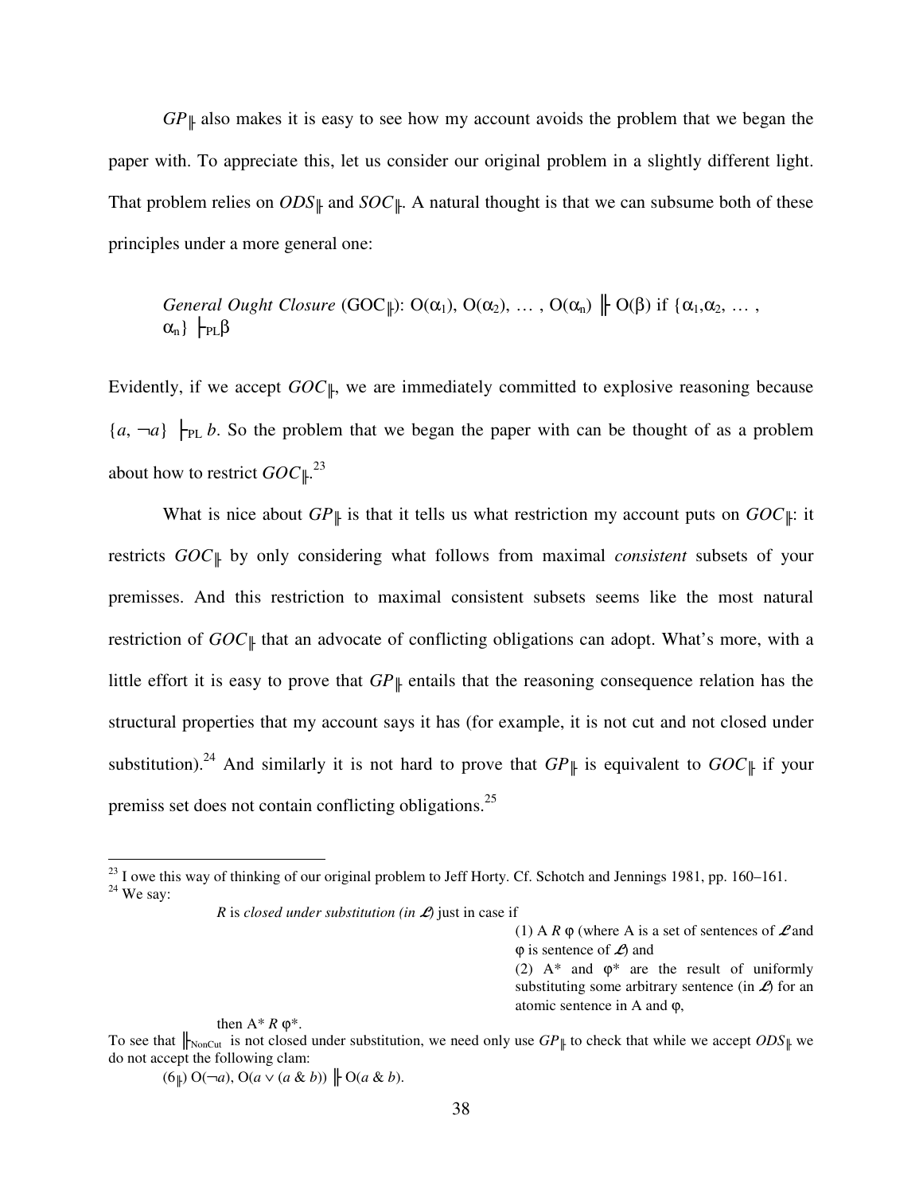$GP_{\Vdash}$ also makes it is easy to see how my account avoids the problem that we began the paper with. To appreciate this, let us consider our original problem in a slightly different light. That problem relies on $ODS_{\Vdash}$ and $SOC_{\Vdash}$. A natural thought is that we can subsume both of these principles under a more general one:

> *General Ought Closure* ($\text{GOC}_{\Vdash}$): $\text{O}(\alpha_1), \text{O}(\alpha_2), \ldots, \text{O}(\alpha_n) \Vdash \text{O}(\beta)$ if $\{\alpha_1, \alpha_2, \ldots, \alpha_n\} \vdash_{\text{PL}} \beta$

Evidently, if we accept $GOC_{\Vdash}$, we are immediately committed to explosive reasoning because $\{a, \neg a\} \vdash_{\text{PL}} b$. So the problem that we began the paper with can be thought of as a problem about how to restrict $GOC_{\Vdash}$.[23]

What is nice about $GP_{\Vdash}$ is that it tells us what restriction my account puts on $GOC_{\Vdash}$: it restricts $GOC_{\Vdash}$ by only considering what follows from maximal *consistent* subsets of your premisses. And this restriction to maximal consistent subsets seems like the most natural restriction of $GOC_{\Vdash}$ that an advocate of conflicting obligations can adopt. What's more, with a little effort it is easy to prove that $GP_{\Vdash}$ entails that the reasoning consequence relation has the structural properties that my account says it has (for example, it is not cut and not closed under substitution).[24] And similarly it is not hard to prove that $GP_{\Vdash}$ is equivalent to $GOC_{\Vdash}$ if your premiss set does not contain conflicting obligations.[25]

---

[23] I owe this way of thinking of our original problem to Jeff Horty. Cf. Schotch and Jennings 1981, pp. 160–161.

[24] We say:

> $R$ is *closed under substitution (in $\mathcal{L}$)* just in case if
>
> (1) A $R$ $\varphi$ (where A is a set of sentences of $\mathcal{L}$ and $\varphi$ is sentence of $\mathcal{L}$) and
>
> (2) A* and $\varphi$* are the result of uniformly substituting some arbitrary sentence (in $\mathcal{L}$) for an atomic sentence in A and $\varphi$,
>
> then A* $R$ $\varphi$*.

To see that $\Vdash_{\text{NonCut}}$ is not closed under substitution, we need only use $GP_{\Vdash}$ to check that while we accept $ODS_{\Vdash}$ we do not accept the following clam:

> ($6_{\Vdash}$) $\text{O}(\neg a), \text{O}(a \vee (a \,\&\, b)) \Vdash \text{O}(a \,\&\, b)$.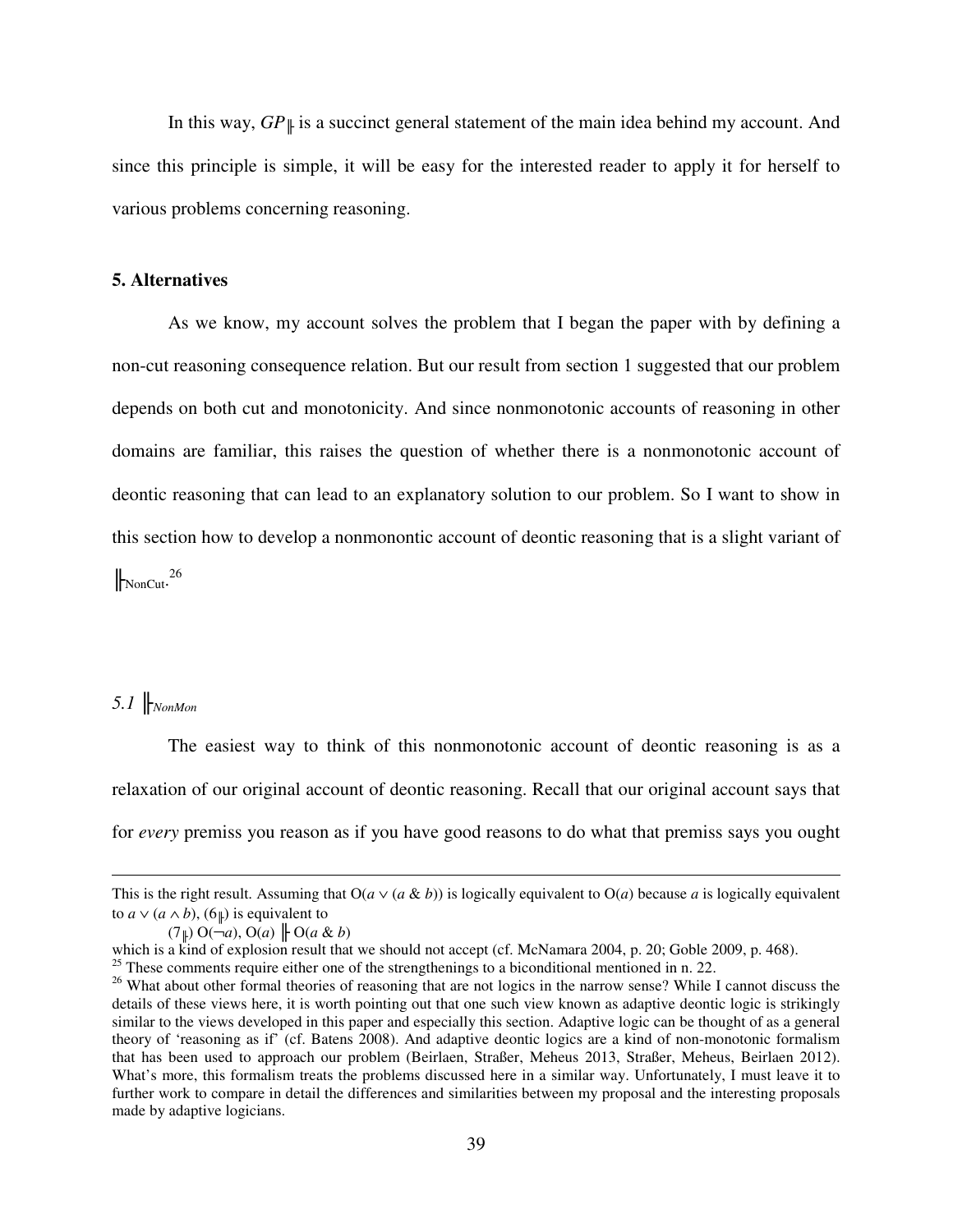In this way, $GP_{\Vdash}$ is a succinct general statement of the main idea behind my account. And since this principle is simple, it will be easy for the interested reader to apply it for herself to various problems concerning reasoning.

## 5. Alternatives

As we know, my account solves the problem that I began the paper with by defining a non-cut reasoning consequence relation. But our result from section 1 suggested that our problem depends on both cut and monotonicity. And since nonmonotonic accounts of reasoning in other domains are familiar, this raises the question of whether there is a nonmonotonic account of deontic reasoning that can lead to an explanatory solution to our problem. So I want to show in this section how to develop a nonmonontic account of deontic reasoning that is a slight variant of $\Vdash_{\text{NonCut}}$.[26]

### *5.1* $\Vdash_{NonMon}$

The easiest way to think of this nonmonotonic account of deontic reasoning is as a relaxation of our original account of deontic reasoning. Recall that our original account says that for *every* premiss you reason as if you have good reasons to do what that premiss says you ought

---

This is the right result. Assuming that $O(a \vee (a \,\&\, b))$ is logically equivalent to $O(a)$ because $a$ is logically equivalent to $a \vee (a \wedge b)$, ($6_{\Vdash}$) is equivalent to

($7_{\Vdash}$) $O(\neg a), O(a) \Vdash O(a \,\&\, b)$

which is a kind of explosion result that we should not accept (cf. McNamara 2004, p. 20; Goble 2009, p. 468).

[25] These comments require either one of the strengthenings to a biconditional mentioned in n. 22.

[26] What about other formal theories of reasoning that are not logics in the narrow sense? While I cannot discuss the details of these views here, it is worth pointing out that one such view known as adaptive deontic logic is strikingly similar to the views developed in this paper and especially this section. Adaptive logic can be thought of as a general theory of 'reasoning as if' (cf. Batens 2008). And adaptive deontic logics are a kind of non-monotonic formalism that has been used to approach our problem (Beirlaen, Straßer, Meheus 2013, Straßer, Meheus, Beirlaen 2012). What's more, this formalism treats the problems discussed here in a similar way. Unfortunately, I must leave it to further work to compare in detail the differences and similarities between my proposal and the interesting proposals made by adaptive logicians.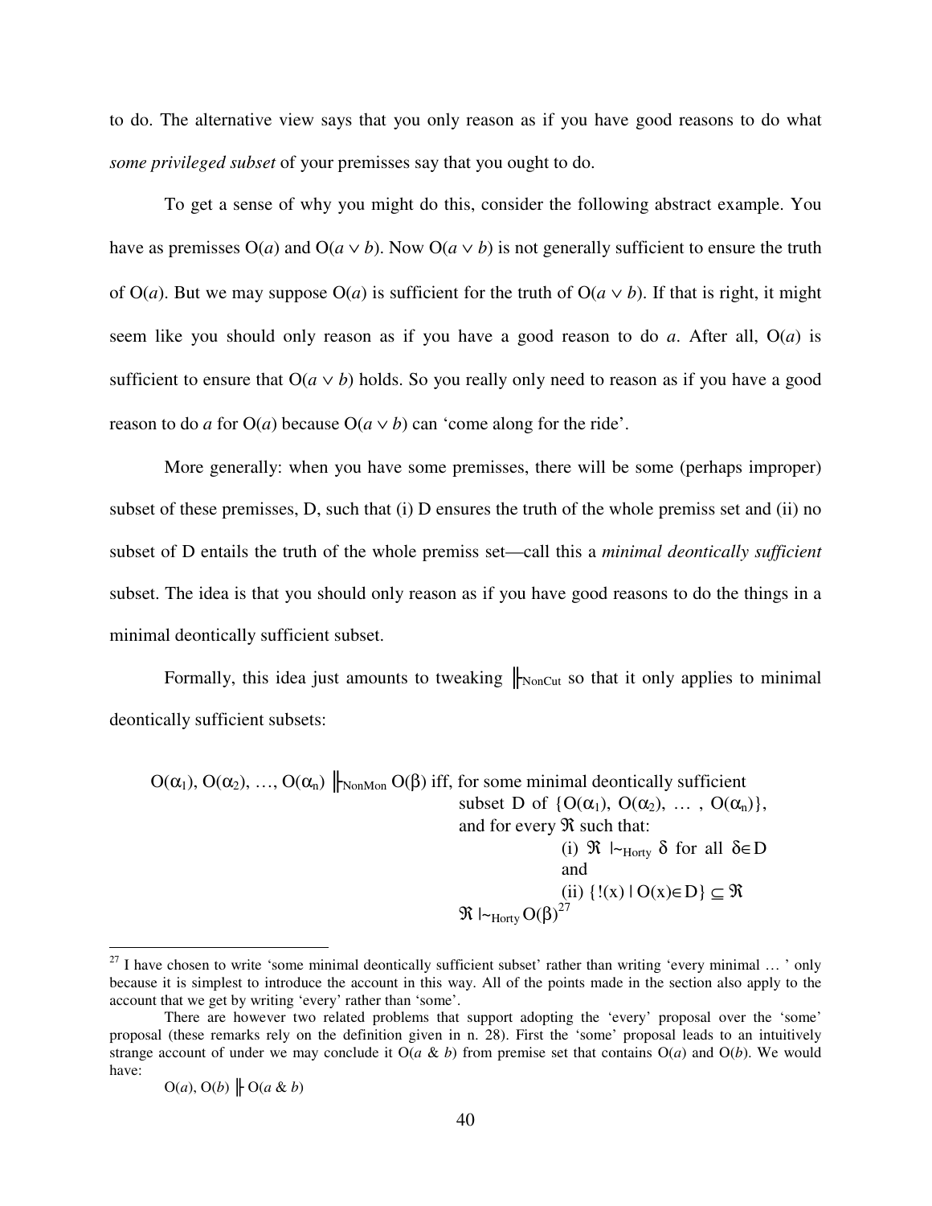to do. The alternative view says that you only reason as if you have good reasons to do what *some privileged subset* of your premisses say that you ought to do.

To get a sense of why you might do this, consider the following abstract example. You have as premisses O(*a*) and O(*a* ∨ *b*). Now O(*a* ∨ *b*) is not generally sufficient to ensure the truth of O(*a*). But we may suppose O(*a*) is sufficient for the truth of O(*a* ∨ *b*). If that is right, it might seem like you should only reason as if you have a good reason to do *a*. After all, O(*a*) is sufficient to ensure that O(*a* ∨ *b*) holds. So you really only need to reason as if you have a good reason to do *a* for O(*a*) because O(*a* ∨ *b*) can 'come along for the ride'.

More generally: when you have some premisses, there will be some (perhaps improper) subset of these premisses, D, such that (i) D ensures the truth of the whole premiss set and (ii) no subset of D entails the truth of the whole premiss set—call this a *minimal deontically sufficient* subset. The idea is that you should only reason as if you have good reasons to do the things in a minimal deontically sufficient subset.

Formally, this idea just amounts to tweaking $\Vdash_{\text{NonCut}}$ so that it only applies to minimal deontically sufficient subsets:

$O(\alpha_1), O(\alpha_2), \ldots, O(\alpha_n) \Vdash_{\text{NonMon}} O(\beta)$ iff, for some minimal deontically sufficient subset D of $\{O(\alpha_1), O(\alpha_2), \ldots, O(\alpha_n)\}$, and for every $\mathfrak{R}$ such that:

(i) $\mathfrak{R} \mid\!\sim_{\text{Horty}} \delta$ for all $\delta \in D$

and

(ii) $\{!(x) \mid O(x) \in D\} \subseteq \mathfrak{R}$

$\mathfrak{R} \mid\!\sim_{\text{Horty}} O(\beta)$[27]

---

[27] I have chosen to write 'some minimal deontically sufficient subset' rather than writing 'every minimal … ' only because it is simplest to introduce the account in this way. All of the points made in the section also apply to the account that we get by writing 'every' rather than 'some'.

There are however two related problems that support adopting the 'every' proposal over the 'some' proposal (these remarks rely on the definition given in n. 28). First the 'some' proposal leads to an intuitively strange account of under we may conclude it O(*a* & *b*) from premise set that contains O(*a*) and O(*b*). We would have:

$O(a), O(b) \Vdash O(a \,\&\, b)$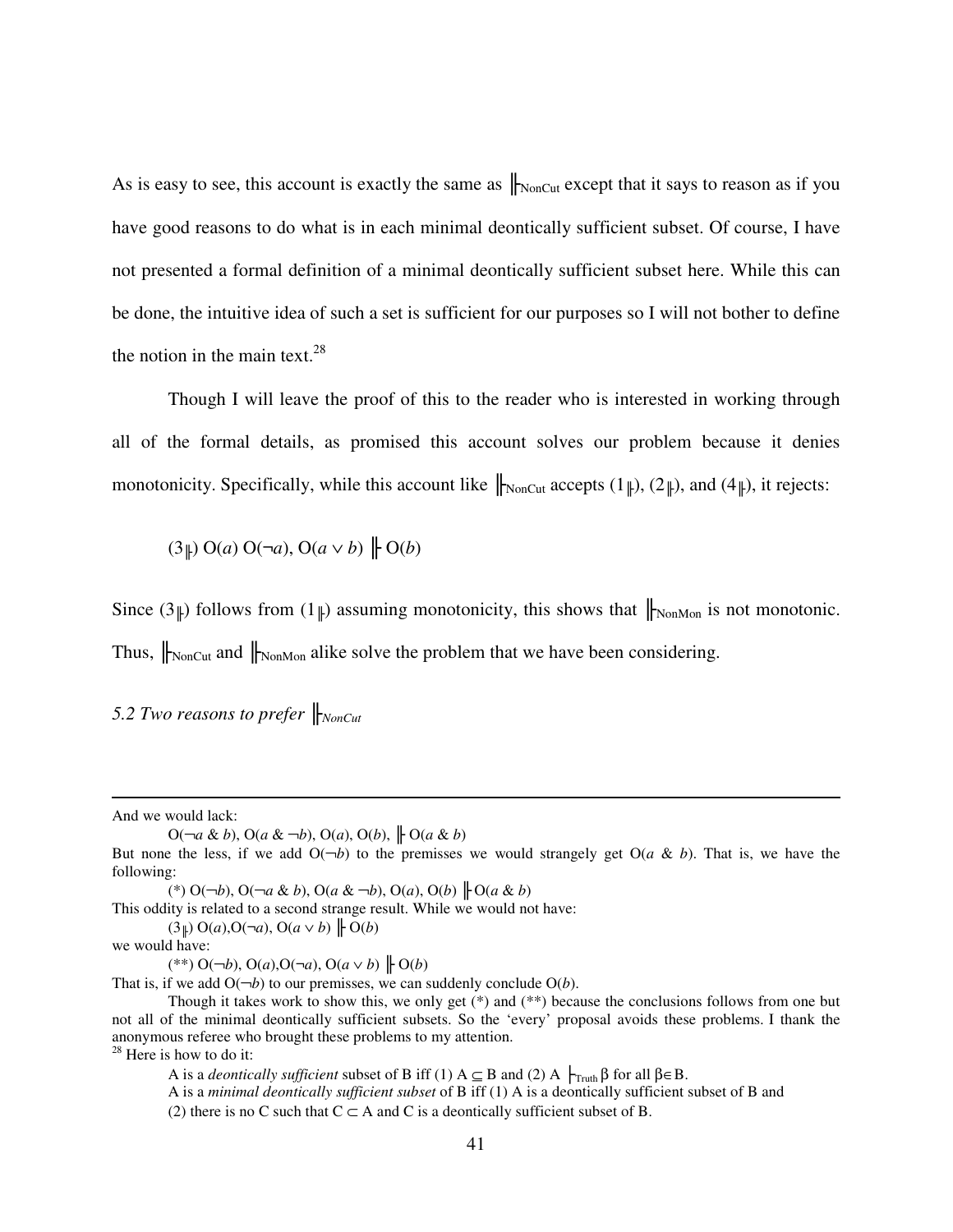As is easy to see, this account is exactly the same as $\Vdash_{\text{NonCut}}$ except that it says to reason as if you have good reasons to do what is in each minimal deontically sufficient subset. Of course, I have not presented a formal definition of a minimal deontically sufficient subset here. While this can be done, the intuitive idea of such a set is sufficient for our purposes so I will not bother to define the notion in the main text.[28]

Though I will leave the proof of this to the reader who is interested in working through all of the formal details, as promised this account solves our problem because it denies monotonicity. Specifically, while this account like $\Vdash_{\text{NonCut}}$ accepts ($1_{\Vdash}$), ($2_{\Vdash}$), and ($4_{\Vdash}$), it rejects:

($3_{\Vdash}$) O($a$) O($\neg a$), O($a \vee b$) $\Vdash$ O($b$)

Since ($3_{\Vdash}$) follows from ($1_{\Vdash}$) assuming monotonicity, this shows that $\Vdash_{\text{NonMon}}$ is not monotonic. Thus, $\Vdash_{\text{NonCut}}$ and $\Vdash_{\text{NonMon}}$ alike solve the problem that we have been considering.

### *5.2 Two reasons to prefer* $\Vdash_{NonCut}$

---

And we would lack:

O($\neg a$ & $b$), O($a$ & $\neg b$), O($a$), O($b$), $\Vdash$ O($a$ & $b$)

But none the less, if we add O($\neg b$) to the premisses we would strangely get O($a$ & $b$). That is, we have the following:

(*) O($\neg b$), O($\neg a$ & $b$), O($a$ & $\neg b$), O($a$), O($b$) $\Vdash$ O($a$ & $b$)

This oddity is related to a second strange result. While we would not have:

($3_{\Vdash}$) O($a$),O($\neg a$), O($a \vee b$) $\Vdash$ O($b$)

we would have:

(**) O($\neg b$), O($a$),O($\neg a$), O($a \vee b$) $\Vdash$ O($b$)

That is, if we add O($\neg b$) to our premisses, we can suddenly conclude O($b$).

Though it takes work to show this, we only get (*) and (**) because the conclusions follows from one but not all of the minimal deontically sufficient subsets. So the 'every' proposal avoids these problems. I thank the anonymous referee who brought these problems to my attention.

[28] Here is how to do it:

A is a *deontically sufficient* subset of B iff (1) A $\subseteq$ B and (2) A $\vdash_{\text{Truth}}$ β for all β∈B.

A is a *minimal deontically sufficient subset* of B iff (1) A is a deontically sufficient subset of B and (2) there is no C such that C $\subset$ A and C is a deontically sufficient subset of B.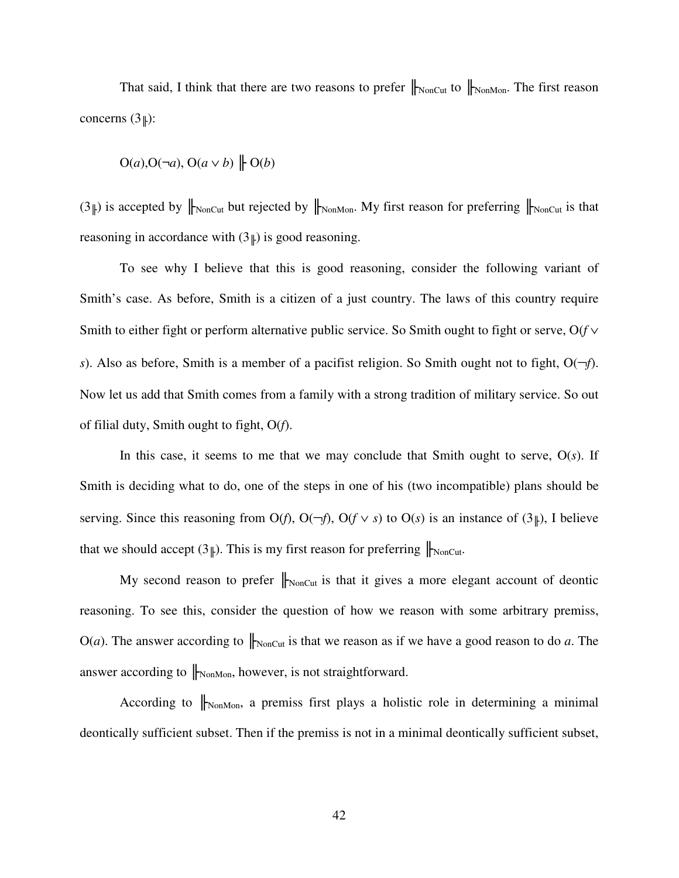That said, I think that there are two reasons to prefer $\Vdash_{\text{NonCut}}$ to $\Vdash_{\text{NonMon}}$. The first reason concerns ($3_{\Vdash}$):

$$\mathrm{O}(a), \mathrm{O}(\neg a), \mathrm{O}(a \vee b) \Vdash \mathrm{O}(b)$$

($3_{\Vdash}$) is accepted by $\Vdash_{\text{NonCut}}$ but rejected by $\Vdash_{\text{NonMon}}$. My first reason for preferring $\Vdash_{\text{NonCut}}$ is that reasoning in accordance with ($3_{\Vdash}$) is good reasoning.

To see why I believe that this is good reasoning, consider the following variant of Smith's case. As before, Smith is a citizen of a just country. The laws of this country require Smith to either fight or perform alternative public service. So Smith ought to fight or serve, $\mathrm{O}(f \vee s)$. Also as before, Smith is a member of a pacifist religion. So Smith ought not to fight, $\mathrm{O}(\neg f)$. Now let us add that Smith comes from a family with a strong tradition of military service. So out of filial duty, Smith ought to fight, $\mathrm{O}(f)$.

In this case, it seems to me that we may conclude that Smith ought to serve, $\mathrm{O}(s)$. If Smith is deciding what to do, one of the steps in one of his (two incompatible) plans should be serving. Since this reasoning from $\mathrm{O}(f)$, $\mathrm{O}(\neg f)$, $\mathrm{O}(f \vee s)$ to $\mathrm{O}(s)$ is an instance of ($3_{\Vdash}$), I believe that we should accept ($3_{\Vdash}$). This is my first reason for preferring $\Vdash_{\text{NonCut}}$.

My second reason to prefer $\Vdash_{\text{NonCut}}$ is that it gives a more elegant account of deontic reasoning. To see this, consider the question of how we reason with some arbitrary premiss, $\mathrm{O}(a)$. The answer according to $\Vdash_{\text{NonCut}}$ is that we reason as if we have a good reason to do *a*. The answer according to $\Vdash_{\text{NonMon}}$, however, is not straightforward.

According to $\Vdash_{\text{NonMon}}$, a premiss first plays a holistic role in determining a minimal deontically sufficient subset. Then if the premiss is not in a minimal deontically sufficient subset,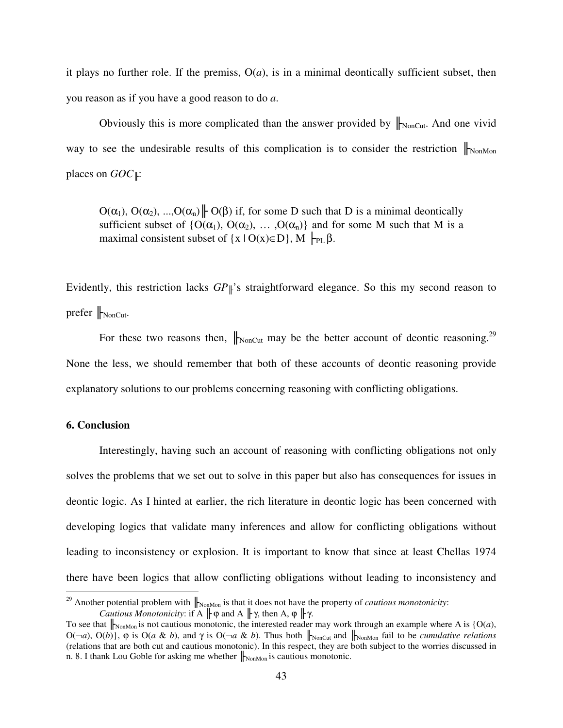it plays no further role. If the premiss, O(*a*), is in a minimal deontically sufficient subset, then you reason as if you have a good reason to do *a*.

Obviously this is more complicated than the answer provided by $\Vdash_{NonCut}$. And one vivid way to see the undesirable results of this complication is to consider the restriction $\Vdash_{NonMon}$ places on $GOC_{\Vdash}$:

> $O(\alpha_1), O(\alpha_2), ..., O(\alpha_n) \Vdash O(\beta)$ if, for some D such that D is a minimal deontically sufficient subset of $\{O(\alpha_1), O(\alpha_2), \ldots, O(\alpha_n)\}$ and for some M such that M is a maximal consistent subset of $\{x \mid O(x) \in D\}$, $M \vdash_{PL} \beta$.

Evidently, this restriction lacks $GP_{\Vdash}$'s straightforward elegance. So this my second reason to prefer $\Vdash_{NonCut}$.

For these two reasons then, $\Vdash_{NonCut}$ may be the better account of deontic reasoning.[29] None the less, we should remember that both of these accounts of deontic reasoning provide explanatory solutions to our problems concerning reasoning with conflicting obligations.

## 6. Conclusion

Interestingly, having such an account of reasoning with conflicting obligations not only solves the problems that we set out to solve in this paper but also has consequences for issues in deontic logic. As I hinted at earlier, the rich literature in deontic logic has been concerned with developing logics that validate many inferences and allow for conflicting obligations without leading to inconsistency or explosion. It is important to know that since at least Chellas 1974 there have been logics that allow conflicting obligations without leading to inconsistency and

---

[29] Another potential problem with $\Vdash_{NonMon}$ is that it does not have the property of *cautious monotonicity*:

*Cautious Monotonicity*: if A $\Vdash \varphi$ and A $\Vdash \gamma$, then A, $\varphi \Vdash \gamma$.

To see that $\Vdash_{NonMon}$ is not cautious monotonic, the interested reader may work through an example where A is {O(*a*), O($\neg$*a*), O(*b*)}, $\varphi$ is O(*a* & *b*), and $\gamma$ is O($\neg$*a* & *b*). Thus both $\Vdash_{NonCut}$ and $\Vdash_{NonMon}$ fail to be *cumulative relations* (relations that are both cut and cautious monotonic). In this respect, they are both subject to the worries discussed in n. 8. I thank Lou Goble for asking me whether $\Vdash_{NonMon}$ is cautious monotonic.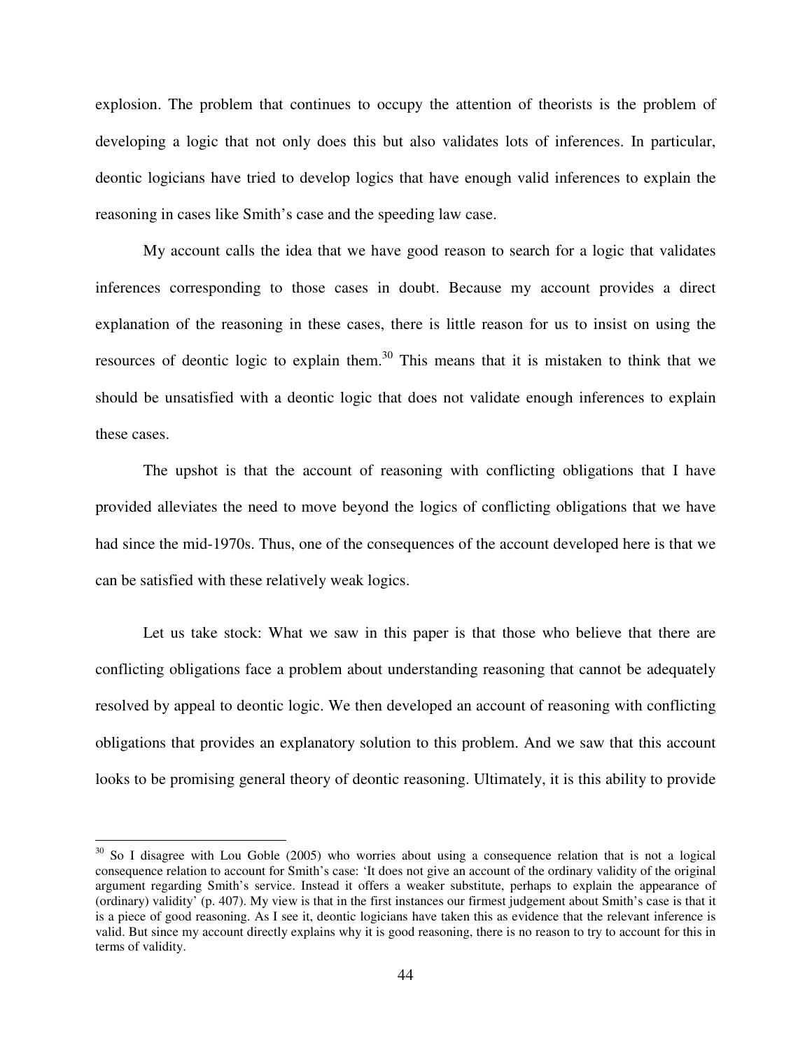explosion. The problem that continues to occupy the attention of theorists is the problem of developing a logic that not only does this but also validates lots of inferences. In particular, deontic logicians have tried to develop logics that have enough valid inferences to explain the reasoning in cases like Smith's case and the speeding law case.

My account calls the idea that we have good reason to search for a logic that validates inferences corresponding to those cases in doubt. Because my account provides a direct explanation of the reasoning in these cases, there is little reason for us to insist on using the resources of deontic logic to explain them.[30] This means that it is mistaken to think that we should be unsatisfied with a deontic logic that does not validate enough inferences to explain these cases.

The upshot is that the account of reasoning with conflicting obligations that I have provided alleviates the need to move beyond the logics of conflicting obligations that we have had since the mid-1970s. Thus, one of the consequences of the account developed here is that we can be satisfied with these relatively weak logics.

Let us take stock: What we saw in this paper is that those who believe that there are conflicting obligations face a problem about understanding reasoning that cannot be adequately resolved by appeal to deontic logic. We then developed an account of reasoning with conflicting obligations that provides an explanatory solution to this problem. And we saw that this account looks to be promising general theory of deontic reasoning. Ultimately, it is this ability to provide

---

[30] So I disagree with Lou Goble (2005) who worries about using a consequence relation that is not a logical consequence relation to account for Smith's case: 'It does not give an account of the ordinary validity of the original argument regarding Smith's service. Instead it offers a weaker substitute, perhaps to explain the appearance of (ordinary) validity' (p. 407). My view is that in the first instances our firmest judgement about Smith's case is that it is a piece of good reasoning. As I see it, deontic logicians have taken this as evidence that the relevant inference is valid. But since my account directly explains why it is good reasoning, there is no reason to try to account for this in terms of validity.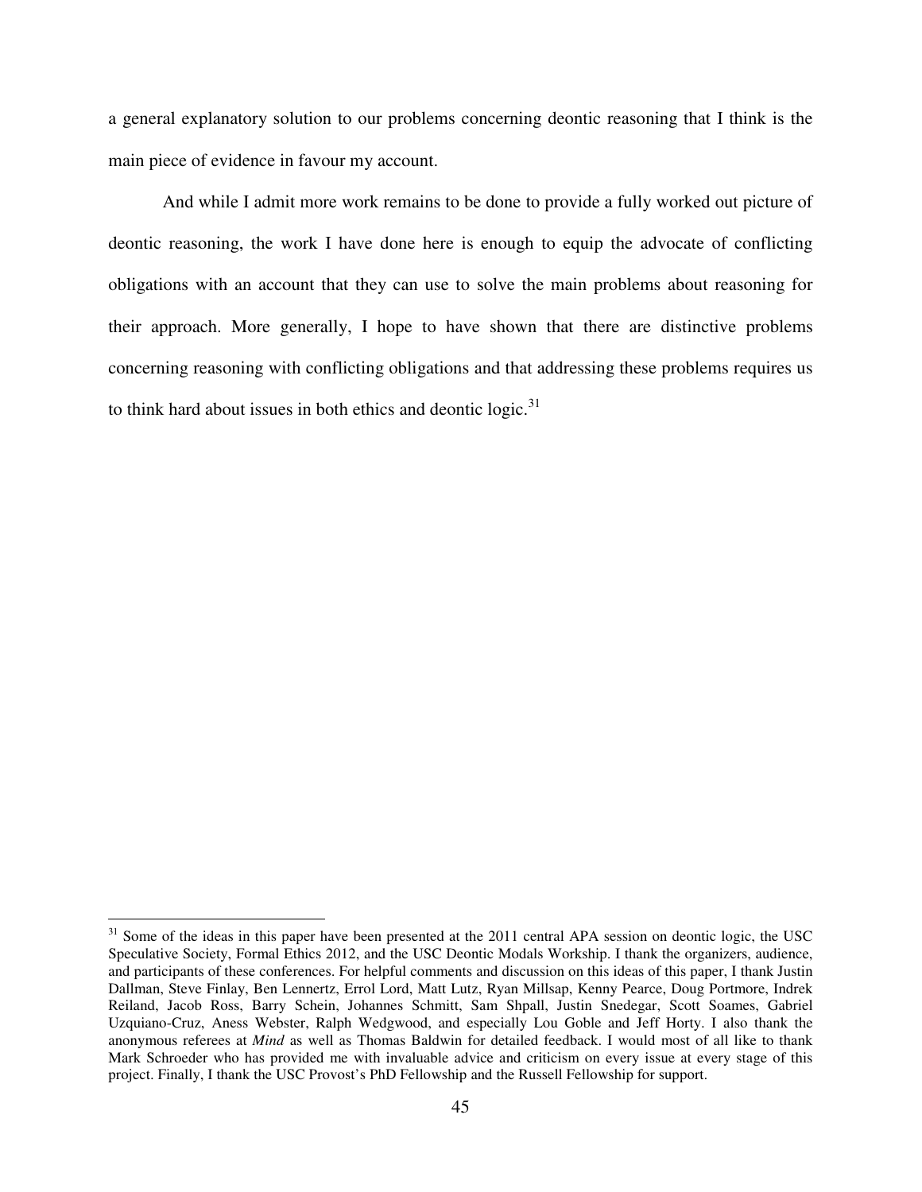a general explanatory solution to our problems concerning deontic reasoning that I think is the main piece of evidence in favour my account.

And while I admit more work remains to be done to provide a fully worked out picture of deontic reasoning, the work I have done here is enough to equip the advocate of conflicting obligations with an account that they can use to solve the main problems about reasoning for their approach. More generally, I hope to have shown that there are distinctive problems concerning reasoning with conflicting obligations and that addressing these problems requires us to think hard about issues in both ethics and deontic logic.[31]

---

[31] Some of the ideas in this paper have been presented at the 2011 central APA session on deontic logic, the USC Speculative Society, Formal Ethics 2012, and the USC Deontic Modals Workship. I thank the organizers, audience, and participants of these conferences. For helpful comments and discussion on this ideas of this paper, I thank Justin Dallman, Steve Finlay, Ben Lennertz, Errol Lord, Matt Lutz, Ryan Millsap, Kenny Pearce, Doug Portmore, Indrek Reiland, Jacob Ross, Barry Schein, Johannes Schmitt, Sam Shpall, Justin Snedegar, Scott Soames, Gabriel Uzquiano-Cruz, Aness Webster, Ralph Wedgwood, and especially Lou Goble and Jeff Horty. I also thank the anonymous referees at *Mind* as well as Thomas Baldwin for detailed feedback. I would most of all like to thank Mark Schroeder who has provided me with invaluable advice and criticism on every issue at every stage of this project. Finally, I thank the USC Provost's PhD Fellowship and the Russell Fellowship for support.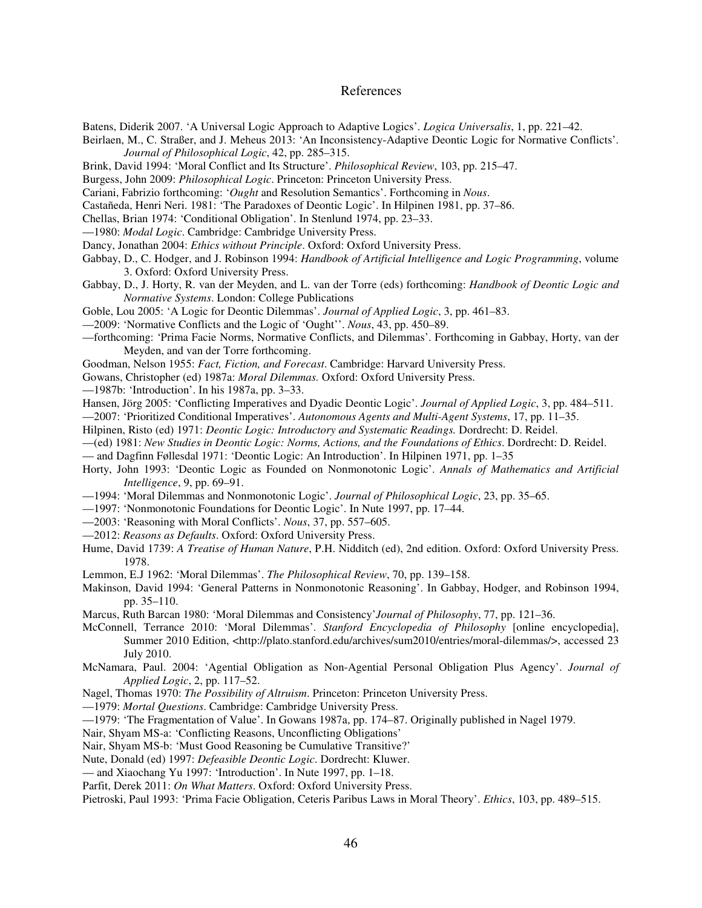# References

Batens, Diderik 2007. 'A Universal Logic Approach to Adaptive Logics'. *Logica Universalis*, 1, pp. 221–42.

Beirlaen, M., C. Straßer, and J. Meheus 2013: 'An Inconsistency-Adaptive Deontic Logic for Normative Conflicts'. *Journal of Philosophical Logic*, 42, pp. 285–315.

Brink, David 1994: 'Moral Conflict and Its Structure'. *Philosophical Review*, 103, pp. 215–47.

Burgess, John 2009: *Philosophical Logic*. Princeton: Princeton University Press.

Cariani, Fabrizio forthcoming: '*Ought* and Resolution Semantics'. Forthcoming in *Nous*.

Castañeda, Henri Neri. 1981: 'The Paradoxes of Deontic Logic'. In Hilpinen 1981, pp. 37–86.

Chellas, Brian 1974: 'Conditional Obligation'. In Stenlund 1974, pp. 23–33.

—1980: *Modal Logic*. Cambridge: Cambridge University Press.

Dancy, Jonathan 2004: *Ethics without Principle*. Oxford: Oxford University Press.

Gabbay, D., C. Hodger, and J. Robinson 1994: *Handbook of Artificial Intelligence and Logic Programming*, volume 3. Oxford: Oxford University Press.

Gabbay, D., J. Horty, R. van der Meyden, and L. van der Torre (eds) forthcoming: *Handbook of Deontic Logic and Normative Systems*. London: College Publications

Goble, Lou 2005: 'A Logic for Deontic Dilemmas'. *Journal of Applied Logic*, 3, pp. 461–83.

—2009: 'Normative Conflicts and the Logic of 'Ought''. *Nous*, 43, pp. 450–89.

—forthcoming: 'Prima Facie Norms, Normative Conflicts, and Dilemmas'. Forthcoming in Gabbay, Horty, van der Meyden, and van der Torre forthcoming.

Goodman, Nelson 1955: *Fact, Fiction, and Forecast*. Cambridge: Harvard University Press.

Gowans, Christopher (ed) 1987a: *Moral Dilemmas.* Oxford: Oxford University Press.

—1987b: 'Introduction'. In his 1987a, pp. 3–33.

Hansen, Jörg 2005: 'Conflicting Imperatives and Dyadic Deontic Logic'. *Journal of Applied Logic*, 3, pp. 484–511.

—2007: 'Prioritized Conditional Imperatives'. *Autonomous Agents and Multi-Agent Systems*, 17, pp. 11–35.

Hilpinen, Risto (ed) 1971: *Deontic Logic: Introductory and Systematic Readings.* Dordrecht: D. Reidel.

—(ed) 1981: *New Studies in Deontic Logic: Norms, Actions, and the Foundations of Ethics*. Dordrecht: D. Reidel.

— and Dagfinn Føllesdal 1971: 'Deontic Logic: An Introduction'. In Hilpinen 1971, pp. 1–35

Horty, John 1993: 'Deontic Logic as Founded on Nonmonotonic Logic'. *Annals of Mathematics and Artificial Intelligence*, 9, pp. 69–91.

—1994: 'Moral Dilemmas and Nonmonotonic Logic'. *Journal of Philosophical Logic*, 23, pp. 35–65.

—1997: 'Nonmonotonic Foundations for Deontic Logic'. In Nute 1997, pp. 17–44.

—2003: 'Reasoning with Moral Conflicts'. *Nous*, 37, pp. 557–605.

—2012: *Reasons as Defaults*. Oxford: Oxford University Press.

Hume, David 1739: *A Treatise of Human Nature*, P.H. Nidditch (ed), 2nd edition. Oxford: Oxford University Press. 1978.

Lemmon, E.J 1962: 'Moral Dilemmas'. *The Philosophical Review*, 70, pp. 139–158.

Makinson, David 1994: 'General Patterns in Nonmonotonic Reasoning'. In Gabbay, Hodger, and Robinson 1994, pp. 35–110.

Marcus, Ruth Barcan 1980: 'Moral Dilemmas and Consistency'*Journal of Philosophy*, 77, pp. 121–36.

McConnell, Terrance 2010: 'Moral Dilemmas'. *Stanford Encyclopedia of Philosophy* [online encyclopedia], Summer 2010 Edition, <http://plato.stanford.edu/archives/sum2010/entries/moral-dilemmas/>, accessed 23 July 2010.

McNamara, Paul. 2004: 'Agential Obligation as Non-Agential Personal Obligation Plus Agency'. *Journal of Applied Logic*, 2, pp. 117–52.

Nagel, Thomas 1970: *The Possibility of Altruism*. Princeton: Princeton University Press.

—1979: *Mortal Questions*. Cambridge: Cambridge University Press.

—1979: 'The Fragmentation of Value'. In Gowans 1987a, pp. 174–87. Originally published in Nagel 1979.

Nair, Shyam MS-a: 'Conflicting Reasons, Unconflicting Obligations'

Nair, Shyam MS-b: 'Must Good Reasoning be Cumulative Transitive?'

Nute, Donald (ed) 1997: *Defeasible Deontic Logic*. Dordrecht: Kluwer.

— and Xiaochang Yu 1997: 'Introduction'. In Nute 1997, pp. 1–18.

Parfit, Derek 2011: *On What Matters*. Oxford: Oxford University Press.

Pietroski, Paul 1993: 'Prima Facie Obligation, Ceteris Paribus Laws in Moral Theory'. *Ethics*, 103, pp. 489–515.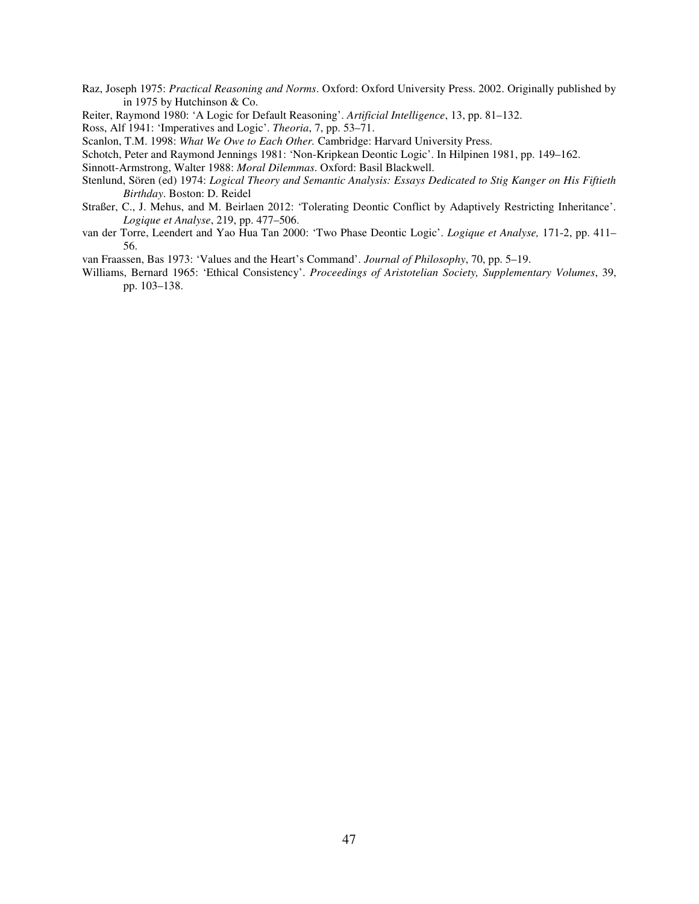Raz, Joseph 1975: *Practical Reasoning and Norms*. Oxford: Oxford University Press. 2002. Originally published by in 1975 by Hutchinson & Co.

Reiter, Raymond 1980: 'A Logic for Default Reasoning'. *Artificial Intelligence*, 13, pp. 81–132.

Ross, Alf 1941: 'Imperatives and Logic'. *Theoria*, 7, pp. 53–71.

Scanlon, T.M. 1998: *What We Owe to Each Other.* Cambridge: Harvard University Press.

Schotch, Peter and Raymond Jennings 1981: 'Non-Kripkean Deontic Logic'. In Hilpinen 1981, pp. 149–162.

Sinnott-Armstrong, Walter 1988: *Moral Dilemmas*. Oxford: Basil Blackwell.

Stenlund, Sören (ed) 1974: *Logical Theory and Semantic Analysis: Essays Dedicated to Stig Kanger on His Fiftieth Birthday*. Boston: D. Reidel

Straßer, C., J. Mehus, and M. Beirlaen 2012: 'Tolerating Deontic Conflict by Adaptively Restricting Inheritance'. *Logique et Analyse*, 219, pp. 477–506.

van der Torre, Leendert and Yao Hua Tan 2000: 'Two Phase Deontic Logic'. *Logique et Analyse,* 171-2, pp. 411–56.

van Fraassen, Bas 1973: 'Values and the Heart's Command'. *Journal of Philosophy*, 70, pp. 5–19.

Williams, Bernard 1965: 'Ethical Consistency'. *Proceedings of Aristotelian Society, Supplementary Volumes*, 39, pp. 103–138.